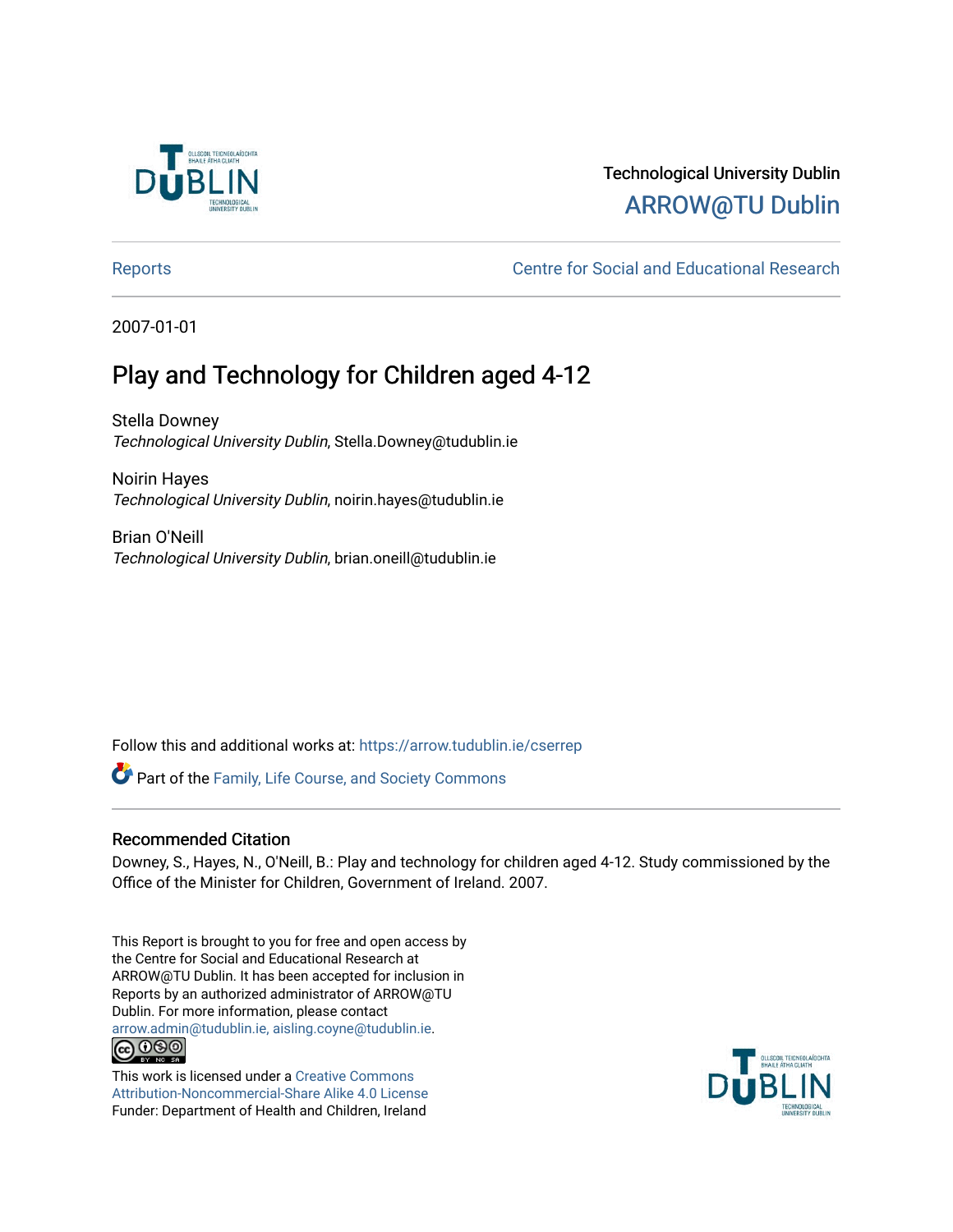Technological University Dublin

ARROW@TU Dublin

Reports | Centre for Social and Educational Research

2007-01-01

# Play and Technology for Children aged 4-12

Stella Downey
*Technological University Dublin*, Stella.Downey@tudublin.ie

Noirin Hayes
*Technological University Dublin*, noirin.hayes@tudublin.ie

Brian O'Neill
*Technological University Dublin*, brian.oneill@tudublin.ie

Follow this and additional works at: https://arrow.tudublin.ie/cserrep

Part of the Family, Life Course, and Society Commons

## Recommended Citation

Downey, S., Hayes, N., O'Neill, B.: Play and technology for children aged 4-12. Study commissioned by the Office of the Minister for Children, Government of Ireland. 2007.

This Report is brought to you for free and open access by the Centre for Social and Educational Research at ARROW@TU Dublin. It has been accepted for inclusion in Reports by an authorized administrator of ARROW@TU Dublin. For more information, please contact arrow.admin@tudublin.ie, aisling.coyne@tudublin.ie.

This work is licensed under a Creative Commons Attribution-Noncommercial-Share Alike 4.0 License
Funder: Department of Health and Children, Ireland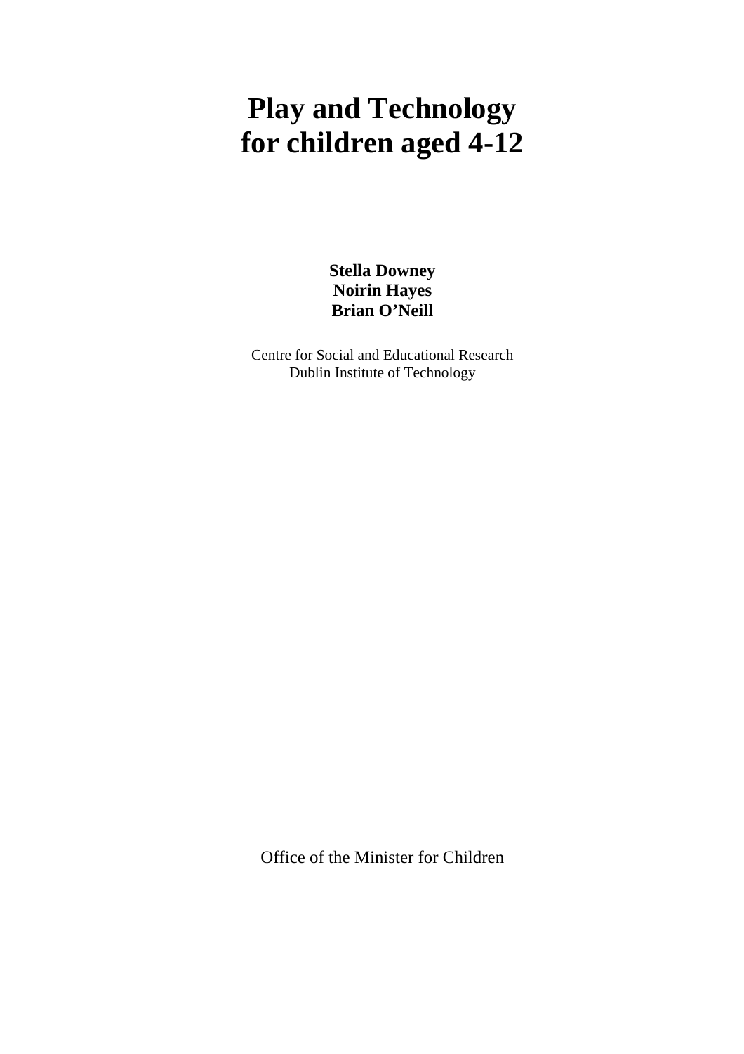# Play and Technology for children aged 4-12

**Stella Downey**
**Noirin Hayes**
**Brian O'Neill**

Centre for Social and Educational Research
Dublin Institute of Technology

Office of the Minister for Children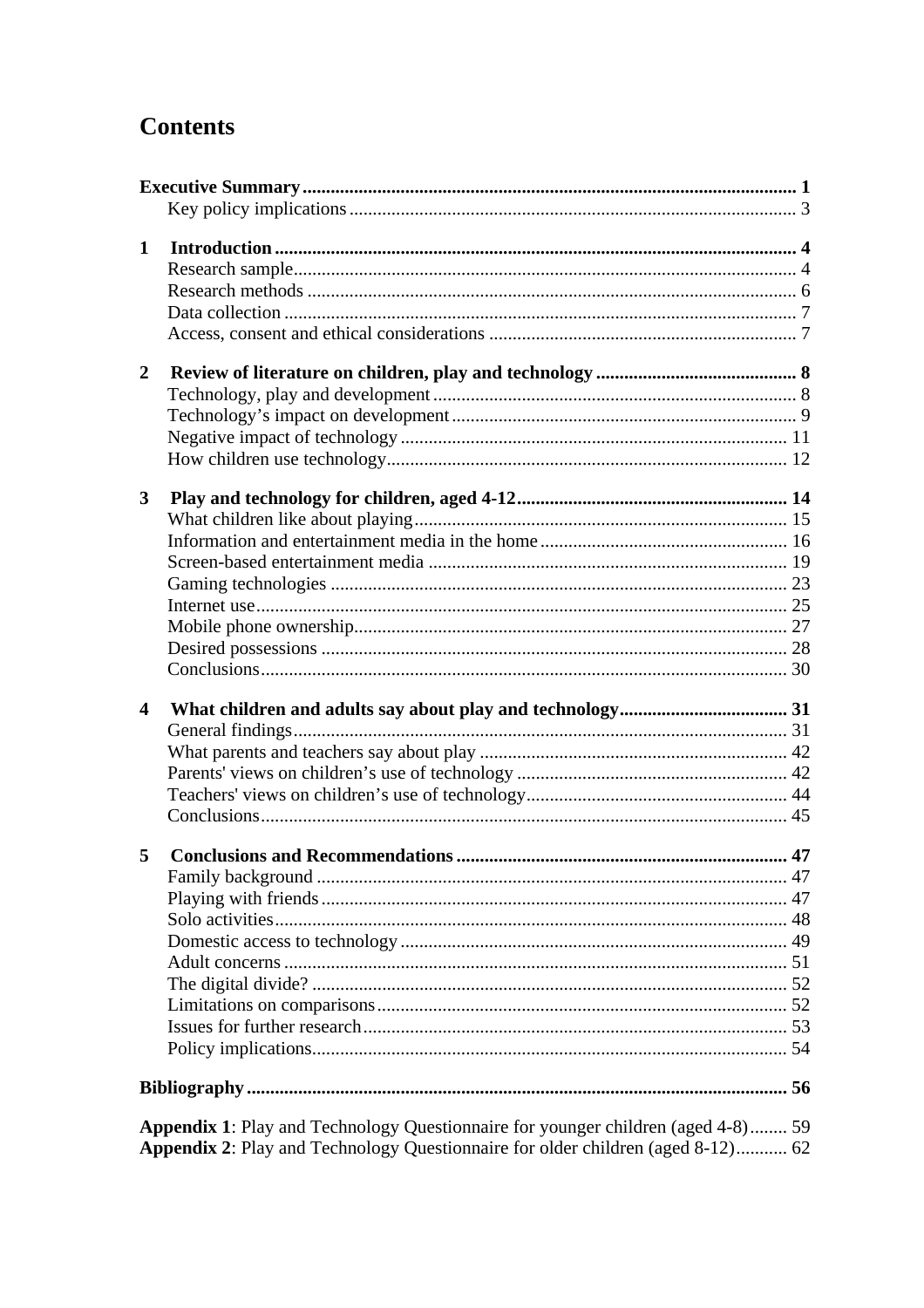# Contents

**Executive Summary** ........................................................................................................ **1**
  Key policy implications .............................................................................................. 3

**1 Introduction** .............................................................................................................. **4**
  Research sample.......................................................................................................... 4
  Research methods ....................................................................................................... 6
  Data collection ............................................................................................................ 7
  Access, consent and ethical considerations ................................................................. 7

**2 Review of literature on children, play and technology** .......................................... **8**
  Technology, play and development ............................................................................. 8
  Technology's impact on development ......................................................................... 9
  Negative impact of technology .................................................................................. 11
  How children use technology..................................................................................... 12

**3 Play and technology for children, aged 4-12** ......................................................... **14**
  What children like about playing ............................................................................... 15
  Information and entertainment media in the home .................................................... 16
  Screen-based entertainment media ............................................................................ 19
  Gaming technologies ................................................................................................. 23
  Internet use................................................................................................................. 25
  Mobile phone ownership............................................................................................ 27
  Desired possessions ................................................................................................... 28
  Conclusions................................................................................................................ 30

**4 What children and adults say about play and technology** .................................... **31**
  General findings......................................................................................................... 31
  What parents and teachers say about play ................................................................. 42
  Parents' views on children's use of technology .......................................................... 42
  Teachers' views on children's use of technology........................................................ 44
  Conclusions................................................................................................................ 45

**5 Conclusions and Recommendations** ...................................................................... **47**
  Family background .................................................................................................... 47
  Playing with friends ................................................................................................... 47
  Solo activities............................................................................................................. 48
  Domestic access to technology .................................................................................. 49
  Adult concerns ........................................................................................................... 51
  The digital divide? ..................................................................................................... 52
  Limitations on comparisons....................................................................................... 52
  Issues for further research.......................................................................................... 53
  Policy implications..................................................................................................... 54

**Bibliography** .................................................................................................................. **56**

**Appendix 1**: Play and Technology Questionnaire for younger children (aged 4-8)........ 59
**Appendix 2**: Play and Technology Questionnaire for older children (aged 8-12)........... 62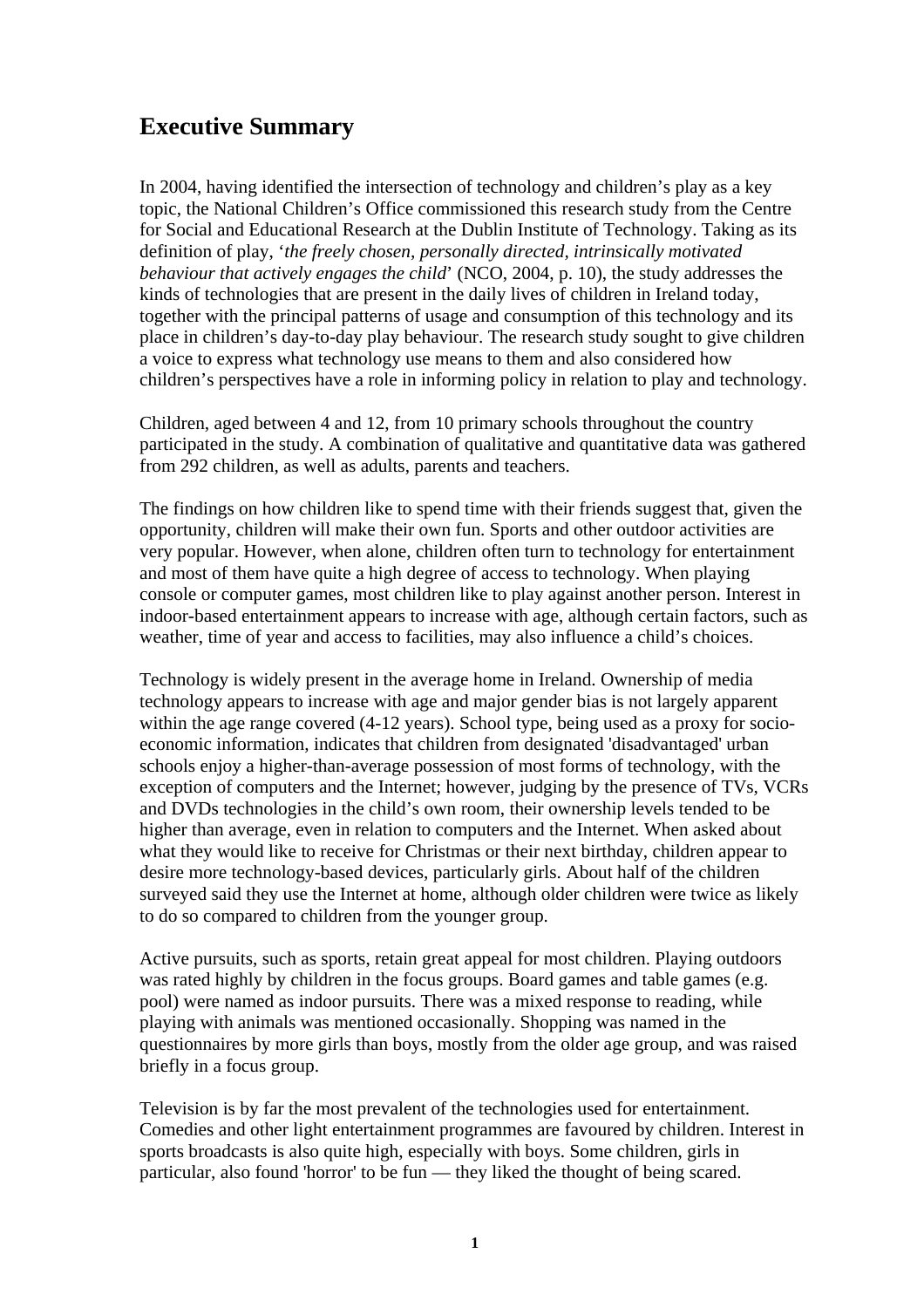## Executive Summary

In 2004, having identified the intersection of technology and children's play as a key topic, the National Children's Office commissioned this research study from the Centre for Social and Educational Research at the Dublin Institute of Technology. Taking as its definition of play, '*the freely chosen, personally directed, intrinsically motivated behaviour that actively engages the child*' (NCO, 2004, p. 10), the study addresses the kinds of technologies that are present in the daily lives of children in Ireland today, together with the principal patterns of usage and consumption of this technology and its place in children's day-to-day play behaviour. The research study sought to give children a voice to express what technology use means to them and also considered how children's perspectives have a role in informing policy in relation to play and technology.

Children, aged between 4 and 12, from 10 primary schools throughout the country participated in the study. A combination of qualitative and quantitative data was gathered from 292 children, as well as adults, parents and teachers.

The findings on how children like to spend time with their friends suggest that, given the opportunity, children will make their own fun. Sports and other outdoor activities are very popular. However, when alone, children often turn to technology for entertainment and most of them have quite a high degree of access to technology. When playing console or computer games, most children like to play against another person. Interest in indoor-based entertainment appears to increase with age, although certain factors, such as weather, time of year and access to facilities, may also influence a child's choices.

Technology is widely present in the average home in Ireland. Ownership of media technology appears to increase with age and major gender bias is not largely apparent within the age range covered (4-12 years). School type, being used as a proxy for socio-economic information, indicates that children from designated 'disadvantaged' urban schools enjoy a higher-than-average possession of most forms of technology, with the exception of computers and the Internet; however, judging by the presence of TVs, VCRs and DVDs technologies in the child's own room, their ownership levels tended to be higher than average, even in relation to computers and the Internet. When asked about what they would like to receive for Christmas or their next birthday, children appear to desire more technology-based devices, particularly girls. About half of the children surveyed said they use the Internet at home, although older children were twice as likely to do so compared to children from the younger group.

Active pursuits, such as sports, retain great appeal for most children. Playing outdoors was rated highly by children in the focus groups. Board games and table games (e.g. pool) were named as indoor pursuits. There was a mixed response to reading, while playing with animals was mentioned occasionally. Shopping was named in the questionnaires by more girls than boys, mostly from the older age group, and was raised briefly in a focus group.

Television is by far the most prevalent of the technologies used for entertainment. Comedies and other light entertainment programmes are favoured by children. Interest in sports broadcasts is also quite high, especially with boys. Some children, girls in particular, also found 'horror' to be fun — they liked the thought of being scared.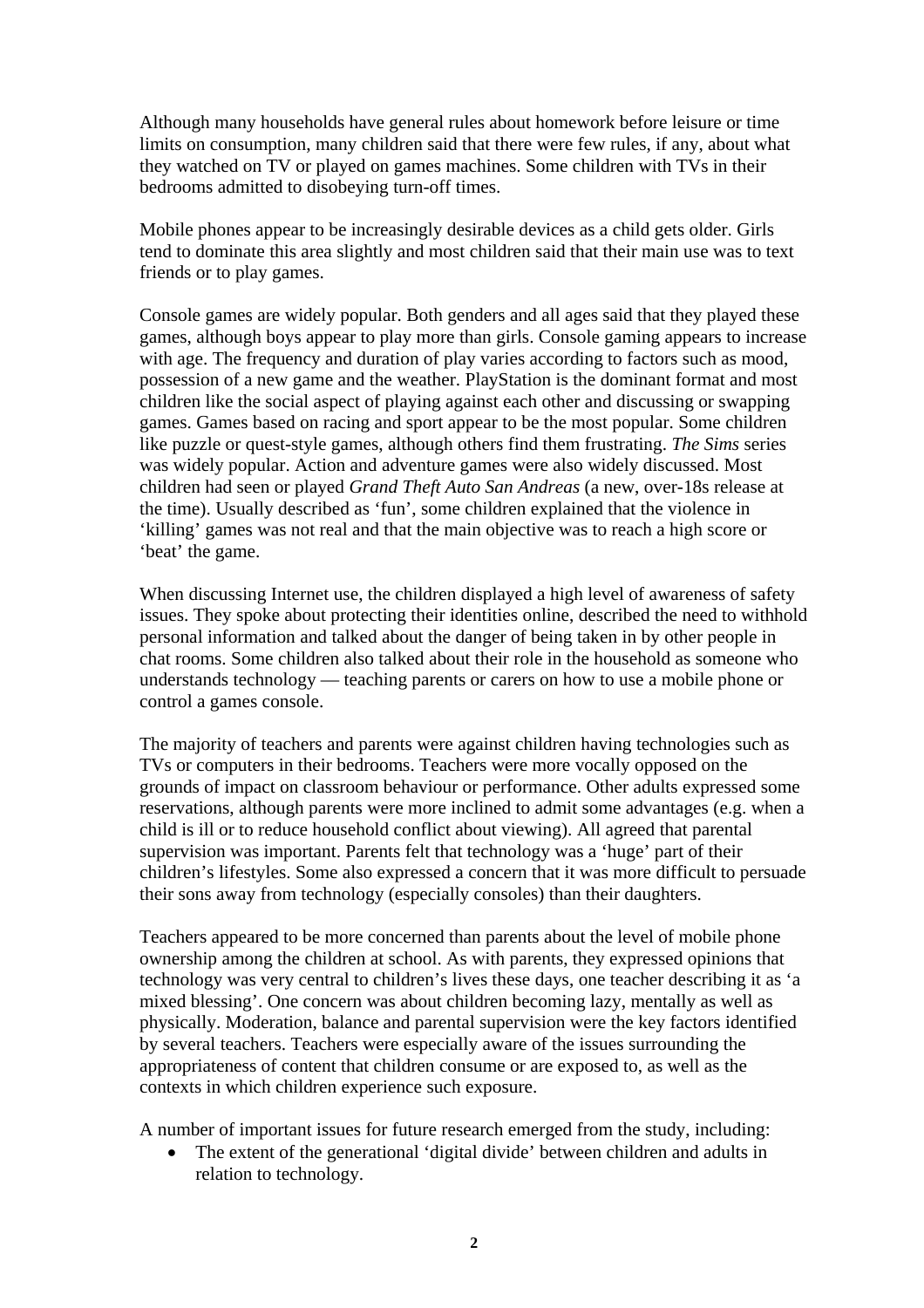Although many households have general rules about homework before leisure or time limits on consumption, many children said that there were few rules, if any, about what they watched on TV or played on games machines. Some children with TVs in their bedrooms admitted to disobeying turn-off times.

Mobile phones appear to be increasingly desirable devices as a child gets older. Girls tend to dominate this area slightly and most children said that their main use was to text friends or to play games.

Console games are widely popular. Both genders and all ages said that they played these games, although boys appear to play more than girls. Console gaming appears to increase with age. The frequency and duration of play varies according to factors such as mood, possession of a new game and the weather. PlayStation is the dominant format and most children like the social aspect of playing against each other and discussing or swapping games. Games based on racing and sport appear to be the most popular. Some children like puzzle or quest-style games, although others find them frustrating. *The Sims* series was widely popular. Action and adventure games were also widely discussed. Most children had seen or played *Grand Theft Auto San Andreas* (a new, over-18s release at the time). Usually described as 'fun', some children explained that the violence in 'killing' games was not real and that the main objective was to reach a high score or 'beat' the game.

When discussing Internet use, the children displayed a high level of awareness of safety issues. They spoke about protecting their identities online, described the need to withhold personal information and talked about the danger of being taken in by other people in chat rooms. Some children also talked about their role in the household as someone who understands technology — teaching parents or carers on how to use a mobile phone or control a games console.

The majority of teachers and parents were against children having technologies such as TVs or computers in their bedrooms. Teachers were more vocally opposed on the grounds of impact on classroom behaviour or performance. Other adults expressed some reservations, although parents were more inclined to admit some advantages (e.g. when a child is ill or to reduce household conflict about viewing). All agreed that parental supervision was important. Parents felt that technology was a 'huge' part of their children's lifestyles. Some also expressed a concern that it was more difficult to persuade their sons away from technology (especially consoles) than their daughters.

Teachers appeared to be more concerned than parents about the level of mobile phone ownership among the children at school. As with parents, they expressed opinions that technology was very central to children's lives these days, one teacher describing it as 'a mixed blessing'. One concern was about children becoming lazy, mentally as well as physically. Moderation, balance and parental supervision were the key factors identified by several teachers. Teachers were especially aware of the issues surrounding the appropriateness of content that children consume or are exposed to, as well as the contexts in which children experience such exposure.

A number of important issues for future research emerged from the study, including:

- The extent of the generational 'digital divide' between children and adults in relation to technology.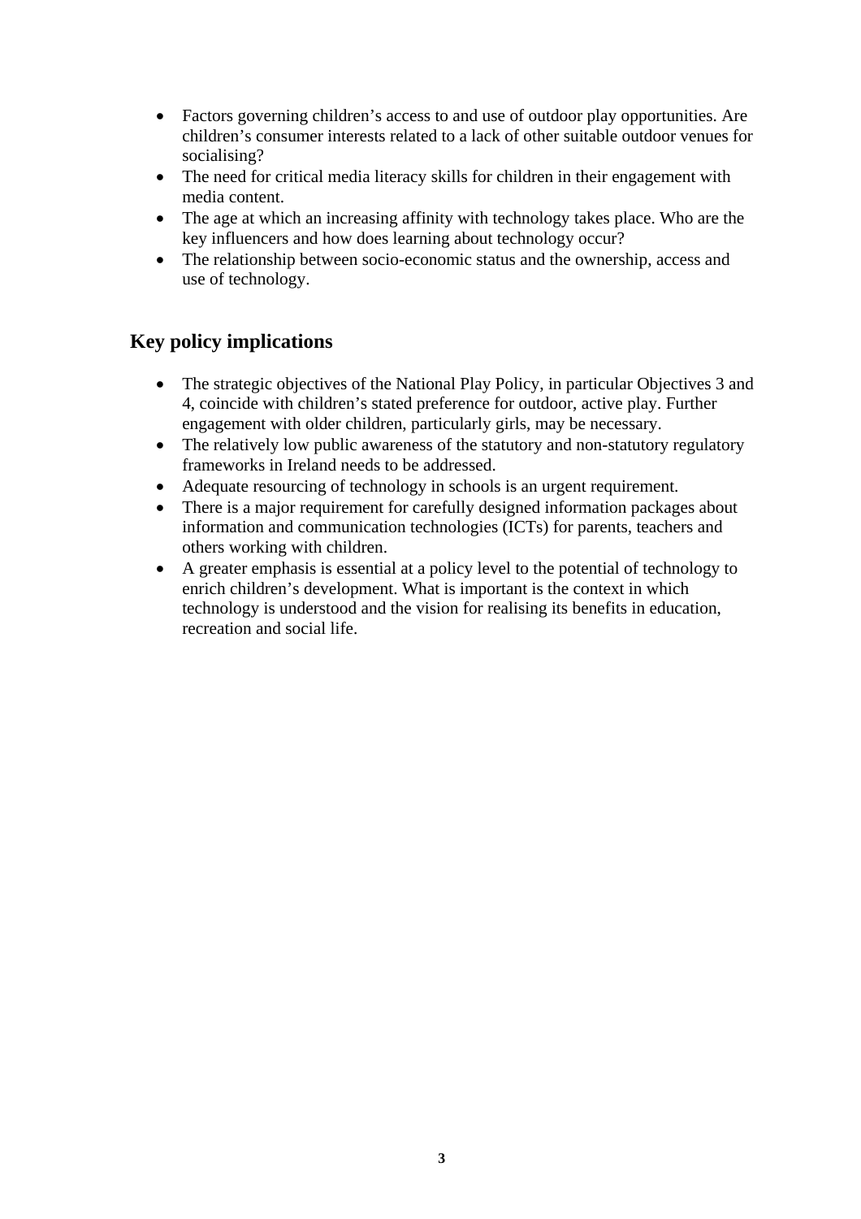- Factors governing children's access to and use of outdoor play opportunities. Are children's consumer interests related to a lack of other suitable outdoor venues for socialising?
- The need for critical media literacy skills for children in their engagement with media content.
- The age at which an increasing affinity with technology takes place. Who are the key influencers and how does learning about technology occur?
- The relationship between socio-economic status and the ownership, access and use of technology.

## Key policy implications

- The strategic objectives of the National Play Policy, in particular Objectives 3 and 4, coincide with children's stated preference for outdoor, active play. Further engagement with older children, particularly girls, may be necessary.
- The relatively low public awareness of the statutory and non-statutory regulatory frameworks in Ireland needs to be addressed.
- Adequate resourcing of technology in schools is an urgent requirement.
- There is a major requirement for carefully designed information packages about information and communication technologies (ICTs) for parents, teachers and others working with children.
- A greater emphasis is essential at a policy level to the potential of technology to enrich children's development. What is important is the context in which technology is understood and the vision for realising its benefits in education, recreation and social life.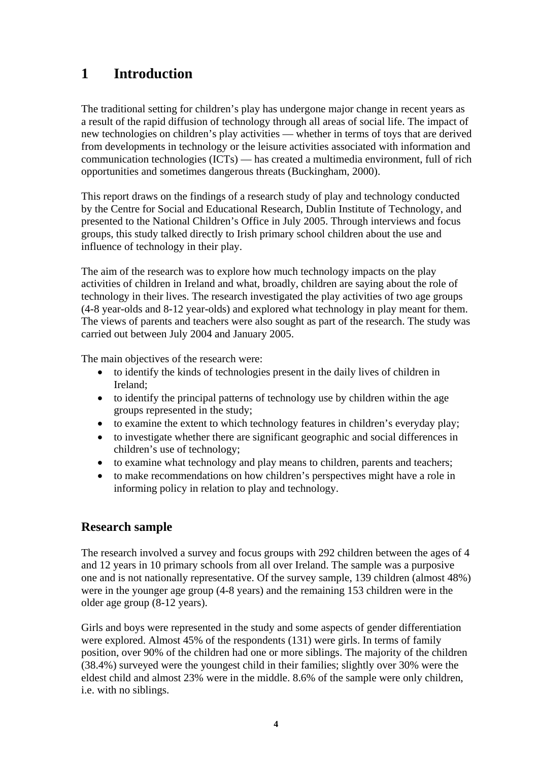# 1 Introduction

The traditional setting for children's play has undergone major change in recent years as a result of the rapid diffusion of technology through all areas of social life. The impact of new technologies on children's play activities — whether in terms of toys that are derived from developments in technology or the leisure activities associated with information and communication technologies (ICTs) — has created a multimedia environment, full of rich opportunities and sometimes dangerous threats (Buckingham, 2000).

This report draws on the findings of a research study of play and technology conducted by the Centre for Social and Educational Research, Dublin Institute of Technology, and presented to the National Children's Office in July 2005. Through interviews and focus groups, this study talked directly to Irish primary school children about the use and influence of technology in their play.

The aim of the research was to explore how much technology impacts on the play activities of children in Ireland and what, broadly, children are saying about the role of technology in their lives. The research investigated the play activities of two age groups (4-8 year-olds and 8-12 year-olds) and explored what technology in play meant for them. The views of parents and teachers were also sought as part of the research. The study was carried out between July 2004 and January 2005.

The main objectives of the research were:

- to identify the kinds of technologies present in the daily lives of children in Ireland;
- to identify the principal patterns of technology use by children within the age groups represented in the study;
- to examine the extent to which technology features in children's everyday play;
- to investigate whether there are significant geographic and social differences in children's use of technology;
- to examine what technology and play means to children, parents and teachers;
- to make recommendations on how children's perspectives might have a role in informing policy in relation to play and technology.

## Research sample

The research involved a survey and focus groups with 292 children between the ages of 4 and 12 years in 10 primary schools from all over Ireland. The sample was a purposive one and is not nationally representative. Of the survey sample, 139 children (almost 48%) were in the younger age group (4-8 years) and the remaining 153 children were in the older age group (8-12 years).

Girls and boys were represented in the study and some aspects of gender differentiation were explored. Almost 45% of the respondents (131) were girls. In terms of family position, over 90% of the children had one or more siblings. The majority of the children (38.4%) surveyed were the youngest child in their families; slightly over 30% were the eldest child and almost 23% were in the middle. 8.6% of the sample were only children, i.e. with no siblings.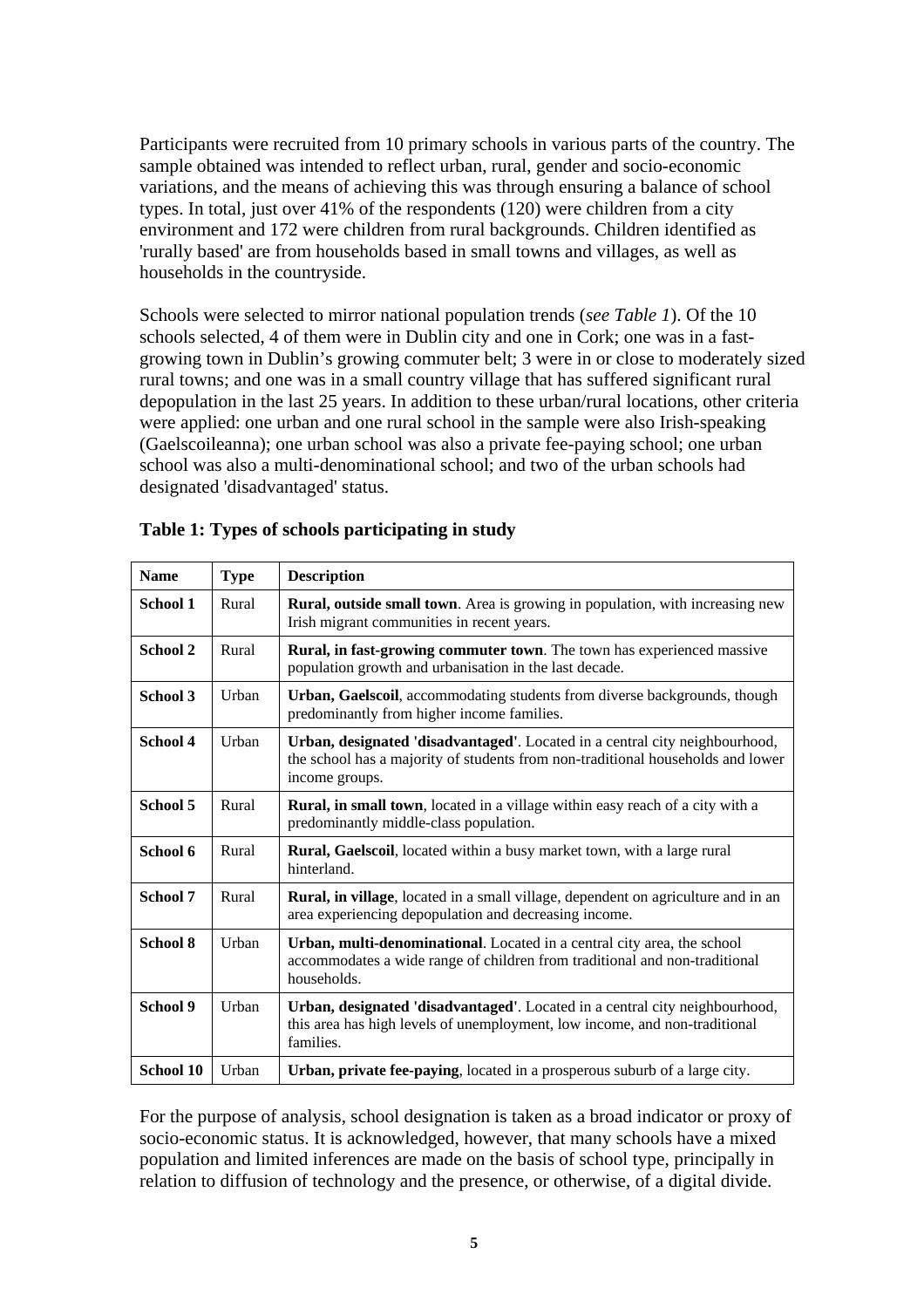Participants were recruited from 10 primary schools in various parts of the country. The sample obtained was intended to reflect urban, rural, gender and socio-economic variations, and the means of achieving this was through ensuring a balance of school types. In total, just over 41% of the respondents (120) were children from a city environment and 172 were children from rural backgrounds. Children identified as 'rurally based' are from households based in small towns and villages, as well as households in the countryside.

Schools were selected to mirror national population trends (*see Table 1*). Of the 10 schools selected, 4 of them were in Dublin city and one in Cork; one was in a fast-growing town in Dublin's growing commuter belt; 3 were in or close to moderately sized rural towns; and one was in a small country village that has suffered significant rural depopulation in the last 25 years. In addition to these urban/rural locations, other criteria were applied: one urban and one rural school in the sample were also Irish-speaking (Gaelscoileanna); one urban school was also a private fee-paying school; one urban school was also a multi-denominational school; and two of the urban schools had designated 'disadvantaged' status.

**Table 1: Types of schools participating in study**

| Name | Type | Description |
|---|---|---|
| **School 1** | Rural | **Rural, outside small town**. Area is growing in population, with increasing new Irish migrant communities in recent years. |
| **School 2** | Rural | **Rural, in fast-growing commuter town**. The town has experienced massive population growth and urbanisation in the last decade. |
| **School 3** | Urban | **Urban, Gaelscoil**, accommodating students from diverse backgrounds, though predominantly from higher income families. |
| **School 4** | Urban | **Urban, designated 'disadvantaged'**. Located in a central city neighbourhood, the school has a majority of students from non-traditional households and lower income groups. |
| **School 5** | Rural | **Rural, in small town**, located in a village within easy reach of a city with a predominantly middle-class population. |
| **School 6** | Rural | **Rural, Gaelscoil**, located within a busy market town, with a large rural hinterland. |
| **School 7** | Rural | **Rural, in village**, located in a small village, dependent on agriculture and in an area experiencing depopulation and decreasing income. |
| **School 8** | Urban | **Urban, multi-denominational**. Located in a central city area, the school accommodates a wide range of children from traditional and non-traditional households. |
| **School 9** | Urban | **Urban, designated 'disadvantaged'**. Located in a central city neighbourhood, this area has high levels of unemployment, low income, and non-traditional families. |
| **School 10** | Urban | **Urban, private fee-paying**, located in a prosperous suburb of a large city. |

For the purpose of analysis, school designation is taken as a broad indicator or proxy of socio-economic status. It is acknowledged, however, that many schools have a mixed population and limited inferences are made on the basis of school type, principally in relation to diffusion of technology and the presence, or otherwise, of a digital divide.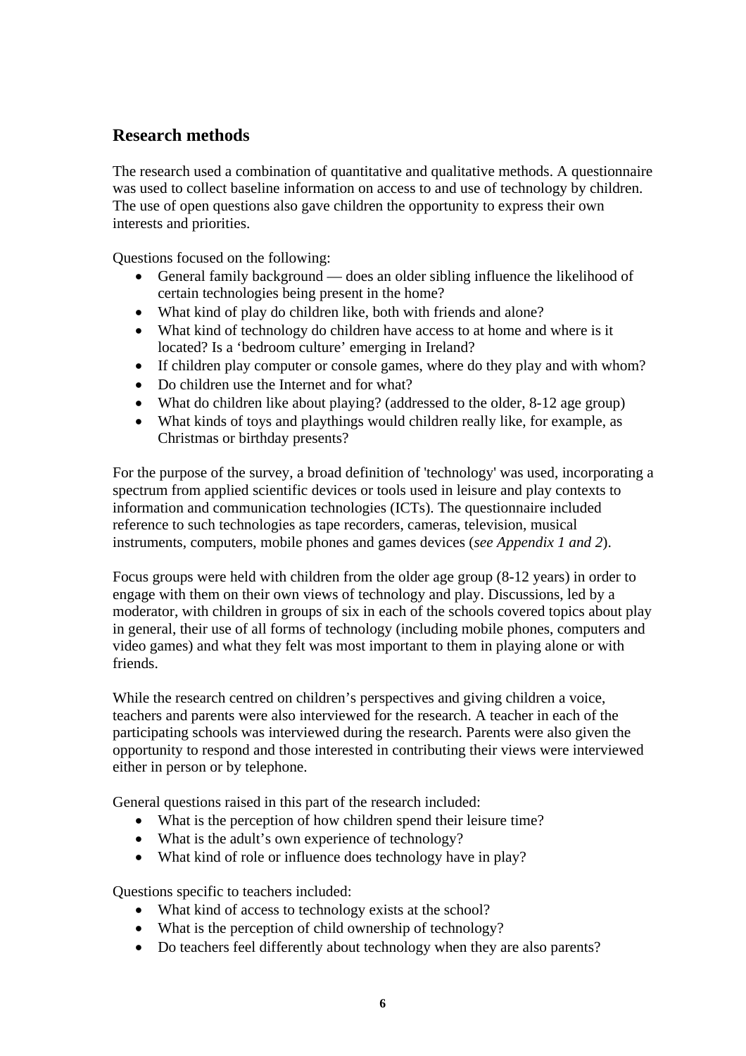## Research methods

The research used a combination of quantitative and qualitative methods. A questionnaire was used to collect baseline information on access to and use of technology by children. The use of open questions also gave children the opportunity to express their own interests and priorities.

Questions focused on the following:

- General family background — does an older sibling influence the likelihood of certain technologies being present in the home?
- What kind of play do children like, both with friends and alone?
- What kind of technology do children have access to at home and where is it located? Is a ‘bedroom culture’ emerging in Ireland?
- If children play computer or console games, where do they play and with whom?
- Do children use the Internet and for what?
- What do children like about playing? (addressed to the older, 8-12 age group)
- What kinds of toys and playthings would children really like, for example, as Christmas or birthday presents?

For the purpose of the survey, a broad definition of 'technology' was used, incorporating a spectrum from applied scientific devices or tools used in leisure and play contexts to information and communication technologies (ICTs). The questionnaire included reference to such technologies as tape recorders, cameras, television, musical instruments, computers, mobile phones and games devices (*see Appendix 1 and 2*).

Focus groups were held with children from the older age group (8-12 years) in order to engage with them on their own views of technology and play. Discussions, led by a moderator, with children in groups of six in each of the schools covered topics about play in general, their use of all forms of technology (including mobile phones, computers and video games) and what they felt was most important to them in playing alone or with friends.

While the research centred on children’s perspectives and giving children a voice, teachers and parents were also interviewed for the research. A teacher in each of the participating schools was interviewed during the research. Parents were also given the opportunity to respond and those interested in contributing their views were interviewed either in person or by telephone.

General questions raised in this part of the research included:

- What is the perception of how children spend their leisure time?
- What is the adult’s own experience of technology?
- What kind of role or influence does technology have in play?

Questions specific to teachers included:

- What kind of access to technology exists at the school?
- What is the perception of child ownership of technology?
- Do teachers feel differently about technology when they are also parents?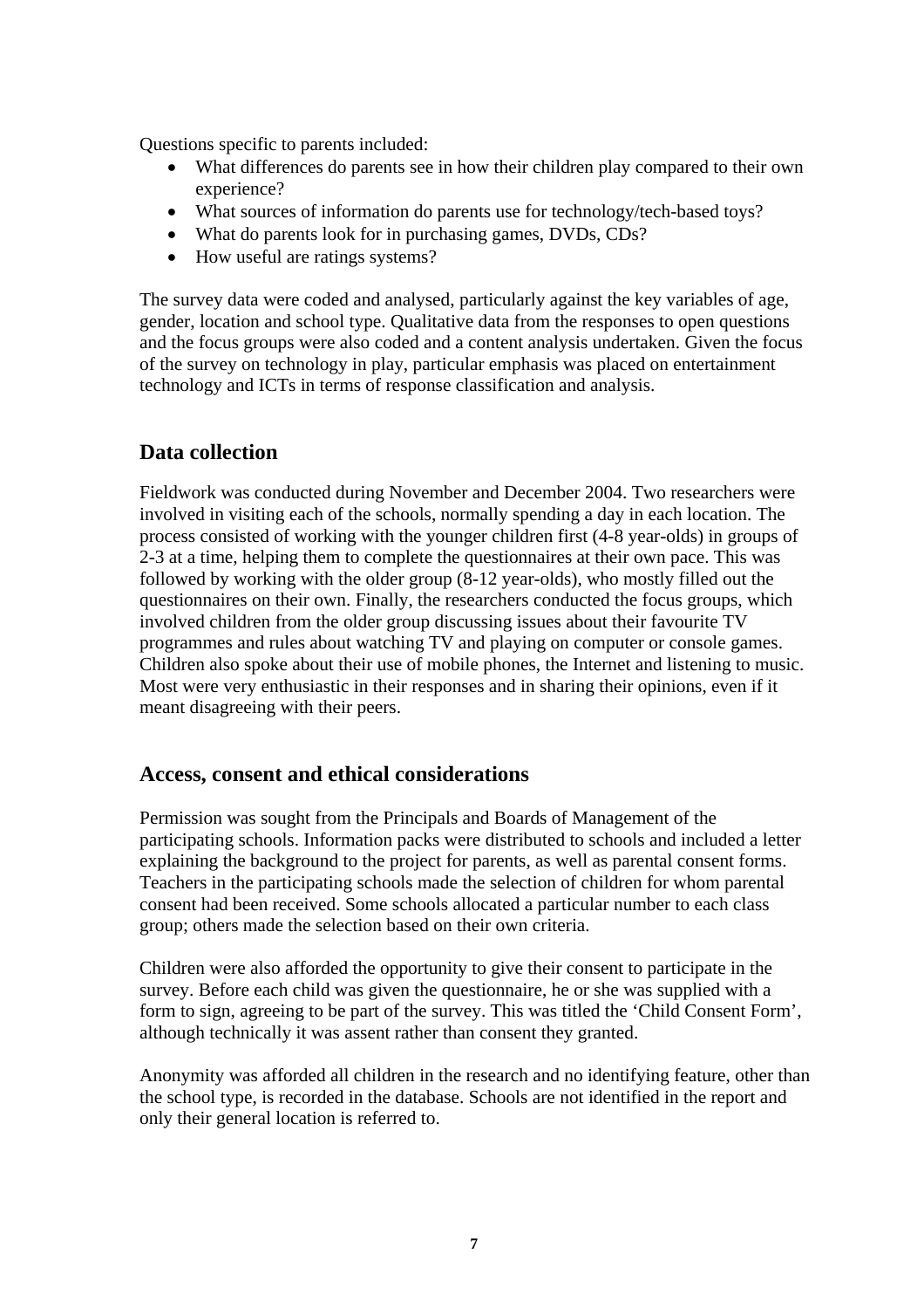Questions specific to parents included:

- What differences do parents see in how their children play compared to their own experience?
- What sources of information do parents use for technology/tech-based toys?
- What do parents look for in purchasing games, DVDs, CDs?
- How useful are ratings systems?

The survey data were coded and analysed, particularly against the key variables of age, gender, location and school type. Qualitative data from the responses to open questions and the focus groups were also coded and a content analysis undertaken. Given the focus of the survey on technology in play, particular emphasis was placed on entertainment technology and ICTs in terms of response classification and analysis.

## Data collection

Fieldwork was conducted during November and December 2004. Two researchers were involved in visiting each of the schools, normally spending a day in each location. The process consisted of working with the younger children first (4-8 year-olds) in groups of 2-3 at a time, helping them to complete the questionnaires at their own pace. This was followed by working with the older group (8-12 year-olds), who mostly filled out the questionnaires on their own. Finally, the researchers conducted the focus groups, which involved children from the older group discussing issues about their favourite TV programmes and rules about watching TV and playing on computer or console games. Children also spoke about their use of mobile phones, the Internet and listening to music. Most were very enthusiastic in their responses and in sharing their opinions, even if it meant disagreeing with their peers.

## Access, consent and ethical considerations

Permission was sought from the Principals and Boards of Management of the participating schools. Information packs were distributed to schools and included a letter explaining the background to the project for parents, as well as parental consent forms. Teachers in the participating schools made the selection of children for whom parental consent had been received. Some schools allocated a particular number to each class group; others made the selection based on their own criteria.

Children were also afforded the opportunity to give their consent to participate in the survey. Before each child was given the questionnaire, he or she was supplied with a form to sign, agreeing to be part of the survey. This was titled the 'Child Consent Form', although technically it was assent rather than consent they granted.

Anonymity was afforded all children in the research and no identifying feature, other than the school type, is recorded in the database. Schools are not identified in the report and only their general location is referred to.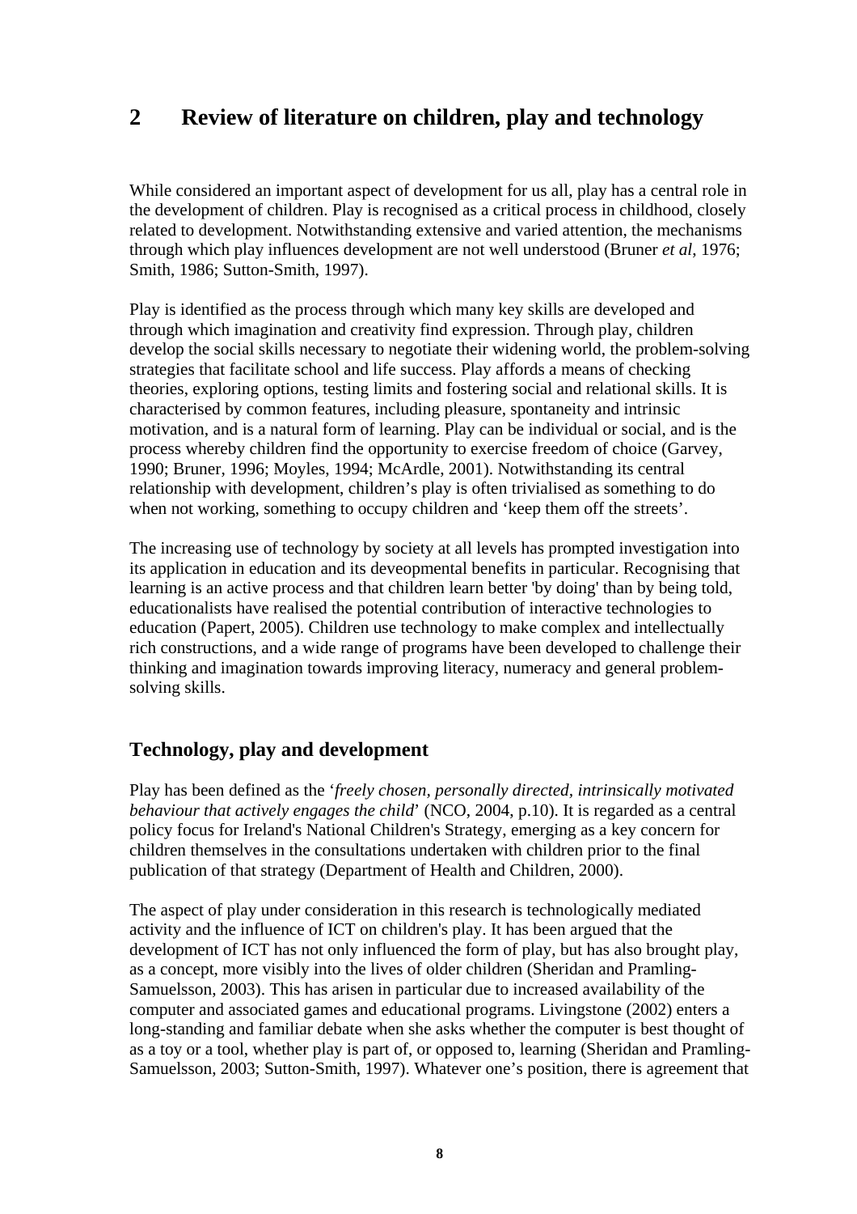# 2 Review of literature on children, play and technology

While considered an important aspect of development for us all, play has a central role in the development of children. Play is recognised as a critical process in childhood, closely related to development. Notwithstanding extensive and varied attention, the mechanisms through which play influences development are not well understood (Bruner *et al*, 1976; Smith, 1986; Sutton-Smith, 1997).

Play is identified as the process through which many key skills are developed and through which imagination and creativity find expression. Through play, children develop the social skills necessary to negotiate their widening world, the problem-solving strategies that facilitate school and life success. Play affords a means of checking theories, exploring options, testing limits and fostering social and relational skills. It is characterised by common features, including pleasure, spontaneity and intrinsic motivation, and is a natural form of learning. Play can be individual or social, and is the process whereby children find the opportunity to exercise freedom of choice (Garvey, 1990; Bruner, 1996; Moyles, 1994; McArdle, 2001). Notwithstanding its central relationship with development, children's play is often trivialised as something to do when not working, something to occupy children and 'keep them off the streets'.

The increasing use of technology by society at all levels has prompted investigation into its application in education and its deveopmental benefits in particular. Recognising that learning is an active process and that children learn better 'by doing' than by being told, educationalists have realised the potential contribution of interactive technologies to education (Papert, 2005). Children use technology to make complex and intellectually rich constructions, and a wide range of programs have been developed to challenge their thinking and imagination towards improving literacy, numeracy and general problem-solving skills.

## Technology, play and development

Play has been defined as the '*freely chosen, personally directed, intrinsically motivated behaviour that actively engages the child*' (NCO, 2004, p.10). It is regarded as a central policy focus for Ireland's National Children's Strategy, emerging as a key concern for children themselves in the consultations undertaken with children prior to the final publication of that strategy (Department of Health and Children, 2000).

The aspect of play under consideration in this research is technologically mediated activity and the influence of ICT on children's play. It has been argued that the development of ICT has not only influenced the form of play, but has also brought play, as a concept, more visibly into the lives of older children (Sheridan and Pramling-Samuelsson, 2003). This has arisen in particular due to increased availability of the computer and associated games and educational programs. Livingstone (2002) enters a long-standing and familiar debate when she asks whether the computer is best thought of as a toy or a tool, whether play is part of, or opposed to, learning (Sheridan and Pramling-Samuelsson, 2003; Sutton-Smith, 1997). Whatever one's position, there is agreement that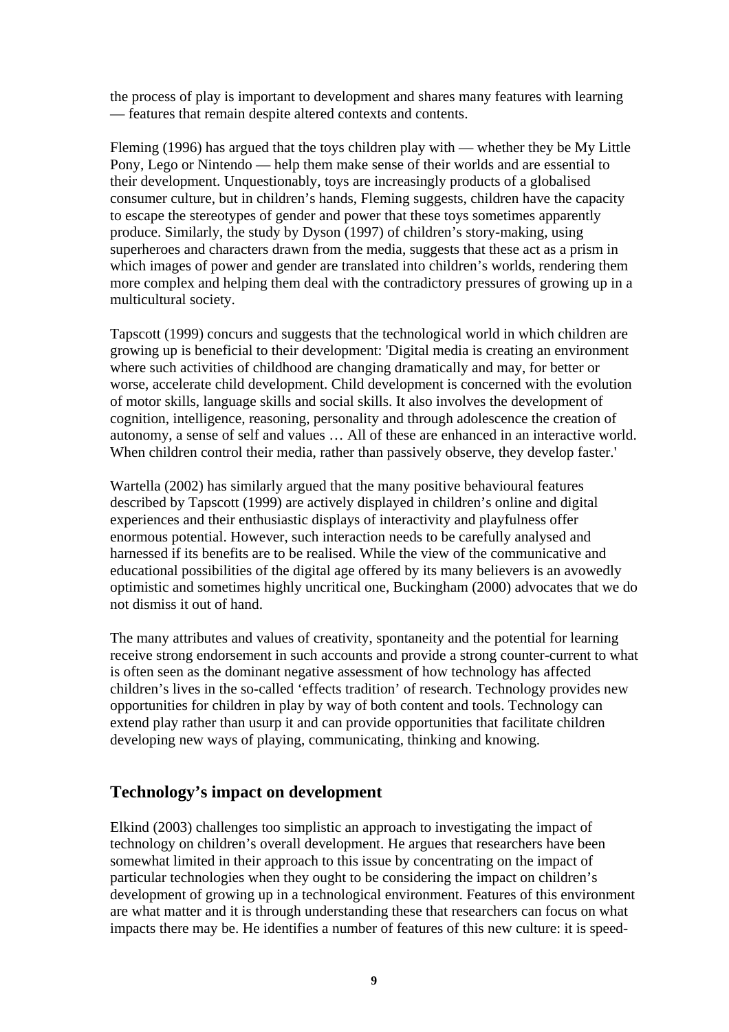the process of play is important to development and shares many features with learning — features that remain despite altered contexts and contents.

Fleming (1996) has argued that the toys children play with — whether they be My Little Pony, Lego or Nintendo — help them make sense of their worlds and are essential to their development. Unquestionably, toys are increasingly products of a globalised consumer culture, but in children's hands, Fleming suggests, children have the capacity to escape the stereotypes of gender and power that these toys sometimes apparently produce. Similarly, the study by Dyson (1997) of children's story-making, using superheroes and characters drawn from the media, suggests that these act as a prism in which images of power and gender are translated into children's worlds, rendering them more complex and helping them deal with the contradictory pressures of growing up in a multicultural society.

Tapscott (1999) concurs and suggests that the technological world in which children are growing up is beneficial to their development: 'Digital media is creating an environment where such activities of childhood are changing dramatically and may, for better or worse, accelerate child development. Child development is concerned with the evolution of motor skills, language skills and social skills. It also involves the development of cognition, intelligence, reasoning, personality and through adolescence the creation of autonomy, a sense of self and values … All of these are enhanced in an interactive world. When children control their media, rather than passively observe, they develop faster.'

Wartella (2002) has similarly argued that the many positive behavioural features described by Tapscott (1999) are actively displayed in children's online and digital experiences and their enthusiastic displays of interactivity and playfulness offer enormous potential. However, such interaction needs to be carefully analysed and harnessed if its benefits are to be realised. While the view of the communicative and educational possibilities of the digital age offered by its many believers is an avowedly optimistic and sometimes highly uncritical one, Buckingham (2000) advocates that we do not dismiss it out of hand.

The many attributes and values of creativity, spontaneity and the potential for learning receive strong endorsement in such accounts and provide a strong counter-current to what is often seen as the dominant negative assessment of how technology has affected children's lives in the so-called 'effects tradition' of research. Technology provides new opportunities for children in play by way of both content and tools. Technology can extend play rather than usurp it and can provide opportunities that facilitate children developing new ways of playing, communicating, thinking and knowing.

## Technology's impact on development

Elkind (2003) challenges too simplistic an approach to investigating the impact of technology on children's overall development. He argues that researchers have been somewhat limited in their approach to this issue by concentrating on the impact of particular technologies when they ought to be considering the impact on children's development of growing up in a technological environment. Features of this environment are what matter and it is through understanding these that researchers can focus on what impacts there may be. He identifies a number of features of this new culture: it is speed-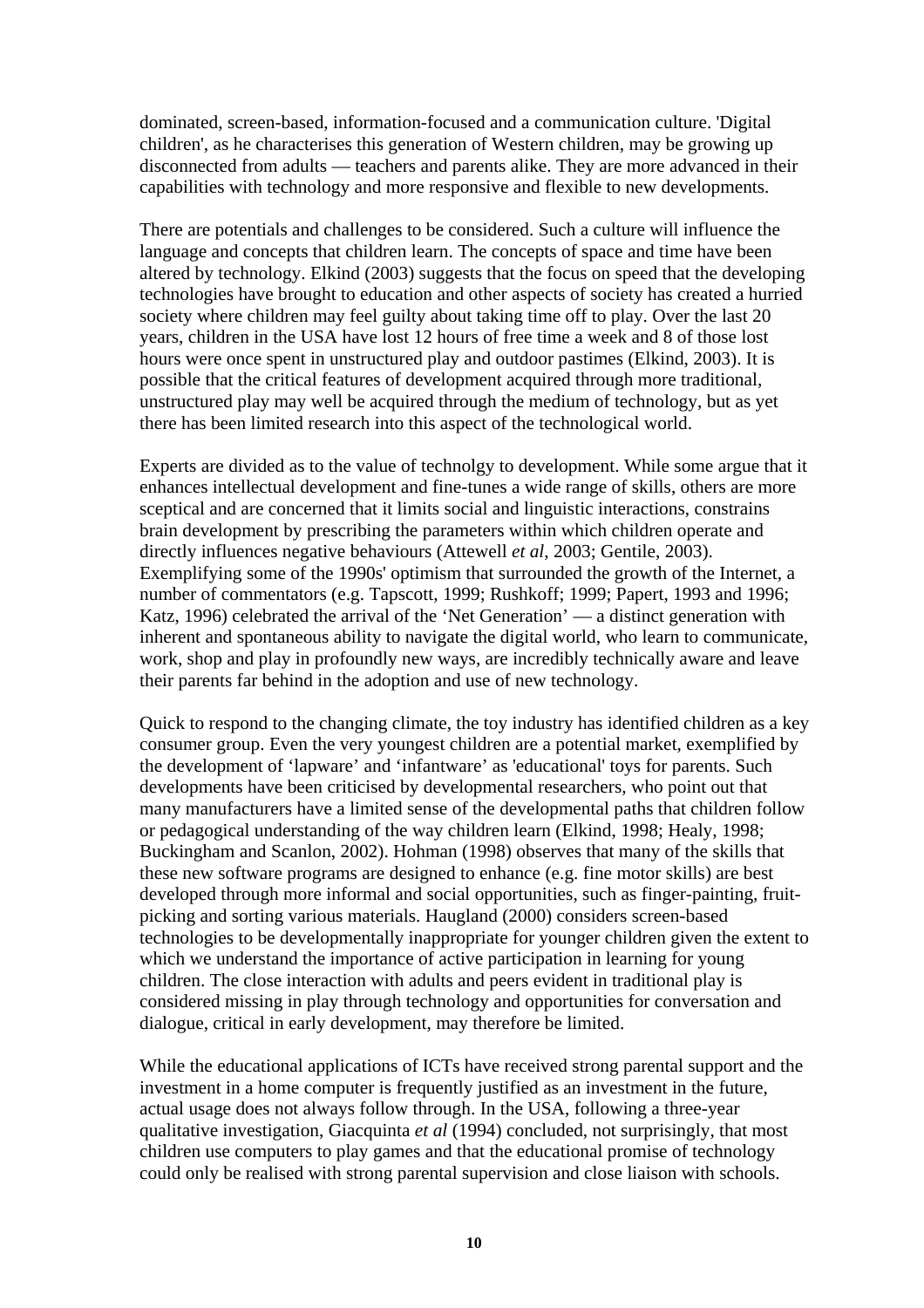dominated, screen-based, information-focused and a communication culture. 'Digital children', as he characterises this generation of Western children, may be growing up disconnected from adults — teachers and parents alike. They are more advanced in their capabilities with technology and more responsive and flexible to new developments.

There are potentials and challenges to be considered. Such a culture will influence the language and concepts that children learn. The concepts of space and time have been altered by technology. Elkind (2003) suggests that the focus on speed that the developing technologies have brought to education and other aspects of society has created a hurried society where children may feel guilty about taking time off to play. Over the last 20 years, children in the USA have lost 12 hours of free time a week and 8 of those lost hours were once spent in unstructured play and outdoor pastimes (Elkind, 2003). It is possible that the critical features of development acquired through more traditional, unstructured play may well be acquired through the medium of technology, but as yet there has been limited research into this aspect of the technological world.

Experts are divided as to the value of technolgy to development. While some argue that it enhances intellectual development and fine-tunes a wide range of skills, others are more sceptical and are concerned that it limits social and linguistic interactions, constrains brain development by prescribing the parameters within which children operate and directly influences negative behaviours (Attewell *et al*, 2003; Gentile, 2003). Exemplifying some of the 1990s' optimism that surrounded the growth of the Internet, a number of commentators (e.g. Tapscott, 1999; Rushkoff; 1999; Papert, 1993 and 1996; Katz, 1996) celebrated the arrival of the 'Net Generation' — a distinct generation with inherent and spontaneous ability to navigate the digital world, who learn to communicate, work, shop and play in profoundly new ways, are incredibly technically aware and leave their parents far behind in the adoption and use of new technology.

Quick to respond to the changing climate, the toy industry has identified children as a key consumer group. Even the very youngest children are a potential market, exemplified by the development of 'lapware' and 'infantware' as 'educational' toys for parents. Such developments have been criticised by developmental researchers, who point out that many manufacturers have a limited sense of the developmental paths that children follow or pedagogical understanding of the way children learn (Elkind, 1998; Healy, 1998; Buckingham and Scanlon, 2002). Hohman (1998) observes that many of the skills that these new software programs are designed to enhance (e.g. fine motor skills) are best developed through more informal and social opportunities, such as finger-painting, fruit-picking and sorting various materials. Haugland (2000) considers screen-based technologies to be developmentally inappropriate for younger children given the extent to which we understand the importance of active participation in learning for young children. The close interaction with adults and peers evident in traditional play is considered missing in play through technology and opportunities for conversation and dialogue, critical in early development, may therefore be limited.

While the educational applications of ICTs have received strong parental support and the investment in a home computer is frequently justified as an investment in the future, actual usage does not always follow through. In the USA, following a three-year qualitative investigation, Giacquinta *et al* (1994) concluded, not surprisingly, that most children use computers to play games and that the educational promise of technology could only be realised with strong parental supervision and close liaison with schools.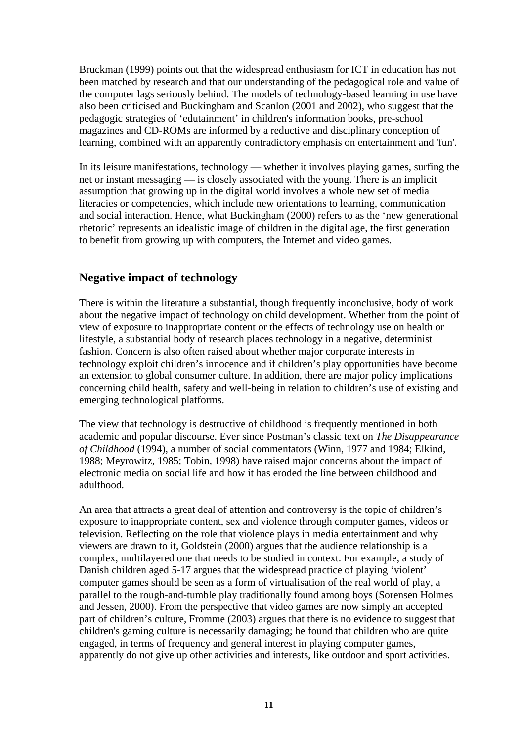Bruckman (1999) points out that the widespread enthusiasm for ICT in education has not been matched by research and that our understanding of the pedagogical role and value of the computer lags seriously behind. The models of technology-based learning in use have also been criticised and Buckingham and Scanlon (2001 and 2002), who suggest that the pedagogic strategies of 'edutainment' in children's information books, pre-school magazines and CD-ROMs are informed by a reductive and disciplinary conception of learning, combined with an apparently contradictory emphasis on entertainment and 'fun'.

In its leisure manifestations, technology — whether it involves playing games, surfing the net or instant messaging — is closely associated with the young. There is an implicit assumption that growing up in the digital world involves a whole new set of media literacies or competencies, which include new orientations to learning, communication and social interaction. Hence, what Buckingham (2000) refers to as the 'new generational rhetoric' represents an idealistic image of children in the digital age, the first generation to benefit from growing up with computers, the Internet and video games.

## Negative impact of technology

There is within the literature a substantial, though frequently inconclusive, body of work about the negative impact of technology on child development. Whether from the point of view of exposure to inappropriate content or the effects of technology use on health or lifestyle, a substantial body of research places technology in a negative, determinist fashion. Concern is also often raised about whether major corporate interests in technology exploit children's innocence and if children's play opportunities have become an extension to global consumer culture. In addition, there are major policy implications concerning child health, safety and well-being in relation to children's use of existing and emerging technological platforms.

The view that technology is destructive of childhood is frequently mentioned in both academic and popular discourse. Ever since Postman's classic text on *The Disappearance of Childhood* (1994), a number of social commentators (Winn, 1977 and 1984; Elkind, 1988; Meyrowitz, 1985; Tobin, 1998) have raised major concerns about the impact of electronic media on social life and how it has eroded the line between childhood and adulthood.

An area that attracts a great deal of attention and controversy is the topic of children's exposure to inappropriate content, sex and violence through computer games, videos or television. Reflecting on the role that violence plays in media entertainment and why viewers are drawn to it, Goldstein (2000) argues that the audience relationship is a complex, multilayered one that needs to be studied in context. For example, a study of Danish children aged 5-17 argues that the widespread practice of playing 'violent' computer games should be seen as a form of virtualisation of the real world of play, a parallel to the rough-and-tumble play traditionally found among boys (Sorensen Holmes and Jessen, 2000). From the perspective that video games are now simply an accepted part of children's culture, Fromme (2003) argues that there is no evidence to suggest that children's gaming culture is necessarily damaging; he found that children who are quite engaged, in terms of frequency and general interest in playing computer games, apparently do not give up other activities and interests, like outdoor and sport activities.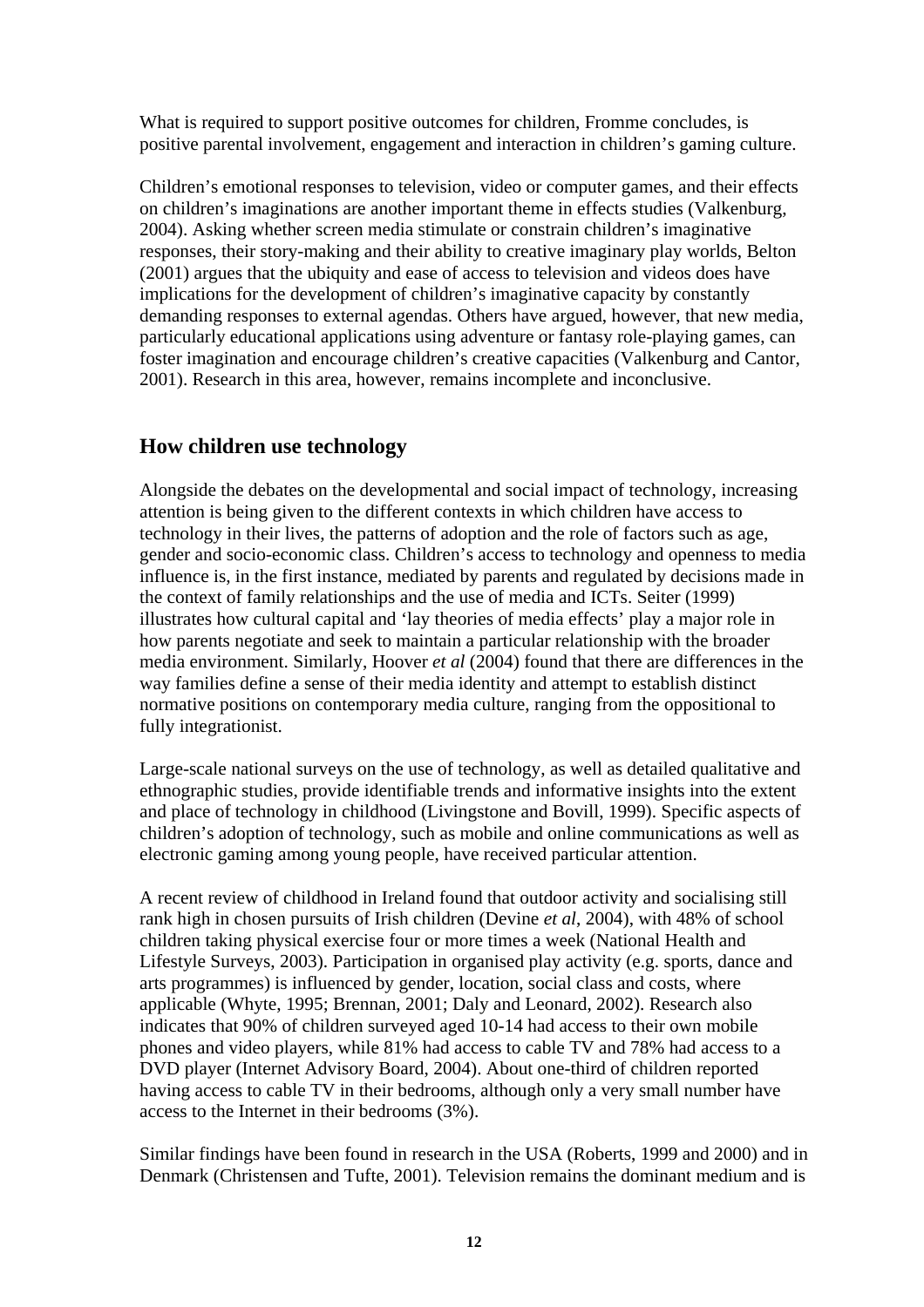What is required to support positive outcomes for children, Fromme concludes, is positive parental involvement, engagement and interaction in children's gaming culture.

Children's emotional responses to television, video or computer games, and their effects on children's imaginations are another important theme in effects studies (Valkenburg, 2004). Asking whether screen media stimulate or constrain children's imaginative responses, their story-making and their ability to creative imaginary play worlds, Belton (2001) argues that the ubiquity and ease of access to television and videos does have implications for the development of children's imaginative capacity by constantly demanding responses to external agendas. Others have argued, however, that new media, particularly educational applications using adventure or fantasy role-playing games, can foster imagination and encourage children's creative capacities (Valkenburg and Cantor, 2001). Research in this area, however, remains incomplete and inconclusive.

## How children use technology

Alongside the debates on the developmental and social impact of technology, increasing attention is being given to the different contexts in which children have access to technology in their lives, the patterns of adoption and the role of factors such as age, gender and socio-economic class. Children's access to technology and openness to media influence is, in the first instance, mediated by parents and regulated by decisions made in the context of family relationships and the use of media and ICTs. Seiter (1999) illustrates how cultural capital and 'lay theories of media effects' play a major role in how parents negotiate and seek to maintain a particular relationship with the broader media environment. Similarly, Hoover *et al* (2004) found that there are differences in the way families define a sense of their media identity and attempt to establish distinct normative positions on contemporary media culture, ranging from the oppositional to fully integrationist.

Large-scale national surveys on the use of technology, as well as detailed qualitative and ethnographic studies, provide identifiable trends and informative insights into the extent and place of technology in childhood (Livingstone and Bovill, 1999). Specific aspects of children's adoption of technology, such as mobile and online communications as well as electronic gaming among young people, have received particular attention.

A recent review of childhood in Ireland found that outdoor activity and socialising still rank high in chosen pursuits of Irish children (Devine *et al*, 2004), with 48% of school children taking physical exercise four or more times a week (National Health and Lifestyle Surveys, 2003). Participation in organised play activity (e.g. sports, dance and arts programmes) is influenced by gender, location, social class and costs, where applicable (Whyte, 1995; Brennan, 2001; Daly and Leonard, 2002). Research also indicates that 90% of children surveyed aged 10-14 had access to their own mobile phones and video players, while 81% had access to cable TV and 78% had access to a DVD player (Internet Advisory Board, 2004). About one-third of children reported having access to cable TV in their bedrooms, although only a very small number have access to the Internet in their bedrooms (3%).

Similar findings have been found in research in the USA (Roberts, 1999 and 2000) and in Denmark (Christensen and Tufte, 2001). Television remains the dominant medium and is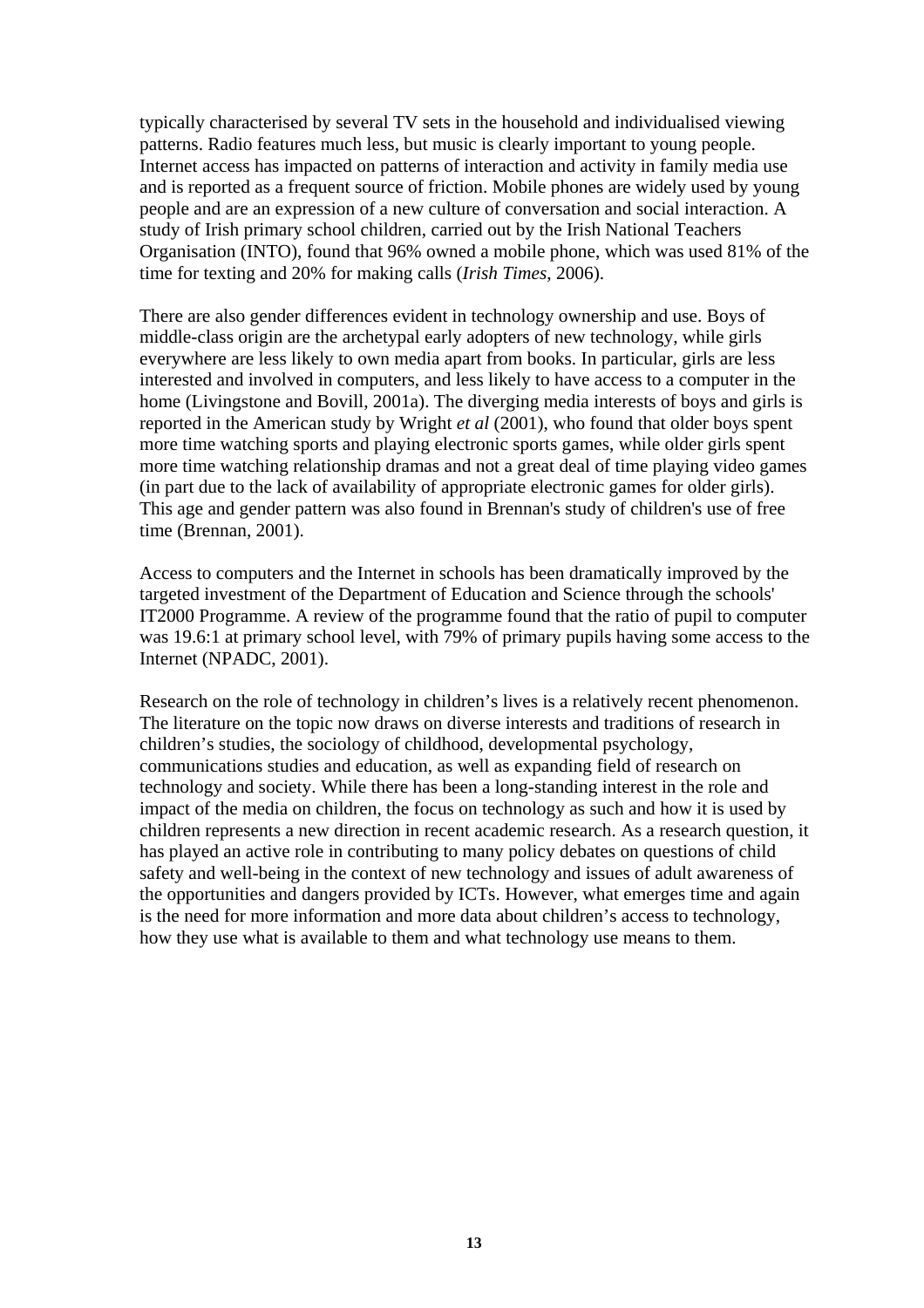typically characterised by several TV sets in the household and individualised viewing patterns. Radio features much less, but music is clearly important to young people. Internet access has impacted on patterns of interaction and activity in family media use and is reported as a frequent source of friction. Mobile phones are widely used by young people and are an expression of a new culture of conversation and social interaction. A study of Irish primary school children, carried out by the Irish National Teachers Organisation (INTO), found that 96% owned a mobile phone, which was used 81% of the time for texting and 20% for making calls (*Irish Times*, 2006).

There are also gender differences evident in technology ownership and use. Boys of middle-class origin are the archetypal early adopters of new technology, while girls everywhere are less likely to own media apart from books. In particular, girls are less interested and involved in computers, and less likely to have access to a computer in the home (Livingstone and Bovill, 2001a). The diverging media interests of boys and girls is reported in the American study by Wright *et al* (2001), who found that older boys spent more time watching sports and playing electronic sports games, while older girls spent more time watching relationship dramas and not a great deal of time playing video games (in part due to the lack of availability of appropriate electronic games for older girls). This age and gender pattern was also found in Brennan's study of children's use of free time (Brennan, 2001).

Access to computers and the Internet in schools has been dramatically improved by the targeted investment of the Department of Education and Science through the schools' IT2000 Programme. A review of the programme found that the ratio of pupil to computer was 19.6:1 at primary school level, with 79% of primary pupils having some access to the Internet (NPADC, 2001).

Research on the role of technology in children's lives is a relatively recent phenomenon. The literature on the topic now draws on diverse interests and traditions of research in children's studies, the sociology of childhood, developmental psychology, communications studies and education, as well as expanding field of research on technology and society. While there has been a long-standing interest in the role and impact of the media on children, the focus on technology as such and how it is used by children represents a new direction in recent academic research. As a research question, it has played an active role in contributing to many policy debates on questions of child safety and well-being in the context of new technology and issues of adult awareness of the opportunities and dangers provided by ICTs. However, what emerges time and again is the need for more information and more data about children's access to technology, how they use what is available to them and what technology use means to them.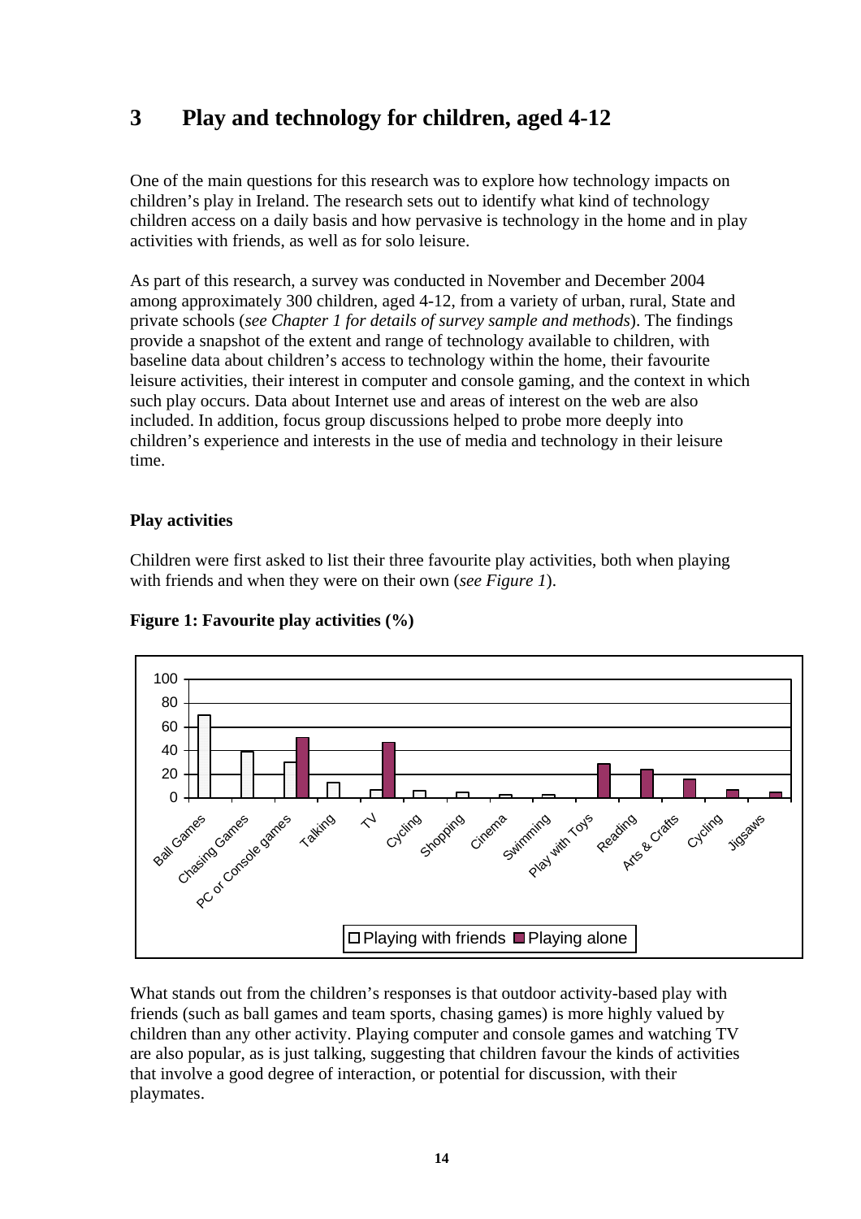# 3 Play and technology for children, aged 4-12

One of the main questions for this research was to explore how technology impacts on children's play in Ireland. The research sets out to identify what kind of technology children access on a daily basis and how pervasive is technology in the home and in play activities with friends, as well as for solo leisure.

As part of this research, a survey was conducted in November and December 2004 among approximately 300 children, aged 4-12, from a variety of urban, rural, State and private schools (*see Chapter 1 for details of survey sample and methods*). The findings provide a snapshot of the extent and range of technology available to children, with baseline data about children's access to technology within the home, their favourite leisure activities, their interest in computer and console gaming, and the context in which such play occurs. Data about Internet use and areas of interest on the web are also included. In addition, focus group discussions helped to probe more deeply into children's experience and interests in the use of media and technology in their leisure time.

**Play activities**

Children were first asked to list their three favourite play activities, both when playing with friends and when they were on their own (*see Figure 1*).

**Figure 1: Favourite play activities (%)**

100
80
60
40
20
0

Ball Games
Chasing Games
PC or Console games
Talking
TV
Cycling
Shopping
Cinema
Swimming
Play with Toys
Reading
Arts & Crafts
Cycling
Jigsaws

Playing with friends
Playing alone

What stands out from the children's responses is that outdoor activity-based play with friends (such as ball games and team sports, chasing games) is more highly valued by children than any other activity. Playing computer and console games and watching TV are also popular, as is just talking, suggesting that children favour the kinds of activities that involve a good degree of interaction, or potential for discussion, with their playmates.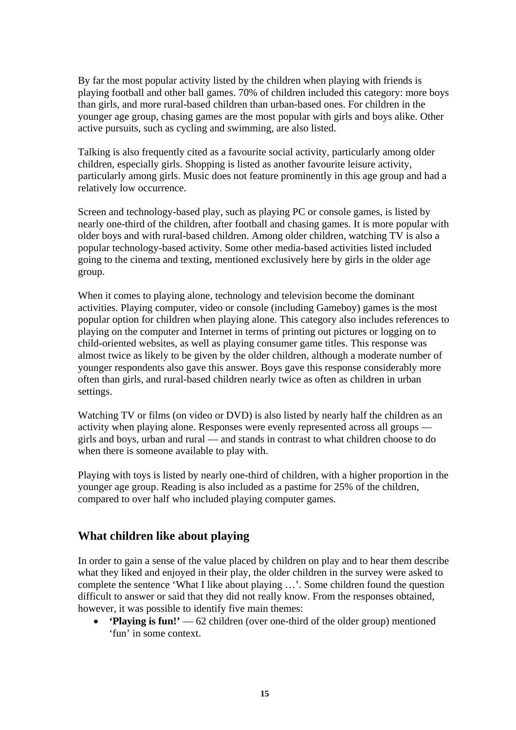By far the most popular activity listed by the children when playing with friends is playing football and other ball games. 70% of children included this category: more boys than girls, and more rural-based children than urban-based ones. For children in the younger age group, chasing games are the most popular with girls and boys alike. Other active pursuits, such as cycling and swimming, are also listed.

Talking is also frequently cited as a favourite social activity, particularly among older children, especially girls. Shopping is listed as another favourite leisure activity, particularly among girls. Music does not feature prominently in this age group and had a relatively low occurrence.

Screen and technology-based play, such as playing PC or console games, is listed by nearly one-third of the children, after football and chasing games. It is more popular with older boys and with rural-based children. Among older children, watching TV is also a popular technology-based activity. Some other media-based activities listed included going to the cinema and texting, mentioned exclusively here by girls in the older age group.

When it comes to playing alone, technology and television become the dominant activities. Playing computer, video or console (including Gameboy) games is the most popular option for children when playing alone. This category also includes references to playing on the computer and Internet in terms of printing out pictures or logging on to child-oriented websites, as well as playing consumer game titles. This response was almost twice as likely to be given by the older children, although a moderate number of younger respondents also gave this answer. Boys gave this response considerably more often than girls, and rural-based children nearly twice as often as children in urban settings.

Watching TV or films (on video or DVD) is also listed by nearly half the children as an activity when playing alone. Responses were evenly represented across all groups — girls and boys, urban and rural — and stands in contrast to what children choose to do when there is someone available to play with.

Playing with toys is listed by nearly one-third of children, with a higher proportion in the younger age group. Reading is also included as a pastime for 25% of the children, compared to over half who included playing computer games.

## What children like about playing

In order to gain a sense of the value placed by children on play and to hear them describe what they liked and enjoyed in their play, the older children in the survey were asked to complete the sentence 'What I like about playing …'. Some children found the question difficult to answer or said that they did not really know. From the responses obtained, however, it was possible to identify five main themes:

- **'Playing is fun!'** — 62 children (over one-third of the older group) mentioned 'fun' in some context.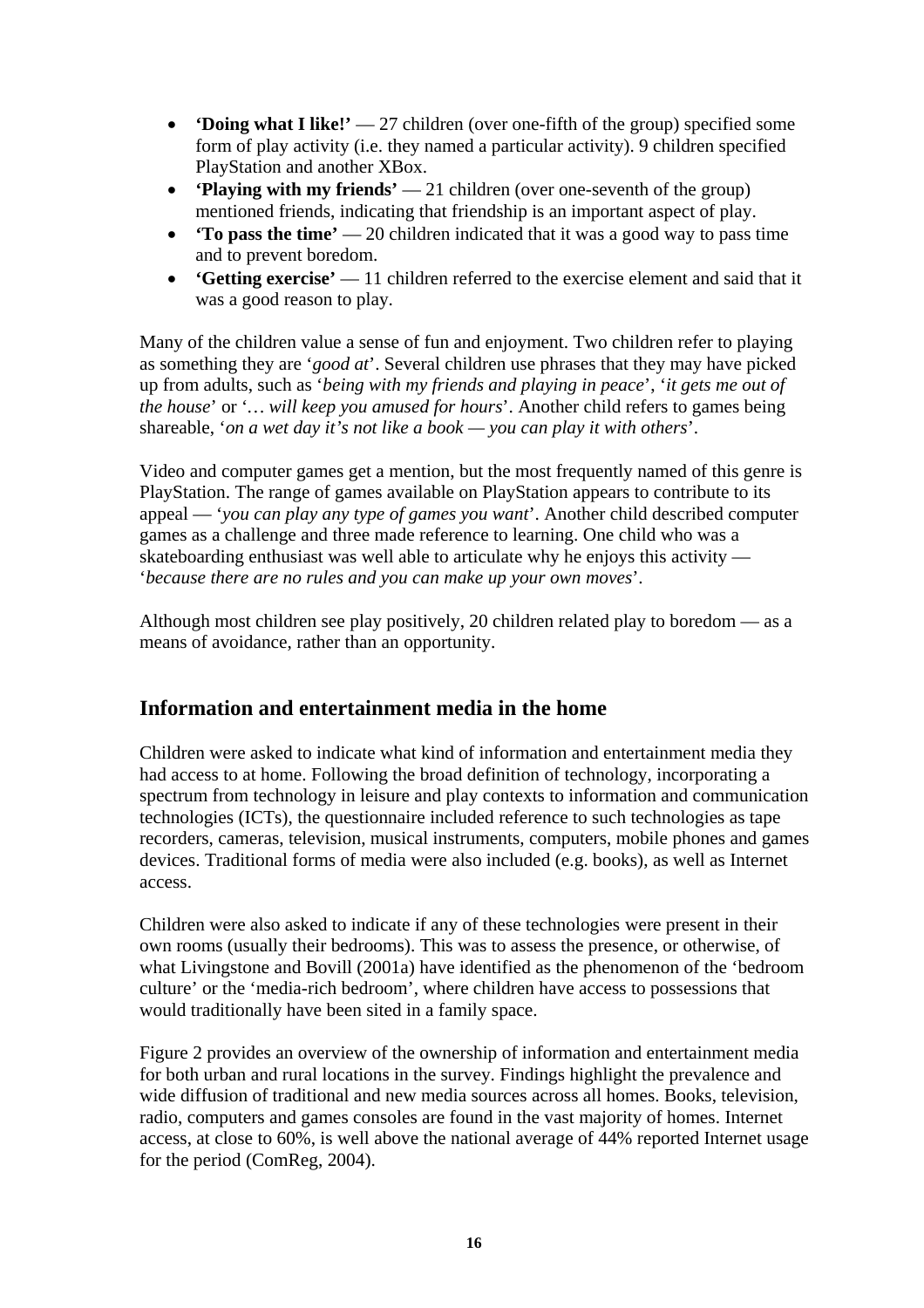- **'Doing what I like!'** — 27 children (over one-fifth of the group) specified some form of play activity (i.e. they named a particular activity). 9 children specified PlayStation and another XBox.
- **'Playing with my friends'** — 21 children (over one-seventh of the group) mentioned friends, indicating that friendship is an important aspect of play.
- **'To pass the time'** — 20 children indicated that it was a good way to pass time and to prevent boredom.
- **'Getting exercise'** — 11 children referred to the exercise element and said that it was a good reason to play.

Many of the children value a sense of fun and enjoyment. Two children refer to playing as something they are '*good at*'. Several children use phrases that they may have picked up from adults, such as '*being with my friends and playing in peace*', '*it gets me out of the house*' or '*… will keep you amused for hours*'. Another child refers to games being shareable, '*on a wet day it's not like a book — you can play it with others*'.

Video and computer games get a mention, but the most frequently named of this genre is PlayStation. The range of games available on PlayStation appears to contribute to its appeal — '*you can play any type of games you want*'. Another child described computer games as a challenge and three made reference to learning. One child who was a skateboarding enthusiast was well able to articulate why he enjoys this activity — '*because there are no rules and you can make up your own moves*'.

Although most children see play positively, 20 children related play to boredom — as a means of avoidance, rather than an opportunity.

## Information and entertainment media in the home

Children were asked to indicate what kind of information and entertainment media they had access to at home. Following the broad definition of technology, incorporating a spectrum from technology in leisure and play contexts to information and communication technologies (ICTs), the questionnaire included reference to such technologies as tape recorders, cameras, television, musical instruments, computers, mobile phones and games devices. Traditional forms of media were also included (e.g. books), as well as Internet access.

Children were also asked to indicate if any of these technologies were present in their own rooms (usually their bedrooms). This was to assess the presence, or otherwise, of what Livingstone and Bovill (2001a) have identified as the phenomenon of the 'bedroom culture' or the 'media-rich bedroom', where children have access to possessions that would traditionally have been sited in a family space.

Figure 2 provides an overview of the ownership of information and entertainment media for both urban and rural locations in the survey. Findings highlight the prevalence and wide diffusion of traditional and new media sources across all homes. Books, television, radio, computers and games consoles are found in the vast majority of homes. Internet access, at close to 60%, is well above the national average of 44% reported Internet usage for the period (ComReg, 2004).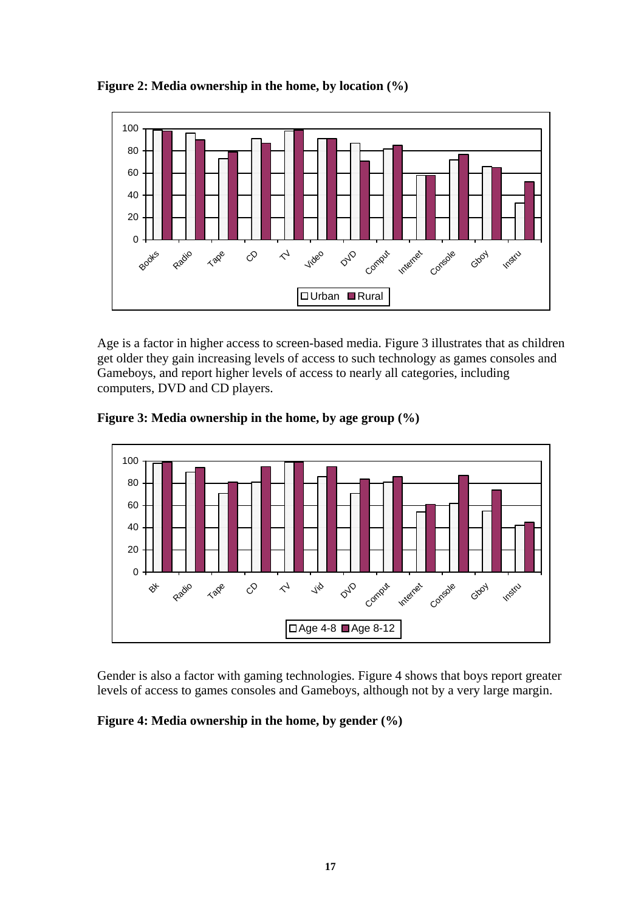**Figure 2: Media ownership in the home, by location (%)**

100
80
60
40
20
0

Books Radio Tape CD TV Video DVD Comput Internet Console Gboy Instru

Urban Rural

Age is a factor in higher access to screen-based media. Figure 3 illustrates that as children get older they gain increasing levels of access to such technology as games consoles and Gameboys, and report higher levels of access to nearly all categories, including computers, DVD and CD players.

**Figure 3: Media ownership in the home, by age group (%)**

100
80
60
40
20
0

Bk Radio Tape CD TV Vid DVD Comput Internet Console Gboy Instru

Age 4-8 Age 8-12

Gender is also a factor with gaming technologies. Figure 4 shows that boys report greater levels of access to games consoles and Gameboys, although not by a very large margin.

**Figure 4: Media ownership in the home, by gender (%)**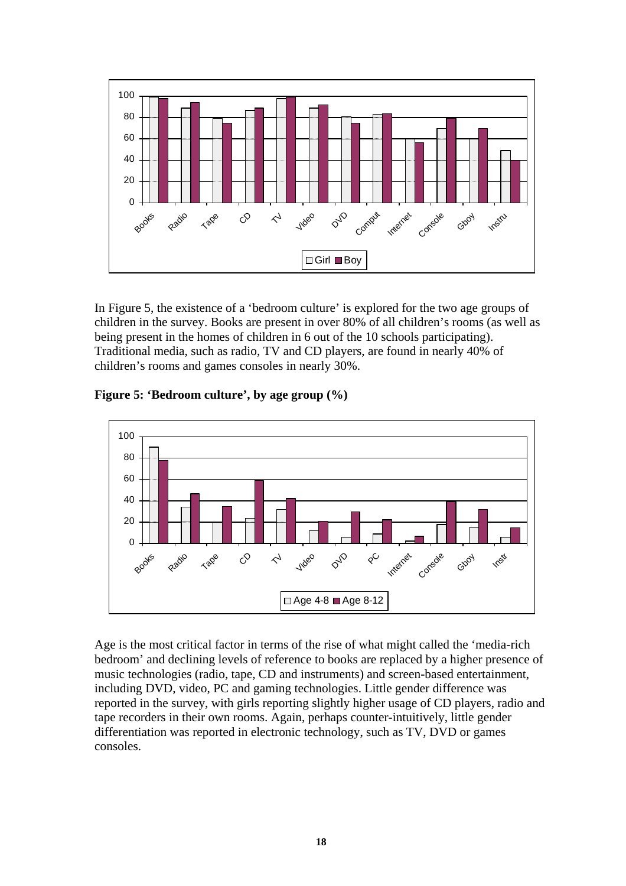100
80
60
40
20
0

Books
Radio
Tape
CD
TV
Video
DVD
Comput
Internet
Console
Gboy
Instru

□ Girl ■ Boy

In Figure 5, the existence of a 'bedroom culture' is explored for the two age groups of children in the survey. Books are present in over 80% of all children's rooms (as well as being present in the homes of children in 6 out of the 10 schools participating). Traditional media, such as radio, TV and CD players, are found in nearly 40% of children's rooms and games consoles in nearly 30%.

**Figure 5: 'Bedroom culture', by age group (%)**

100
80
60
40
20
0

Books
Radio
Tape
CD
TV
Video
DVD
PC
Internet
Console
Gboy
Instr

□ Age 4-8 ■ Age 8-12

Age is the most critical factor in terms of the rise of what might called the 'media-rich bedroom' and declining levels of reference to books are replaced by a higher presence of music technologies (radio, tape, CD and instruments) and screen-based entertainment, including DVD, video, PC and gaming technologies. Little gender difference was reported in the survey, with girls reporting slightly higher usage of CD players, radio and tape recorders in their own rooms. Again, perhaps counter-intuitively, little gender differentiation was reported in electronic technology, such as TV, DVD or games consoles.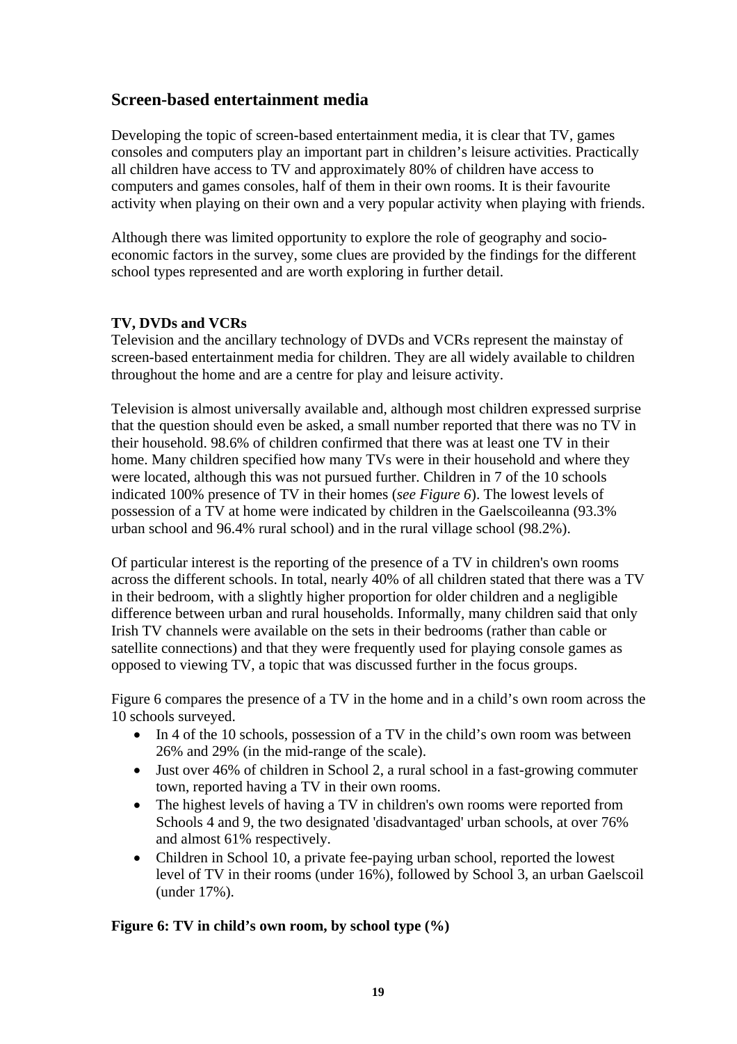## Screen-based entertainment media

Developing the topic of screen-based entertainment media, it is clear that TV, games consoles and computers play an important part in children's leisure activities. Practically all children have access to TV and approximately 80% of children have access to computers and games consoles, half of them in their own rooms. It is their favourite activity when playing on their own and a very popular activity when playing with friends.

Although there was limited opportunity to explore the role of geography and socio-economic factors in the survey, some clues are provided by the findings for the different school types represented and are worth exploring in further detail.

### TV, DVDs and VCRs

Television and the ancillary technology of DVDs and VCRs represent the mainstay of screen-based entertainment media for children. They are all widely available to children throughout the home and are a centre for play and leisure activity.

Television is almost universally available and, although most children expressed surprise that the question should even be asked, a small number reported that there was no TV in their household. 98.6% of children confirmed that there was at least one TV in their home. Many children specified how many TVs were in their household and where they were located, although this was not pursued further. Children in 7 of the 10 schools indicated 100% presence of TV in their homes (*see Figure 6*). The lowest levels of possession of a TV at home were indicated by children in the Gaelscoileanna (93.3% urban school and 96.4% rural school) and in the rural village school (98.2%).

Of particular interest is the reporting of the presence of a TV in children's own rooms across the different schools. In total, nearly 40% of all children stated that there was a TV in their bedroom, with a slightly higher proportion for older children and a negligible difference between urban and rural households. Informally, many children said that only Irish TV channels were available on the sets in their bedrooms (rather than cable or satellite connections) and that they were frequently used for playing console games as opposed to viewing TV, a topic that was discussed further in the focus groups.

Figure 6 compares the presence of a TV in the home and in a child's own room across the 10 schools surveyed.

- In 4 of the 10 schools, possession of a TV in the child's own room was between 26% and 29% (in the mid-range of the scale).
- Just over 46% of children in School 2, a rural school in a fast-growing commuter town, reported having a TV in their own rooms.
- The highest levels of having a TV in children's own rooms were reported from Schools 4 and 9, the two designated 'disadvantaged' urban schools, at over 76% and almost 61% respectively.
- Children in School 10, a private fee-paying urban school, reported the lowest level of TV in their rooms (under 16%), followed by School 3, an urban Gaelscoil (under 17%).

**Figure 6: TV in child's own room, by school type (%)**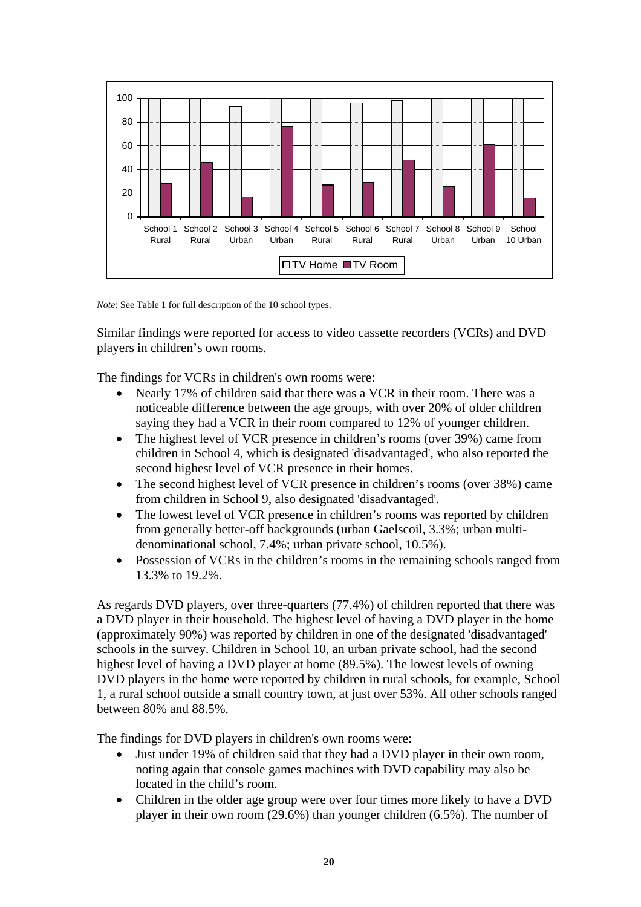*Note*: See Table 1 for full description of the 10 school types.

Similar findings were reported for access to video cassette recorders (VCRs) and DVD players in children's own rooms.

The findings for VCRs in children's own rooms were:

- Nearly 17% of children said that there was a VCR in their room. There was a noticeable difference between the age groups, with over 20% of older children saying they had a VCR in their room compared to 12% of younger children.
- The highest level of VCR presence in children's rooms (over 39%) came from children in School 4, which is designated 'disadvantaged', who also reported the second highest level of VCR presence in their homes.
- The second highest level of VCR presence in children's rooms (over 38%) came from children in School 9, also designated 'disadvantaged'.
- The lowest level of VCR presence in children's rooms was reported by children from generally better-off backgrounds (urban Gaelscoil, 3.3%; urban multi-denominational school, 7.4%; urban private school, 10.5%).
- Possession of VCRs in the children's rooms in the remaining schools ranged from 13.3% to 19.2%.

As regards DVD players, over three-quarters (77.4%) of children reported that there was a DVD player in their household. The highest level of having a DVD player in the home (approximately 90%) was reported by children in one of the designated 'disadvantaged' schools in the survey. Children in School 10, an urban private school, had the second highest level of having a DVD player at home (89.5%). The lowest levels of owning DVD players in the home were reported by children in rural schools, for example, School 1, a rural school outside a small country town, at just over 53%. All other schools ranged between 80% and 88.5%.

The findings for DVD players in children's own rooms were:

- Just under 19% of children said that they had a DVD player in their own room, noting again that console games machines with DVD capability may also be located in the child's room.
- Children in the older age group were over four times more likely to have a DVD player in their own room (29.6%) than younger children (6.5%). The number of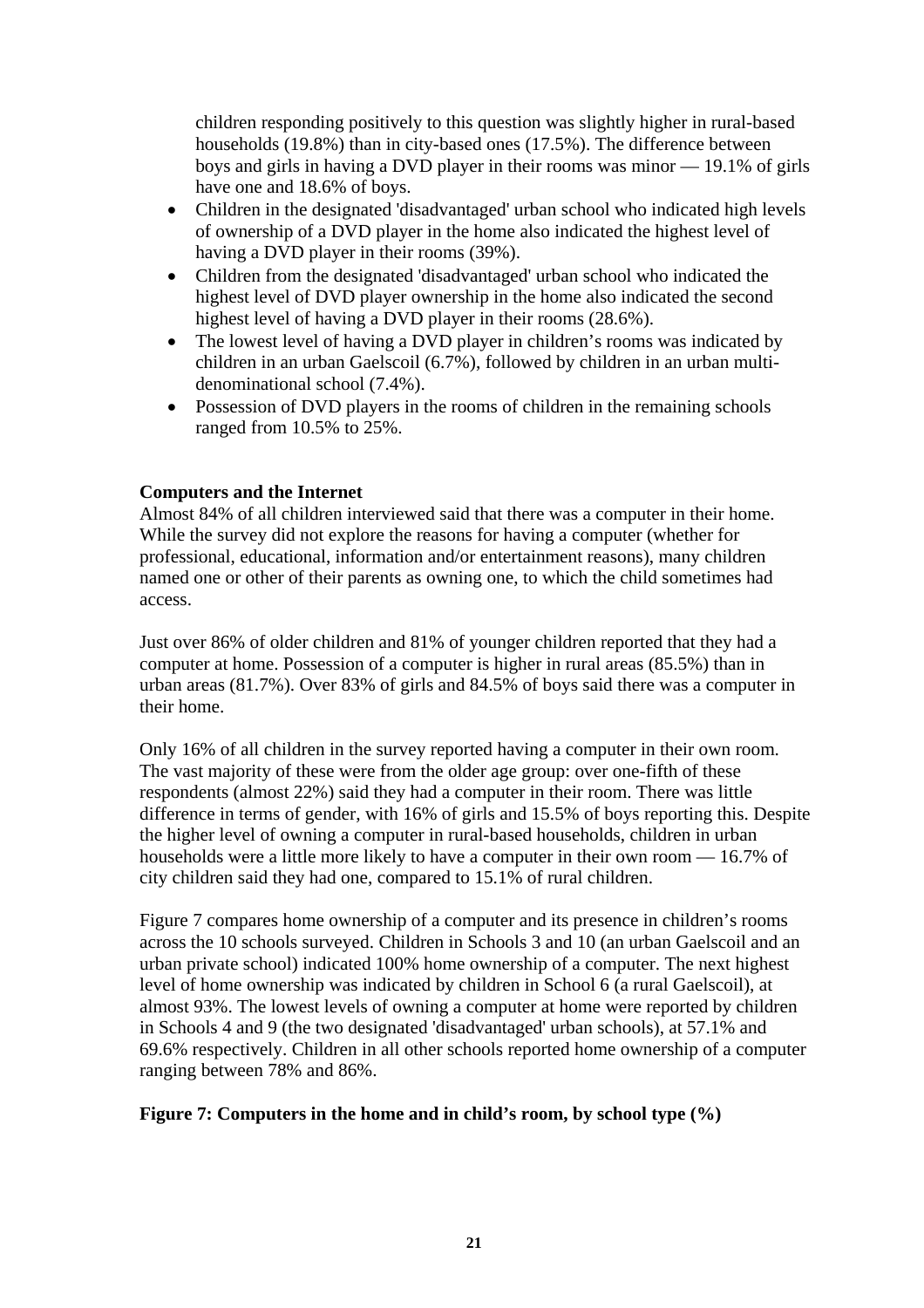children responding positively to this question was slightly higher in rural-based households (19.8%) than in city-based ones (17.5%). The difference between boys and girls in having a DVD player in their rooms was minor — 19.1% of girls have one and 18.6% of boys.

- Children in the designated 'disadvantaged' urban school who indicated high levels of ownership of a DVD player in the home also indicated the highest level of having a DVD player in their rooms (39%).
- Children from the designated 'disadvantaged' urban school who indicated the highest level of DVD player ownership in the home also indicated the second highest level of having a DVD player in their rooms (28.6%).
- The lowest level of having a DVD player in children's rooms was indicated by children in an urban Gaelscoil (6.7%), followed by children in an urban multi-denominational school (7.4%).
- Possession of DVD players in the rooms of children in the remaining schools ranged from 10.5% to 25%.

**Computers and the Internet**

Almost 84% of all children interviewed said that there was a computer in their home. While the survey did not explore the reasons for having a computer (whether for professional, educational, information and/or entertainment reasons), many children named one or other of their parents as owning one, to which the child sometimes had access.

Just over 86% of older children and 81% of younger children reported that they had a computer at home. Possession of a computer is higher in rural areas (85.5%) than in urban areas (81.7%). Over 83% of girls and 84.5% of boys said there was a computer in their home.

Only 16% of all children in the survey reported having a computer in their own room. The vast majority of these were from the older age group: over one-fifth of these respondents (almost 22%) said they had a computer in their room. There was little difference in terms of gender, with 16% of girls and 15.5% of boys reporting this. Despite the higher level of owning a computer in rural-based households, children in urban households were a little more likely to have a computer in their own room — 16.7% of city children said they had one, compared to 15.1% of rural children.

Figure 7 compares home ownership of a computer and its presence in children's rooms across the 10 schools surveyed. Children in Schools 3 and 10 (an urban Gaelscoil and an urban private school) indicated 100% home ownership of a computer. The next highest level of home ownership was indicated by children in School 6 (a rural Gaelscoil), at almost 93%. The lowest levels of owning a computer at home were reported by children in Schools 4 and 9 (the two designated 'disadvantaged' urban schools), at 57.1% and 69.6% respectively. Children in all other schools reported home ownership of a computer ranging between 78% and 86%.

**Figure 7: Computers in the home and in child's room, by school type (%)**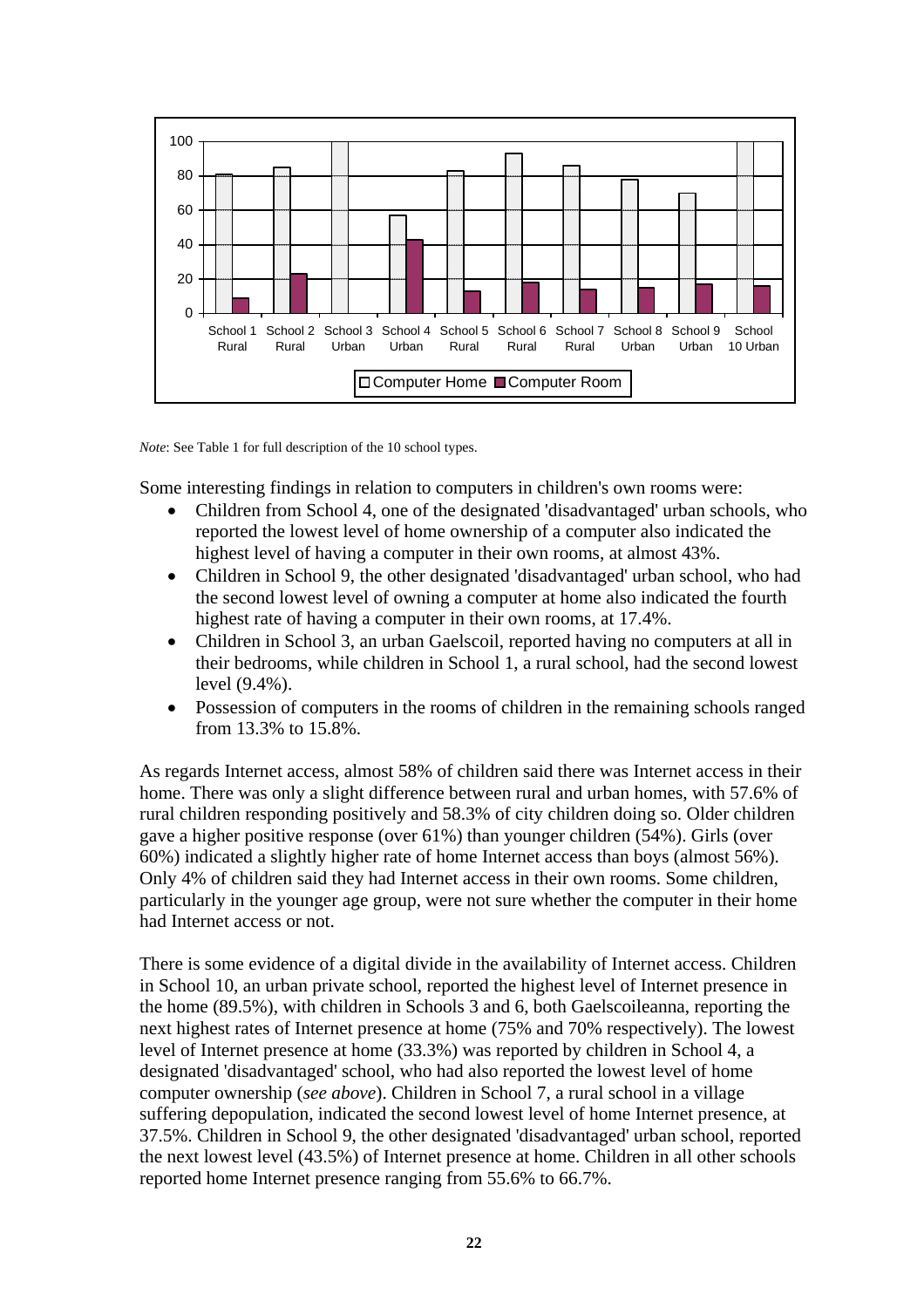100
80
60
40
20
0

School 1 Rural
School 2 Rural
School 3 Urban
School 4 Urban
School 5 Rural
School 6 Rural
School 7 Rural
School 8 Urban
School 9 Urban
School 10 Urban

Computer Home
Computer Room

*Note*: See Table 1 for full description of the 10 school types.

Some interesting findings in relation to computers in children's own rooms were:

- Children from School 4, one of the designated 'disadvantaged' urban schools, who reported the lowest level of home ownership of a computer also indicated the highest level of having a computer in their own rooms, at almost 43%.
- Children in School 9, the other designated 'disadvantaged' urban school, who had the second lowest level of owning a computer at home also indicated the fourth highest rate of having a computer in their own rooms, at 17.4%.
- Children in School 3, an urban Gaelscoil, reported having no computers at all in their bedrooms, while children in School 1, a rural school, had the second lowest level (9.4%).
- Possession of computers in the rooms of children in the remaining schools ranged from 13.3% to 15.8%.

As regards Internet access, almost 58% of children said there was Internet access in their home. There was only a slight difference between rural and urban homes, with 57.6% of rural children responding positively and 58.3% of city children doing so. Older children gave a higher positive response (over 61%) than younger children (54%). Girls (over 60%) indicated a slightly higher rate of home Internet access than boys (almost 56%). Only 4% of children said they had Internet access in their own rooms. Some children, particularly in the younger age group, were not sure whether the computer in their home had Internet access or not.

There is some evidence of a digital divide in the availability of Internet access. Children in School 10, an urban private school, reported the highest level of Internet presence in the home (89.5%), with children in Schools 3 and 6, both Gaelscoileanna, reporting the next highest rates of Internet presence at home (75% and 70% respectively). The lowest level of Internet presence at home (33.3%) was reported by children in School 4, a designated 'disadvantaged' school, who had also reported the lowest level of home computer ownership (*see above*). Children in School 7, a rural school in a village suffering depopulation, indicated the second lowest level of home Internet presence, at 37.5%. Children in School 9, the other designated 'disadvantaged' urban school, reported the next lowest level (43.5%) of Internet presence at home. Children in all other schools reported home Internet presence ranging from 55.6% to 66.7%.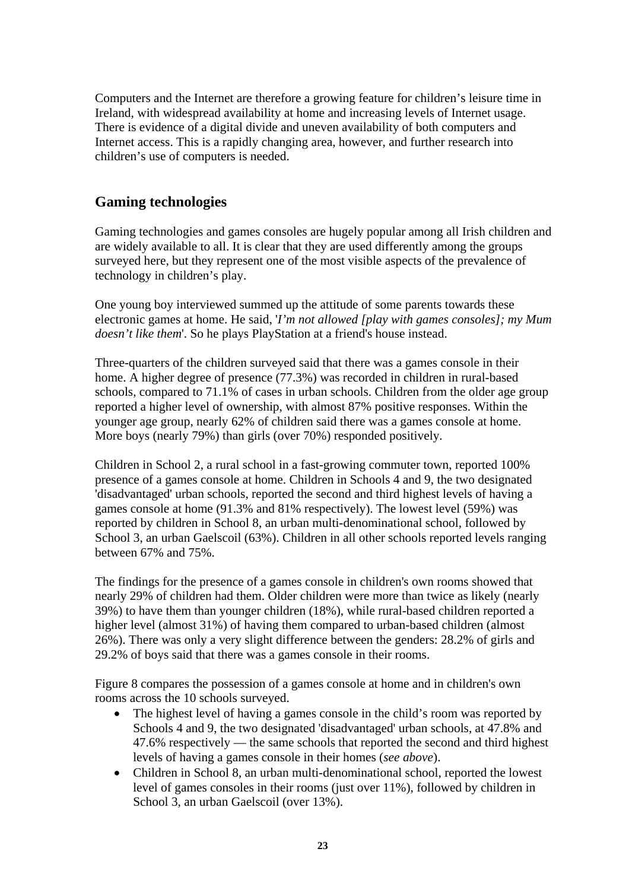Computers and the Internet are therefore a growing feature for children's leisure time in Ireland, with widespread availability at home and increasing levels of Internet usage. There is evidence of a digital divide and uneven availability of both computers and Internet access. This is a rapidly changing area, however, and further research into children's use of computers is needed.

## Gaming technologies

Gaming technologies and games consoles are hugely popular among all Irish children and are widely available to all. It is clear that they are used differently among the groups surveyed here, but they represent one of the most visible aspects of the prevalence of technology in children's play.

One young boy interviewed summed up the attitude of some parents towards these electronic games at home. He said, '*I'm not allowed [play with games consoles]; my Mum doesn't like them*'. So he plays PlayStation at a friend's house instead.

Three-quarters of the children surveyed said that there was a games console in their home. A higher degree of presence (77.3%) was recorded in children in rural-based schools, compared to 71.1% of cases in urban schools. Children from the older age group reported a higher level of ownership, with almost 87% positive responses. Within the younger age group, nearly 62% of children said there was a games console at home. More boys (nearly 79%) than girls (over 70%) responded positively.

Children in School 2, a rural school in a fast-growing commuter town, reported 100% presence of a games console at home. Children in Schools 4 and 9, the two designated 'disadvantaged' urban schools, reported the second and third highest levels of having a games console at home (91.3% and 81% respectively). The lowest level (59%) was reported by children in School 8, an urban multi-denominational school, followed by School 3, an urban Gaelscoil (63%). Children in all other schools reported levels ranging between 67% and 75%.

The findings for the presence of a games console in children's own rooms showed that nearly 29% of children had them. Older children were more than twice as likely (nearly 39%) to have them than younger children (18%), while rural-based children reported a higher level (almost 31%) of having them compared to urban-based children (almost 26%). There was only a very slight difference between the genders: 28.2% of girls and 29.2% of boys said that there was a games console in their rooms.

Figure 8 compares the possession of a games console at home and in children's own rooms across the 10 schools surveyed.

- The highest level of having a games console in the child's room was reported by Schools 4 and 9, the two designated 'disadvantaged' urban schools, at 47.8% and 47.6% respectively — the same schools that reported the second and third highest levels of having a games console in their homes (*see above*).
- Children in School 8, an urban multi-denominational school, reported the lowest level of games consoles in their rooms (just over 11%), followed by children in School 3, an urban Gaelscoil (over 13%).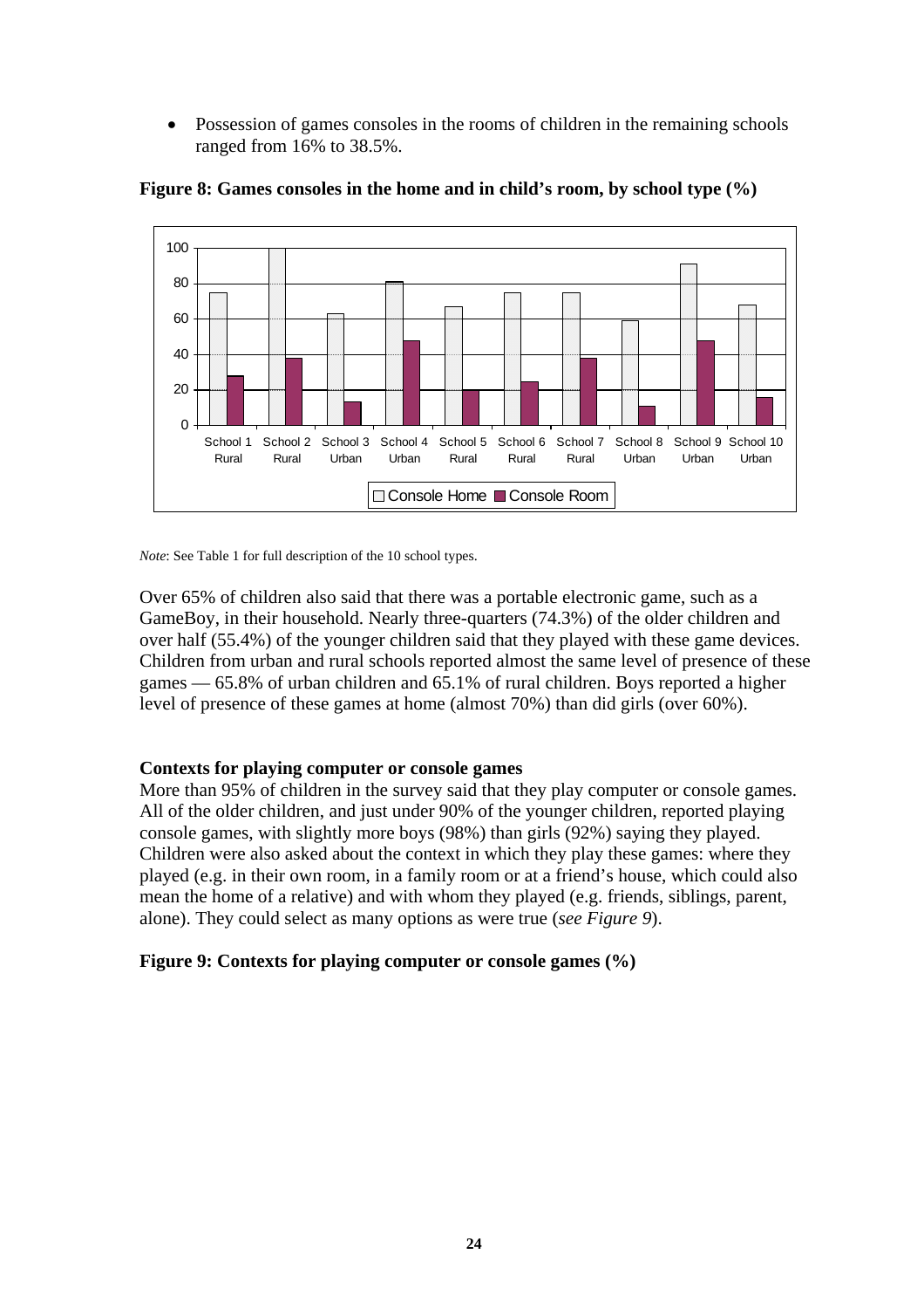- Possession of games consoles in the rooms of children in the remaining schools ranged from 16% to 38.5%.

**Figure 8: Games consoles in the home and in child's room, by school type (%)**

100
80
60
40
20
0

School 1 Rural
School 2 Rural
School 3 Urban
School 4 Urban
School 5 Rural
School 6 Rural
School 7 Rural
School 8 Urban
School 9 Urban
School 10 Urban

Console Home
Console Room

*Note*: See Table 1 for full description of the 10 school types.

Over 65% of children also said that there was a portable electronic game, such as a GameBoy, in their household. Nearly three-quarters (74.3%) of the older children and over half (55.4%) of the younger children said that they played with these game devices. Children from urban and rural schools reported almost the same level of presence of these games — 65.8% of urban children and 65.1% of rural children. Boys reported a higher level of presence of these games at home (almost 70%) than did girls (over 60%).

### Contexts for playing computer or console games

More than 95% of children in the survey said that they play computer or console games. All of the older children, and just under 90% of the younger children, reported playing console games, with slightly more boys (98%) than girls (92%) saying they played. Children were also asked about the context in which they play these games: where they played (e.g. in their own room, in a family room or at a friend's house, which could also mean the home of a relative) and with whom they played (e.g. friends, siblings, parent, alone). They could select as many options as were true (*see Figure 9*).

**Figure 9: Contexts for playing computer or console games (%)**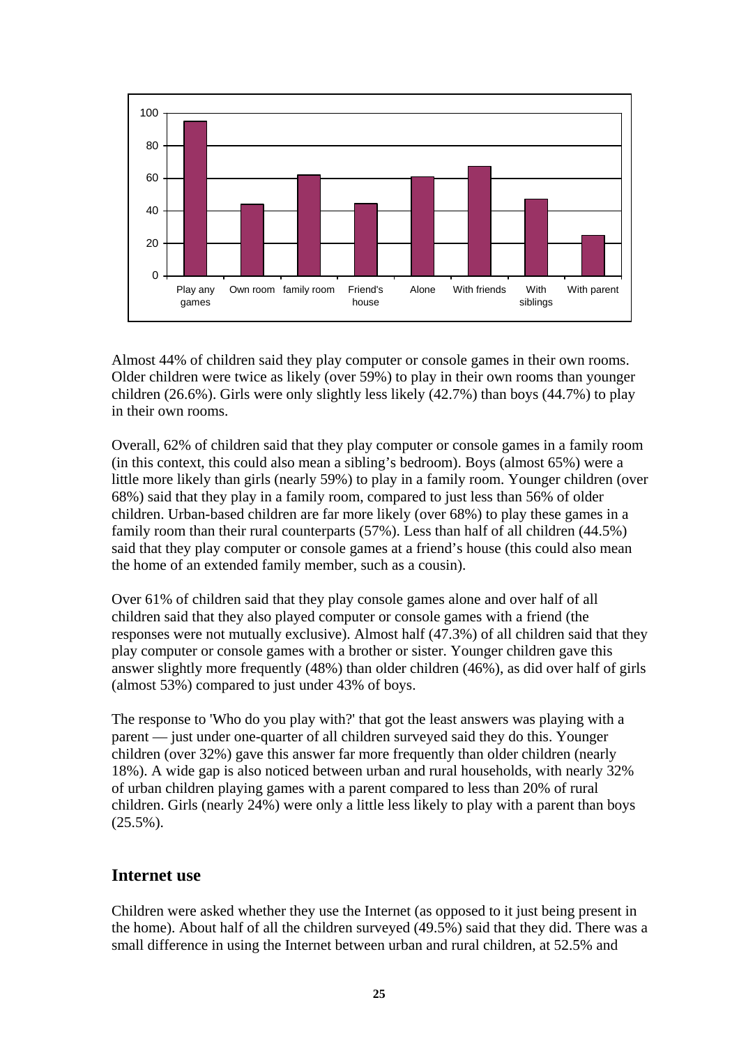100
80
60
40
20
0

Play any games
Own room
family room
Friend's house
Alone
With friends
With siblings
With parent

Almost 44% of children said they play computer or console games in their own rooms. Older children were twice as likely (over 59%) to play in their own rooms than younger children (26.6%). Girls were only slightly less likely (42.7%) than boys (44.7%) to play in their own rooms.

Overall, 62% of children said that they play computer or console games in a family room (in this context, this could also mean a sibling's bedroom). Boys (almost 65%) were a little more likely than girls (nearly 59%) to play in a family room. Younger children (over 68%) said that they play in a family room, compared to just less than 56% of older children. Urban-based children are far more likely (over 68%) to play these games in a family room than their rural counterparts (57%). Less than half of all children (44.5%) said that they play computer or console games at a friend's house (this could also mean the home of an extended family member, such as a cousin).

Over 61% of children said that they play console games alone and over half of all children said that they also played computer or console games with a friend (the responses were not mutually exclusive). Almost half (47.3%) of all children said that they play computer or console games with a brother or sister. Younger children gave this answer slightly more frequently (48%) than older children (46%), as did over half of girls (almost 53%) compared to just under 43% of boys.

The response to 'Who do you play with?' that got the least answers was playing with a parent — just under one-quarter of all children surveyed said they do this. Younger children (over 32%) gave this answer far more frequently than older children (nearly 18%). A wide gap is also noticed between urban and rural households, with nearly 32% of urban children playing games with a parent compared to less than 20% of rural children. Girls (nearly 24%) were only a little less likely to play with a parent than boys (25.5%).

## Internet use

Children were asked whether they use the Internet (as opposed to it just being present in the home). About half of all the children surveyed (49.5%) said that they did. There was a small difference in using the Internet between urban and rural children, at 52.5% and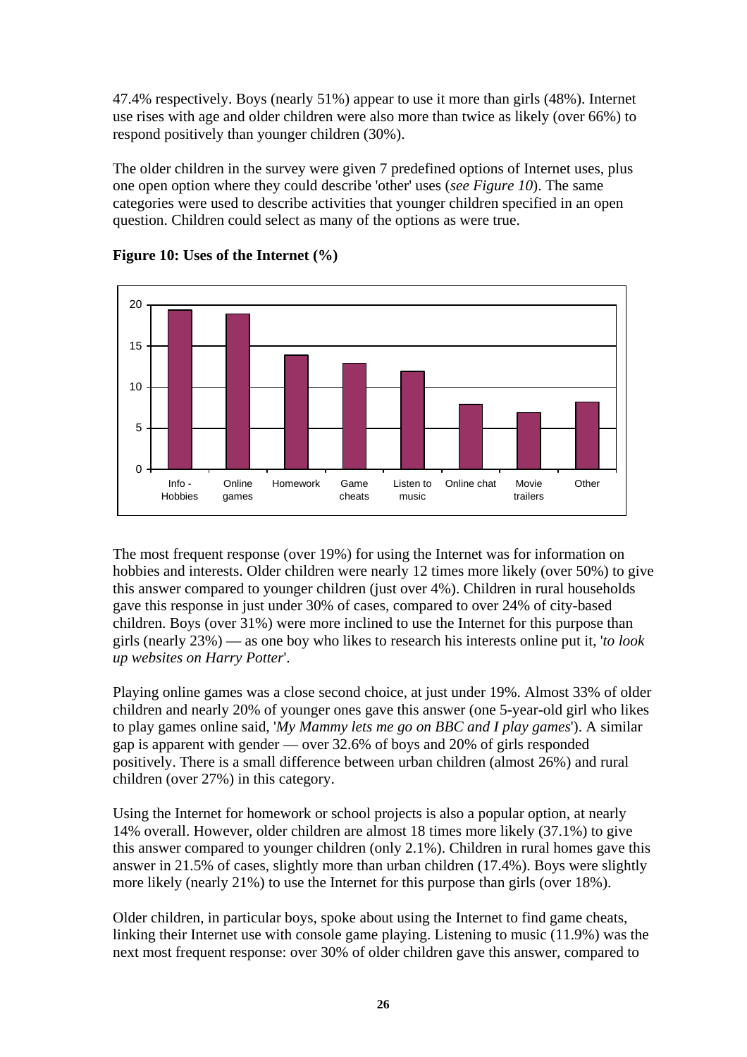47.4% respectively. Boys (nearly 51%) appear to use it more than girls (48%). Internet use rises with age and older children were also more than twice as likely (over 66%) to respond positively than younger children (30%).

The older children in the survey were given 7 predefined options of Internet uses, plus one open option where they could describe 'other' uses (*see Figure 10*). The same categories were used to describe activities that younger children specified in an open question. Children could select as many of the options as were true.

**Figure 10: Uses of the Internet (%)**

20
15
10
5
0

Info - Hobbies
Online games
Homework
Game cheats
Listen to music
Online chat
Movie trailers
Other

The most frequent response (over 19%) for using the Internet was for information on hobbies and interests. Older children were nearly 12 times more likely (over 50%) to give this answer compared to younger children (just over 4%). Children in rural households gave this response in just under 30% of cases, compared to over 24% of city-based children. Boys (over 31%) were more inclined to use the Internet for this purpose than girls (nearly 23%) — as one boy who likes to research his interests online put it, '*to look up websites on Harry Potter*'.

Playing online games was a close second choice, at just under 19%. Almost 33% of older children and nearly 20% of younger ones gave this answer (one 5-year-old girl who likes to play games online said, '*My Mammy lets me go on BBC and I play games*'). A similar gap is apparent with gender — over 32.6% of boys and 20% of girls responded positively. There is a small difference between urban children (almost 26%) and rural children (over 27%) in this category.

Using the Internet for homework or school projects is also a popular option, at nearly 14% overall. However, older children are almost 18 times more likely (37.1%) to give this answer compared to younger children (only 2.1%). Children in rural homes gave this answer in 21.5% of cases, slightly more than urban children (17.4%). Boys were slightly more likely (nearly 21%) to use the Internet for this purpose than girls (over 18%).

Older children, in particular boys, spoke about using the Internet to find game cheats, linking their Internet use with console game playing. Listening to music (11.9%) was the next most frequent response: over 30% of older children gave this answer, compared to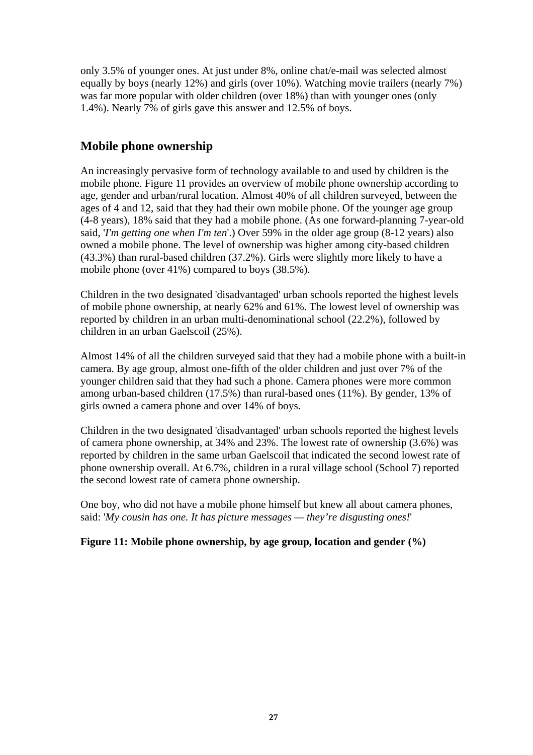only 3.5% of younger ones. At just under 8%, online chat/e-mail was selected almost equally by boys (nearly 12%) and girls (over 10%). Watching movie trailers (nearly 7%) was far more popular with older children (over 18%) than with younger ones (only 1.4%). Nearly 7% of girls gave this answer and 12.5% of boys.

## Mobile phone ownership

An increasingly pervasive form of technology available to and used by children is the mobile phone. Figure 11 provides an overview of mobile phone ownership according to age, gender and urban/rural location. Almost 40% of all children surveyed, between the ages of 4 and 12, said that they had their own mobile phone. Of the younger age group (4-8 years), 18% said that they had a mobile phone. (As one forward-planning 7-year-old said, '*I'm getting one when I'm ten*'.) Over 59% in the older age group (8-12 years) also owned a mobile phone. The level of ownership was higher among city-based children (43.3%) than rural-based children (37.2%). Girls were slightly more likely to have a mobile phone (over 41%) compared to boys (38.5%).

Children in the two designated 'disadvantaged' urban schools reported the highest levels of mobile phone ownership, at nearly 62% and 61%. The lowest level of ownership was reported by children in an urban multi-denominational school (22.2%), followed by children in an urban Gaelscoil (25%).

Almost 14% of all the children surveyed said that they had a mobile phone with a built-in camera. By age group, almost one-fifth of the older children and just over 7% of the younger children said that they had such a phone. Camera phones were more common among urban-based children (17.5%) than rural-based ones (11%). By gender, 13% of girls owned a camera phone and over 14% of boys.

Children in the two designated 'disadvantaged' urban schools reported the highest levels of camera phone ownership, at 34% and 23%. The lowest rate of ownership (3.6%) was reported by children in the same urban Gaelscoil that indicated the second lowest rate of phone ownership overall. At 6.7%, children in a rural village school (School 7) reported the second lowest rate of camera phone ownership.

One boy, who did not have a mobile phone himself but knew all about camera phones, said: '*My cousin has one. It has picture messages — they're disgusting ones!*'

**Figure 11: Mobile phone ownership, by age group, location and gender (%)**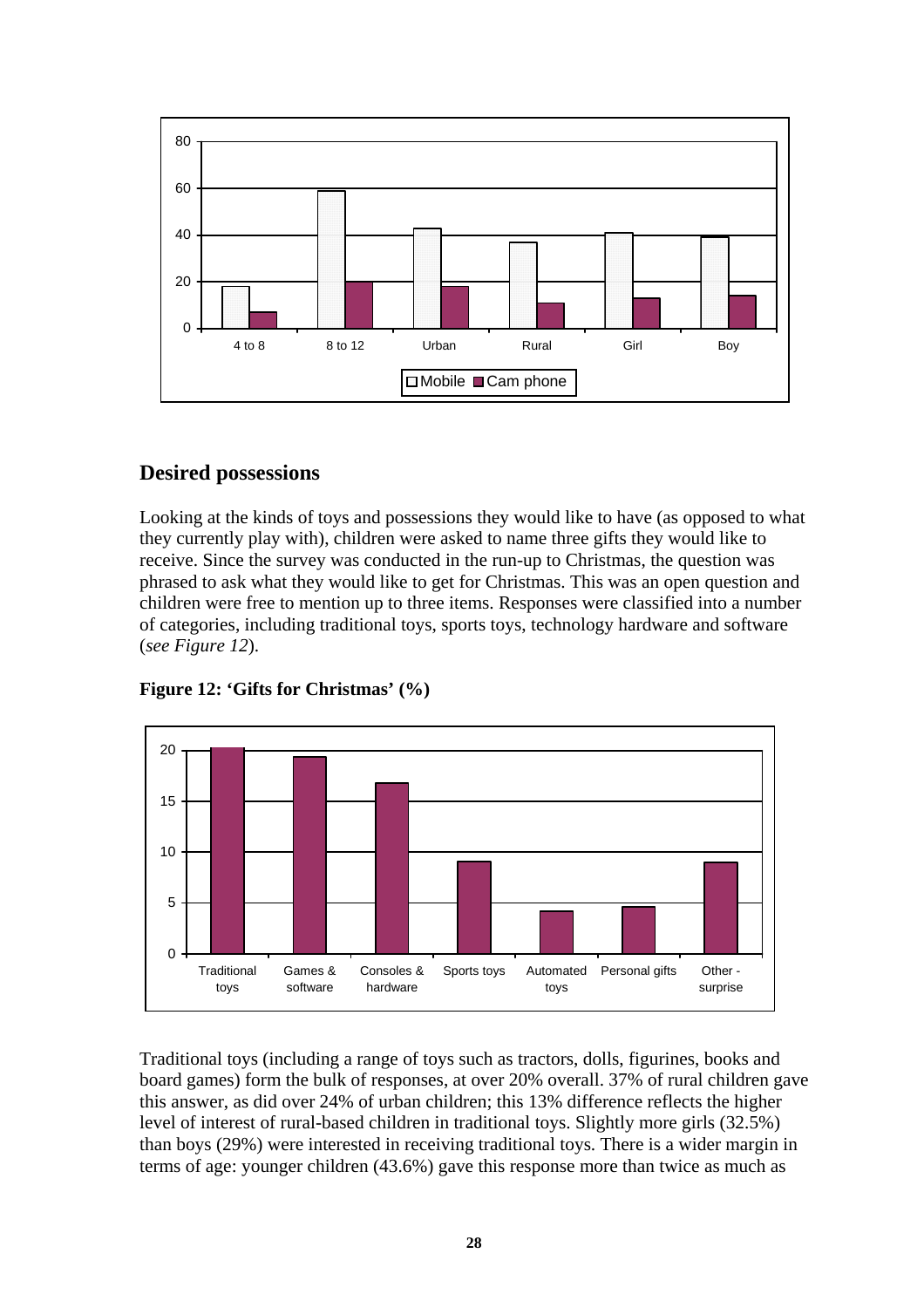80
60
40
20
0

4 to 8
8 to 12
Urban
Rural
Girl
Boy

□ Mobile ■ Cam phone

## Desired possessions

Looking at the kinds of toys and possessions they would like to have (as opposed to what they currently play with), children were asked to name three gifts they would like to receive. Since the survey was conducted in the run-up to Christmas, the question was phrased to ask what they would like to get for Christmas. This was an open question and children were free to mention up to three items. Responses were classified into a number of categories, including traditional toys, sports toys, technology hardware and software (*see Figure 12*).

**Figure 12: 'Gifts for Christmas' (%)**

20
15
10
5
0

Traditional toys
Games & software
Consoles & hardware
Sports toys
Automated toys
Personal gifts
Other - surprise

Traditional toys (including a range of toys such as tractors, dolls, figurines, books and board games) form the bulk of responses, at over 20% overall. 37% of rural children gave this answer, as did over 24% of urban children; this 13% difference reflects the higher level of interest of rural-based children in traditional toys. Slightly more girls (32.5%) than boys (29%) were interested in receiving traditional toys. There is a wider margin in terms of age: younger children (43.6%) gave this response more than twice as much as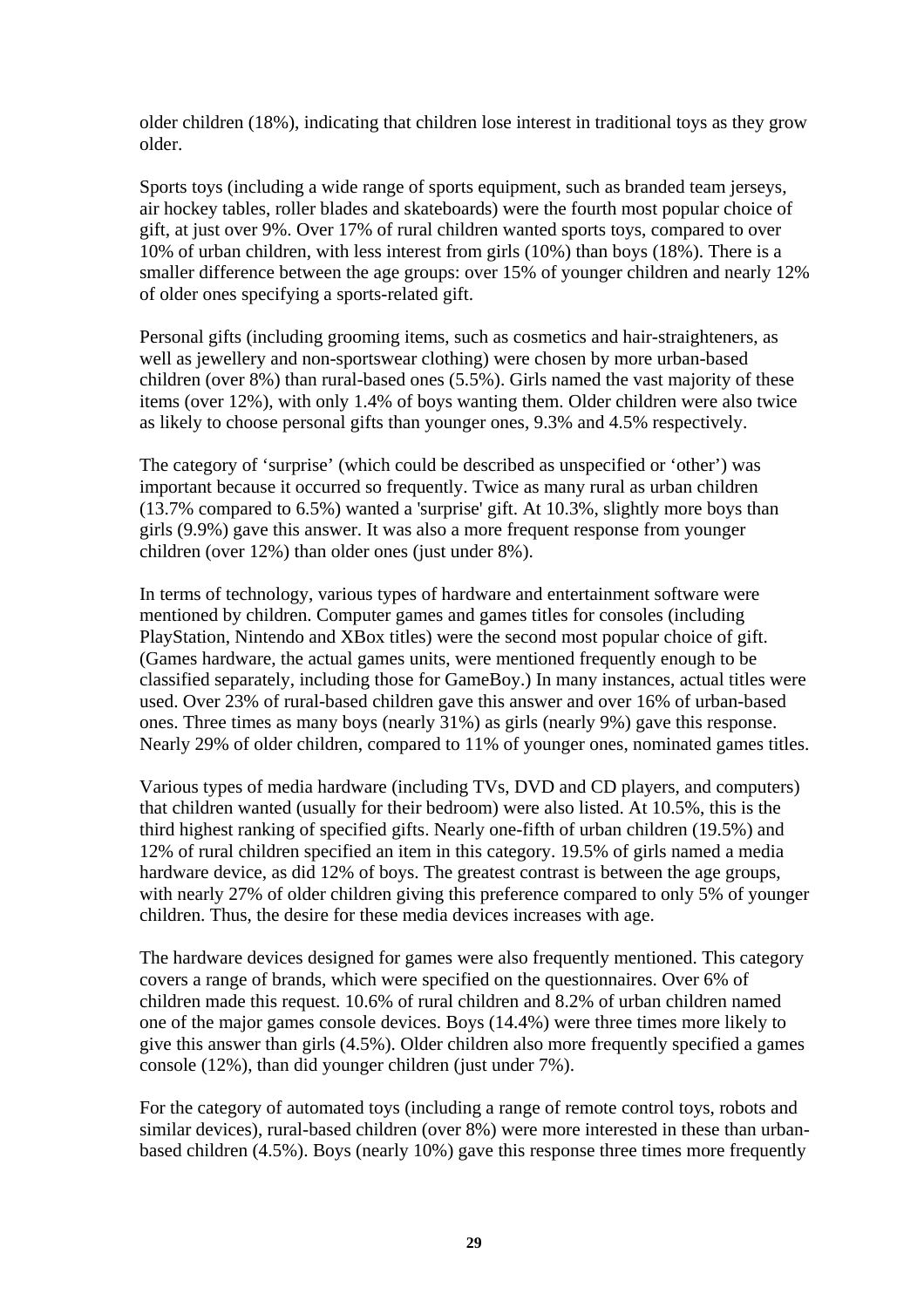older children (18%), indicating that children lose interest in traditional toys as they grow older.

Sports toys (including a wide range of sports equipment, such as branded team jerseys, air hockey tables, roller blades and skateboards) were the fourth most popular choice of gift, at just over 9%. Over 17% of rural children wanted sports toys, compared to over 10% of urban children, with less interest from girls (10%) than boys (18%). There is a smaller difference between the age groups: over 15% of younger children and nearly 12% of older ones specifying a sports-related gift.

Personal gifts (including grooming items, such as cosmetics and hair-straighteners, as well as jewellery and non-sportswear clothing) were chosen by more urban-based children (over 8%) than rural-based ones (5.5%). Girls named the vast majority of these items (over 12%), with only 1.4% of boys wanting them. Older children were also twice as likely to choose personal gifts than younger ones, 9.3% and 4.5% respectively.

The category of 'surprise' (which could be described as unspecified or 'other') was important because it occurred so frequently. Twice as many rural as urban children (13.7% compared to 6.5%) wanted a 'surprise' gift. At 10.3%, slightly more boys than girls (9.9%) gave this answer. It was also a more frequent response from younger children (over 12%) than older ones (just under 8%).

In terms of technology, various types of hardware and entertainment software were mentioned by children. Computer games and games titles for consoles (including PlayStation, Nintendo and XBox titles) were the second most popular choice of gift. (Games hardware, the actual games units, were mentioned frequently enough to be classified separately, including those for GameBoy.) In many instances, actual titles were used. Over 23% of rural-based children gave this answer and over 16% of urban-based ones. Three times as many boys (nearly 31%) as girls (nearly 9%) gave this response. Nearly 29% of older children, compared to 11% of younger ones, nominated games titles.

Various types of media hardware (including TVs, DVD and CD players, and computers) that children wanted (usually for their bedroom) were also listed. At 10.5%, this is the third highest ranking of specified gifts. Nearly one-fifth of urban children (19.5%) and 12% of rural children specified an item in this category. 19.5% of girls named a media hardware device, as did 12% of boys. The greatest contrast is between the age groups, with nearly 27% of older children giving this preference compared to only 5% of younger children. Thus, the desire for these media devices increases with age.

The hardware devices designed for games were also frequently mentioned. This category covers a range of brands, which were specified on the questionnaires. Over 6% of children made this request. 10.6% of rural children and 8.2% of urban children named one of the major games console devices. Boys (14.4%) were three times more likely to give this answer than girls (4.5%). Older children also more frequently specified a games console (12%), than did younger children (just under 7%).

For the category of automated toys (including a range of remote control toys, robots and similar devices), rural-based children (over 8%) were more interested in these than urban-based children (4.5%). Boys (nearly 10%) gave this response three times more frequently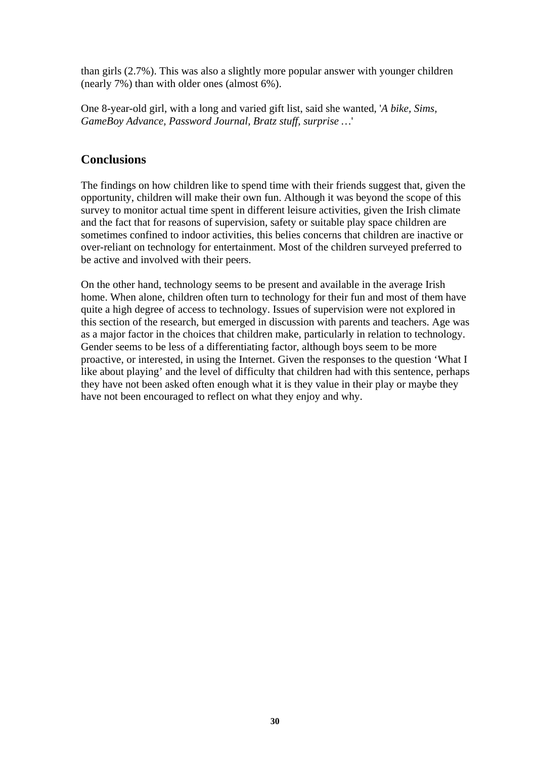than girls (2.7%). This was also a slightly more popular answer with younger children (nearly 7%) than with older ones (almost 6%).

One 8-year-old girl, with a long and varied gift list, said she wanted, '*A bike, Sims, GameBoy Advance, Password Journal, Bratz stuff, surprise …*'

## Conclusions

The findings on how children like to spend time with their friends suggest that, given the opportunity, children will make their own fun. Although it was beyond the scope of this survey to monitor actual time spent in different leisure activities, given the Irish climate and the fact that for reasons of supervision, safety or suitable play space children are sometimes confined to indoor activities, this belies concerns that children are inactive or over-reliant on technology for entertainment. Most of the children surveyed preferred to be active and involved with their peers.

On the other hand, technology seems to be present and available in the average Irish home. When alone, children often turn to technology for their fun and most of them have quite a high degree of access to technology. Issues of supervision were not explored in this section of the research, but emerged in discussion with parents and teachers. Age was as a major factor in the choices that children make, particularly in relation to technology. Gender seems to be less of a differentiating factor, although boys seem to be more proactive, or interested, in using the Internet. Given the responses to the question 'What I like about playing' and the level of difficulty that children had with this sentence, perhaps they have not been asked often enough what it is they value in their play or maybe they have not been encouraged to reflect on what they enjoy and why.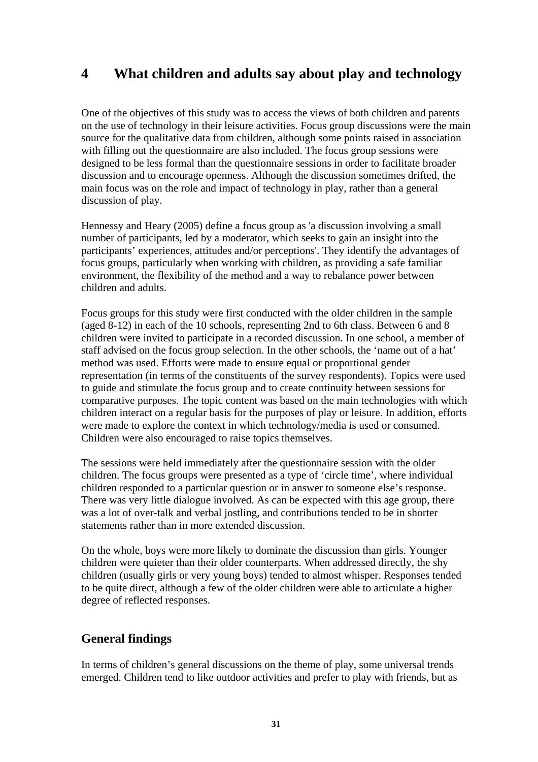# 4 What children and adults say about play and technology

One of the objectives of this study was to access the views of both children and parents on the use of technology in their leisure activities. Focus group discussions were the main source for the qualitative data from children, although some points raised in association with filling out the questionnaire are also included. The focus group sessions were designed to be less formal than the questionnaire sessions in order to facilitate broader discussion and to encourage openness. Although the discussion sometimes drifted, the main focus was on the role and impact of technology in play, rather than a general discussion of play.

Hennessy and Heary (2005) define a focus group as 'a discussion involving a small number of participants, led by a moderator, which seeks to gain an insight into the participants' experiences, attitudes and/or perceptions'. They identify the advantages of focus groups, particularly when working with children, as providing a safe familiar environment, the flexibility of the method and a way to rebalance power between children and adults.

Focus groups for this study were first conducted with the older children in the sample (aged 8-12) in each of the 10 schools, representing 2nd to 6th class. Between 6 and 8 children were invited to participate in a recorded discussion. In one school, a member of staff advised on the focus group selection. In the other schools, the 'name out of a hat' method was used. Efforts were made to ensure equal or proportional gender representation (in terms of the constituents of the survey respondents). Topics were used to guide and stimulate the focus group and to create continuity between sessions for comparative purposes. The topic content was based on the main technologies with which children interact on a regular basis for the purposes of play or leisure. In addition, efforts were made to explore the context in which technology/media is used or consumed. Children were also encouraged to raise topics themselves.

The sessions were held immediately after the questionnaire session with the older children. The focus groups were presented as a type of 'circle time', where individual children responded to a particular question or in answer to someone else's response. There was very little dialogue involved. As can be expected with this age group, there was a lot of over-talk and verbal jostling, and contributions tended to be in shorter statements rather than in more extended discussion.

On the whole, boys were more likely to dominate the discussion than girls. Younger children were quieter than their older counterparts. When addressed directly, the shy children (usually girls or very young boys) tended to almost whisper. Responses tended to be quite direct, although a few of the older children were able to articulate a higher degree of reflected responses.

## General findings

In terms of children's general discussions on the theme of play, some universal trends emerged. Children tend to like outdoor activities and prefer to play with friends, but as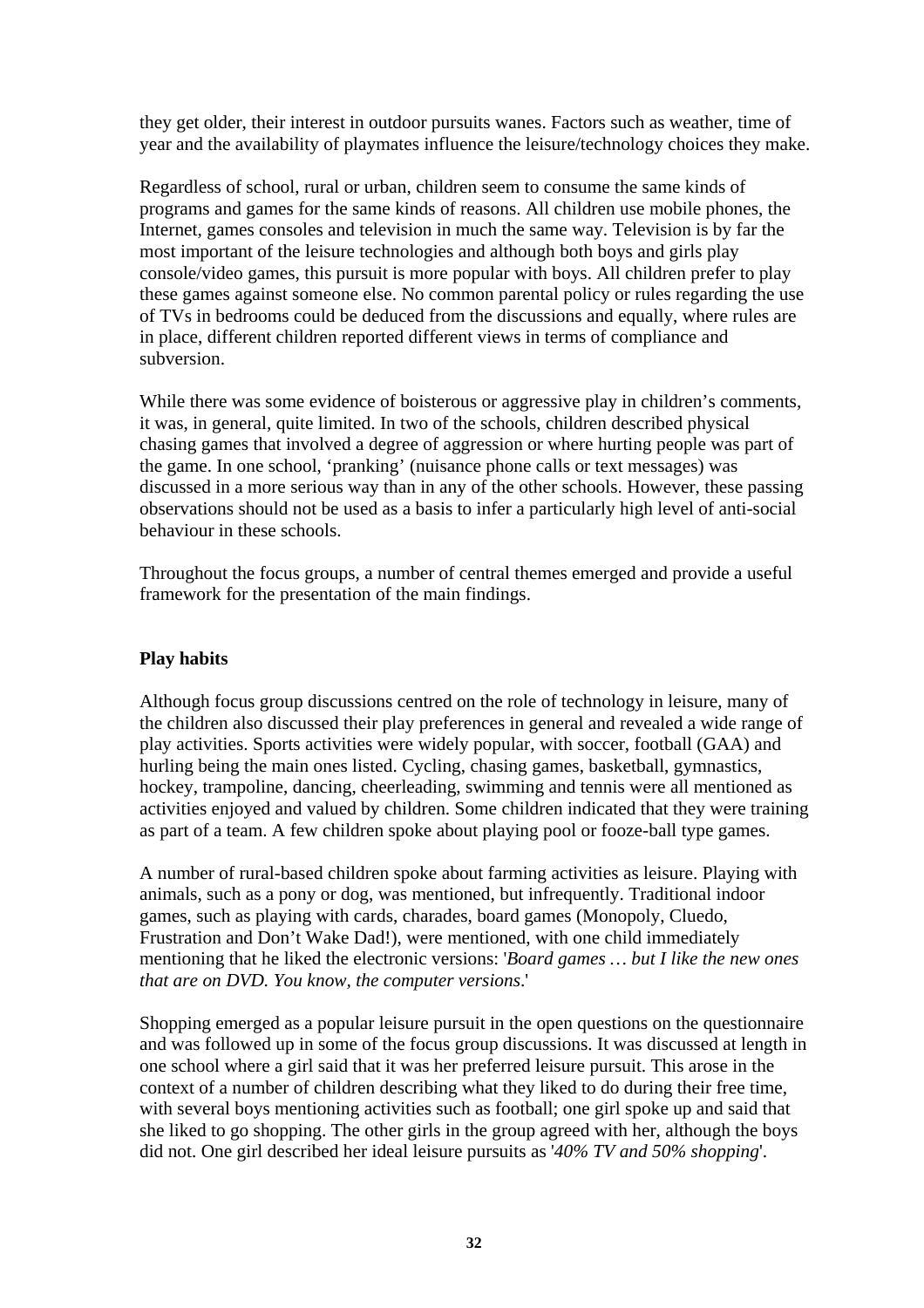they get older, their interest in outdoor pursuits wanes. Factors such as weather, time of year and the availability of playmates influence the leisure/technology choices they make.

Regardless of school, rural or urban, children seem to consume the same kinds of programs and games for the same kinds of reasons. All children use mobile phones, the Internet, games consoles and television in much the same way. Television is by far the most important of the leisure technologies and although both boys and girls play console/video games, this pursuit is more popular with boys. All children prefer to play these games against someone else. No common parental policy or rules regarding the use of TVs in bedrooms could be deduced from the discussions and equally, where rules are in place, different children reported different views in terms of compliance and subversion.

While there was some evidence of boisterous or aggressive play in children's comments, it was, in general, quite limited. In two of the schools, children described physical chasing games that involved a degree of aggression or where hurting people was part of the game. In one school, 'pranking' (nuisance phone calls or text messages) was discussed in a more serious way than in any of the other schools. However, these passing observations should not be used as a basis to infer a particularly high level of anti-social behaviour in these schools.

Throughout the focus groups, a number of central themes emerged and provide a useful framework for the presentation of the main findings.

**Play habits**

Although focus group discussions centred on the role of technology in leisure, many of the children also discussed their play preferences in general and revealed a wide range of play activities. Sports activities were widely popular, with soccer, football (GAA) and hurling being the main ones listed. Cycling, chasing games, basketball, gymnastics, hockey, trampoline, dancing, cheerleading, swimming and tennis were all mentioned as activities enjoyed and valued by children. Some children indicated that they were training as part of a team. A few children spoke about playing pool or fooze-ball type games.

A number of rural-based children spoke about farming activities as leisure. Playing with animals, such as a pony or dog, was mentioned, but infrequently. Traditional indoor games, such as playing with cards, charades, board games (Monopoly, Cluedo, Frustration and Don't Wake Dad!), were mentioned, with one child immediately mentioning that he liked the electronic versions: '*Board games … but I like the new ones that are on DVD. You know, the computer versions*.'

Shopping emerged as a popular leisure pursuit in the open questions on the questionnaire and was followed up in some of the focus group discussions. It was discussed at length in one school where a girl said that it was her preferred leisure pursuit. This arose in the context of a number of children describing what they liked to do during their free time, with several boys mentioning activities such as football; one girl spoke up and said that she liked to go shopping. The other girls in the group agreed with her, although the boys did not. One girl described her ideal leisure pursuits as '*40% TV and 50% shopping*'.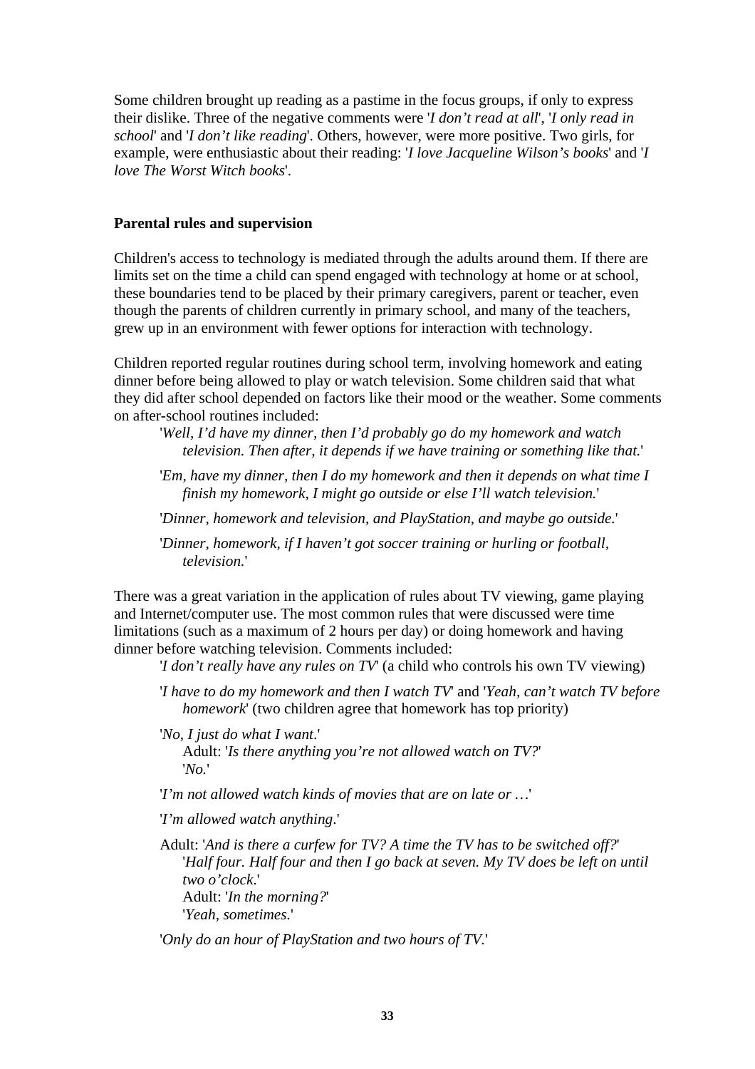Some children brought up reading as a pastime in the focus groups, if only to express their dislike. Three of the negative comments were '*I don't read at all*', '*I only read in school*' and '*I don't like reading*'. Others, however, were more positive. Two girls, for example, were enthusiastic about their reading: '*I love Jacqueline Wilson's books*' and '*I love The Worst Witch books*'.

**Parental rules and supervision**

Children's access to technology is mediated through the adults around them. If there are limits set on the time a child can spend engaged with technology at home or at school, these boundaries tend to be placed by their primary caregivers, parent or teacher, even though the parents of children currently in primary school, and many of the teachers, grew up in an environment with fewer options for interaction with technology.

Children reported regular routines during school term, involving homework and eating dinner before being allowed to play or watch television. Some children said that what they did after school depended on factors like their mood or the weather. Some comments on after-school routines included:

> '*Well, I'd have my dinner, then I'd probably go do my homework and watch television. Then after, it depends if we have training or something like that.*'
>
> '*Em, have my dinner, then I do my homework and then it depends on what time I finish my homework, I might go outside or else I'll watch television.*'
>
> '*Dinner, homework and television, and PlayStation, and maybe go outside.*'
>
> '*Dinner, homework, if I haven't got soccer training or hurling or football, television.*'

There was a great variation in the application of rules about TV viewing, game playing and Internet/computer use. The most common rules that were discussed were time limitations (such as a maximum of 2 hours per day) or doing homework and having dinner before watching television. Comments included:

> '*I don't really have any rules on TV*' (a child who controls his own TV viewing)
>
> '*I have to do my homework and then I watch TV*' and '*Yeah, can't watch TV before homework*' (two children agree that homework has top priority)
>
> '*No, I just do what I want*.'
> Adult: '*Is there anything you're not allowed watch on TV?*'
> '*No.*'
>
> '*I'm not allowed watch kinds of movies that are on late or …*'
>
> '*I'm allowed watch anything*.'
>
> Adult: '*And is there a curfew for TV? A time the TV has to be switched off?*'
> '*Half four. Half four and then I go back at seven. My TV does be left on until two o'clock*.'
> Adult: '*In the morning?*'
> '*Yeah, sometimes*.'
>
> '*Only do an hour of PlayStation and two hours of TV*.'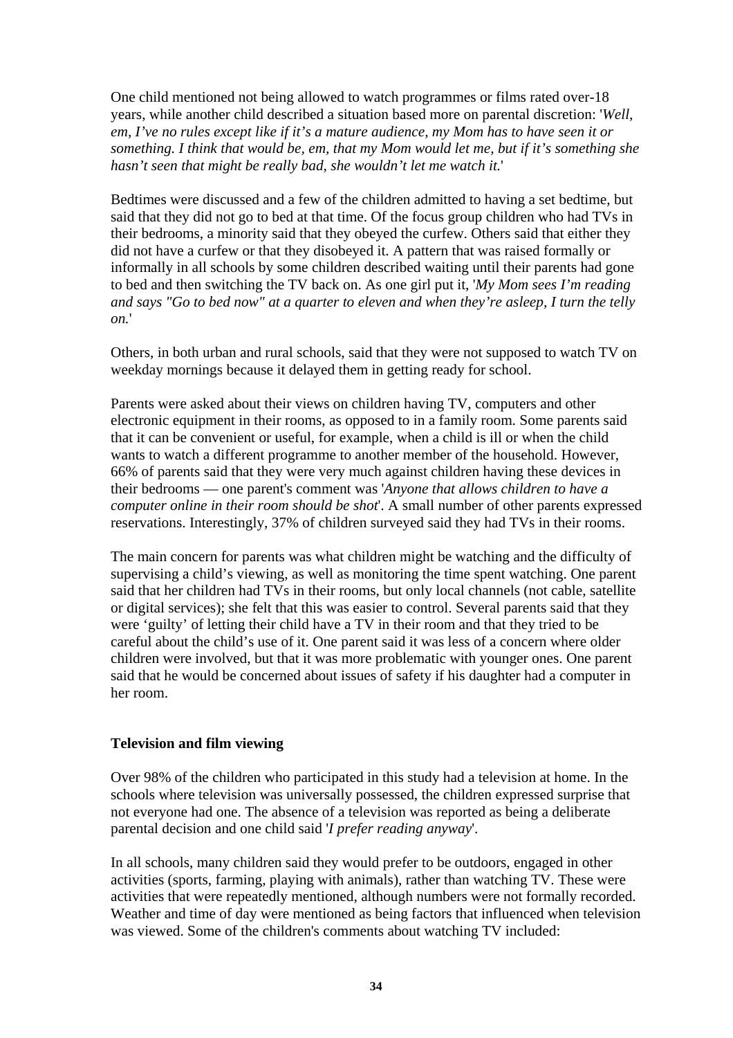One child mentioned not being allowed to watch programmes or films rated over-18 years, while another child described a situation based more on parental discretion: '*Well, em, I've no rules except like if it's a mature audience, my Mom has to have seen it or something. I think that would be, em, that my Mom would let me, but if it's something she hasn't seen that might be really bad, she wouldn't let me watch it.*'

Bedtimes were discussed and a few of the children admitted to having a set bedtime, but said that they did not go to bed at that time. Of the focus group children who had TVs in their bedrooms, a minority said that they obeyed the curfew. Others said that either they did not have a curfew or that they disobeyed it. A pattern that was raised formally or informally in all schools by some children described waiting until their parents had gone to bed and then switching the TV back on. As one girl put it, '*My Mom sees I'm reading and says "Go to bed now" at a quarter to eleven and when they're asleep, I turn the telly on.*'

Others, in both urban and rural schools, said that they were not supposed to watch TV on weekday mornings because it delayed them in getting ready for school.

Parents were asked about their views on children having TV, computers and other electronic equipment in their rooms, as opposed to in a family room. Some parents said that it can be convenient or useful, for example, when a child is ill or when the child wants to watch a different programme to another member of the household. However, 66% of parents said that they were very much against children having these devices in their bedrooms — one parent's comment was '*Anyone that allows children to have a computer online in their room should be shot*'. A small number of other parents expressed reservations. Interestingly, 37% of children surveyed said they had TVs in their rooms.

The main concern for parents was what children might be watching and the difficulty of supervising a child's viewing, as well as monitoring the time spent watching. One parent said that her children had TVs in their rooms, but only local channels (not cable, satellite or digital services); she felt that this was easier to control. Several parents said that they were 'guilty' of letting their child have a TV in their room and that they tried to be careful about the child's use of it. One parent said it was less of a concern where older children were involved, but that it was more problematic with younger ones. One parent said that he would be concerned about issues of safety if his daughter had a computer in her room.

**Television and film viewing**

Over 98% of the children who participated in this study had a television at home. In the schools where television was universally possessed, the children expressed surprise that not everyone had one. The absence of a television was reported as being a deliberate parental decision and one child said '*I prefer reading anyway*'.

In all schools, many children said they would prefer to be outdoors, engaged in other activities (sports, farming, playing with animals), rather than watching TV. These were activities that were repeatedly mentioned, although numbers were not formally recorded. Weather and time of day were mentioned as being factors that influenced when television was viewed. Some of the children's comments about watching TV included: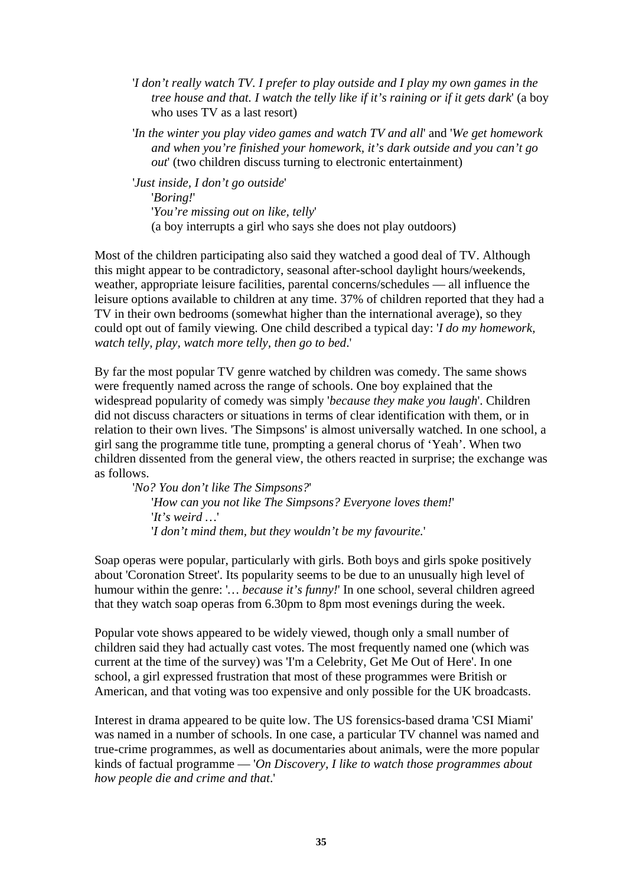'*I don't really watch TV. I prefer to play outside and I play my own games in the tree house and that. I watch the telly like if it's raining or if it gets dark*' (a boy who uses TV as a last resort)

'*In the winter you play video games and watch TV and all*' and '*We get homework and when you're finished your homework, it's dark outside and you can't go out*' (two children discuss turning to electronic entertainment)

'*Just inside, I don't go outside*'
'*Boring!*'
'*You're missing out on like, telly*'
(a boy interrupts a girl who says she does not play outdoors)

Most of the children participating also said they watched a good deal of TV. Although this might appear to be contradictory, seasonal after-school daylight hours/weekends, weather, appropriate leisure facilities, parental concerns/schedules — all influence the leisure options available to children at any time. 37% of children reported that they had a TV in their own bedrooms (somewhat higher than the international average), so they could opt out of family viewing. One child described a typical day: '*I do my homework, watch telly, play, watch more telly, then go to bed*.'

By far the most popular TV genre watched by children was comedy. The same shows were frequently named across the range of schools. One boy explained that the widespread popularity of comedy was simply '*because they make you laugh*'. Children did not discuss characters or situations in terms of clear identification with them, or in relation to their own lives. 'The Simpsons' is almost universally watched. In one school, a girl sang the programme title tune, prompting a general chorus of 'Yeah'. When two children dissented from the general view, the others reacted in surprise; the exchange was as follows.

'*No? You don't like The Simpsons?*'
'*How can you not like The Simpsons? Everyone loves them!*'
'*It's weird …*'
'*I don't mind them, but they wouldn't be my favourite.*'

Soap operas were popular, particularly with girls. Both boys and girls spoke positively about 'Coronation Street'. Its popularity seems to be due to an unusually high level of humour within the genre: '*… because it's funny!*' In one school, several children agreed that they watch soap operas from 6.30pm to 8pm most evenings during the week.

Popular vote shows appeared to be widely viewed, though only a small number of children said they had actually cast votes. The most frequently named one (which was current at the time of the survey) was 'I'm a Celebrity, Get Me Out of Here'. In one school, a girl expressed frustration that most of these programmes were British or American, and that voting was too expensive and only possible for the UK broadcasts.

Interest in drama appeared to be quite low. The US forensics-based drama 'CSI Miami' was named in a number of schools. In one case, a particular TV channel was named and true-crime programmes, as well as documentaries about animals, were the more popular kinds of factual programme — '*On Discovery, I like to watch those programmes about how people die and crime and that*.'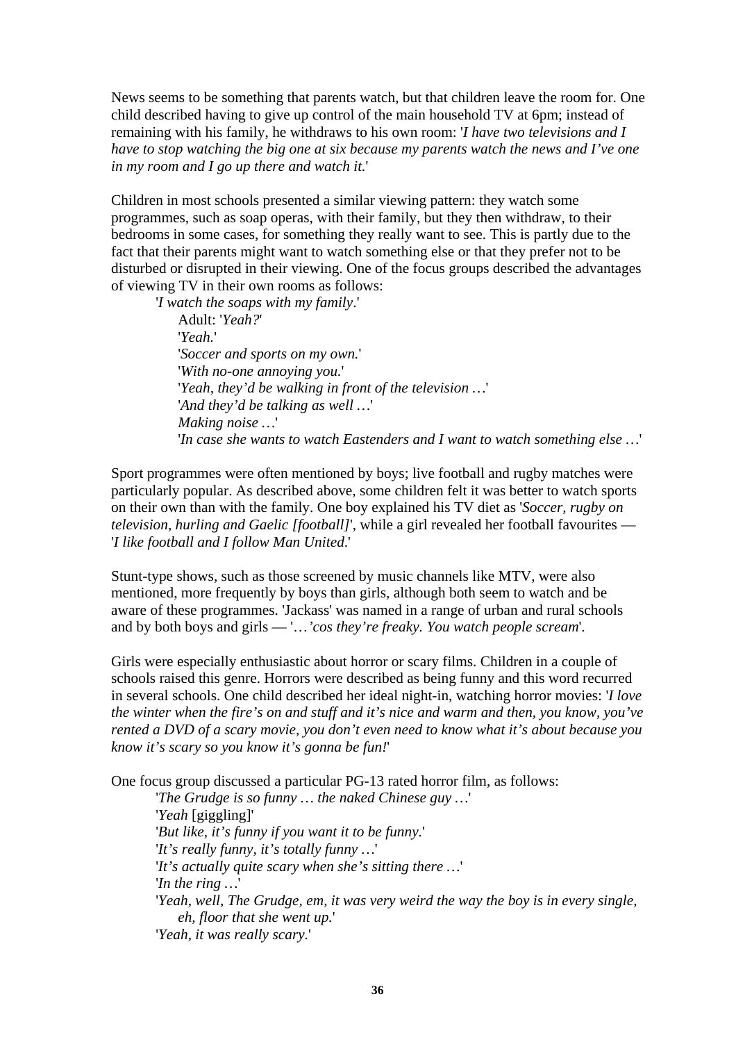News seems to be something that parents watch, but that children leave the room for. One child described having to give up control of the main household TV at 6pm; instead of remaining with his family, he withdraws to his own room: '*I have two televisions and I have to stop watching the big one at six because my parents watch the news and I've one in my room and I go up there and watch it.*'

Children in most schools presented a similar viewing pattern: they watch some programmes, such as soap operas, with their family, but they then withdraw, to their bedrooms in some cases, for something they really want to see. This is partly due to the fact that their parents might want to watch something else or that they prefer not to be disturbed or disrupted in their viewing. One of the focus groups described the advantages of viewing TV in their own rooms as follows:

> '*I watch the soaps with my family*.'
>
> Adult: '*Yeah?*'
>
> '*Yeah.*'
>
> '*Soccer and sports on my own.*'
>
> '*With no-one annoying you.*'
>
> '*Yeah, they'd be walking in front of the television …*'
>
> '*And they'd be talking as well …*'
>
> *Making noise …*'
>
> '*In case she wants to watch Eastenders and I want to watch something else …*'

Sport programmes were often mentioned by boys; live football and rugby matches were particularly popular. As described above, some children felt it was better to watch sports on their own than with the family. One boy explained his TV diet as '*Soccer, rugby on television, hurling and Gaelic [football]*', while a girl revealed her football favourites — '*I like football and I follow Man United*.'

Stunt-type shows, such as those screened by music channels like MTV, were also mentioned, more frequently by boys than girls, although both seem to watch and be aware of these programmes. 'Jackass' was named in a range of urban and rural schools and by both boys and girls — '*…'cos they're freaky. You watch people scream*'.

Girls were especially enthusiastic about horror or scary films. Children in a couple of schools raised this genre. Horrors were described as being funny and this word recurred in several schools. One child described her ideal night-in, watching horror movies: '*I love the winter when the fire's on and stuff and it's nice and warm and then, you know, you've rented a DVD of a scary movie, you don't even need to know what it's about because you know it's scary so you know it's gonna be fun!*'

One focus group discussed a particular PG-13 rated horror film, as follows:

> '*The Grudge is so funny … the naked Chinese guy …*'
>
> '*Yeah* [giggling]'
>
> '*But like, it's funny if you want it to be funny.*'
>
> '*It's really funny, it's totally funny …*'
>
> '*It's actually quite scary when she's sitting there …*'
>
> '*In the ring …*'
>
> '*Yeah, well, The Grudge, em, it was very weird the way the boy is in every single, eh, floor that she went up.*'
>
> '*Yeah, it was really scary.*'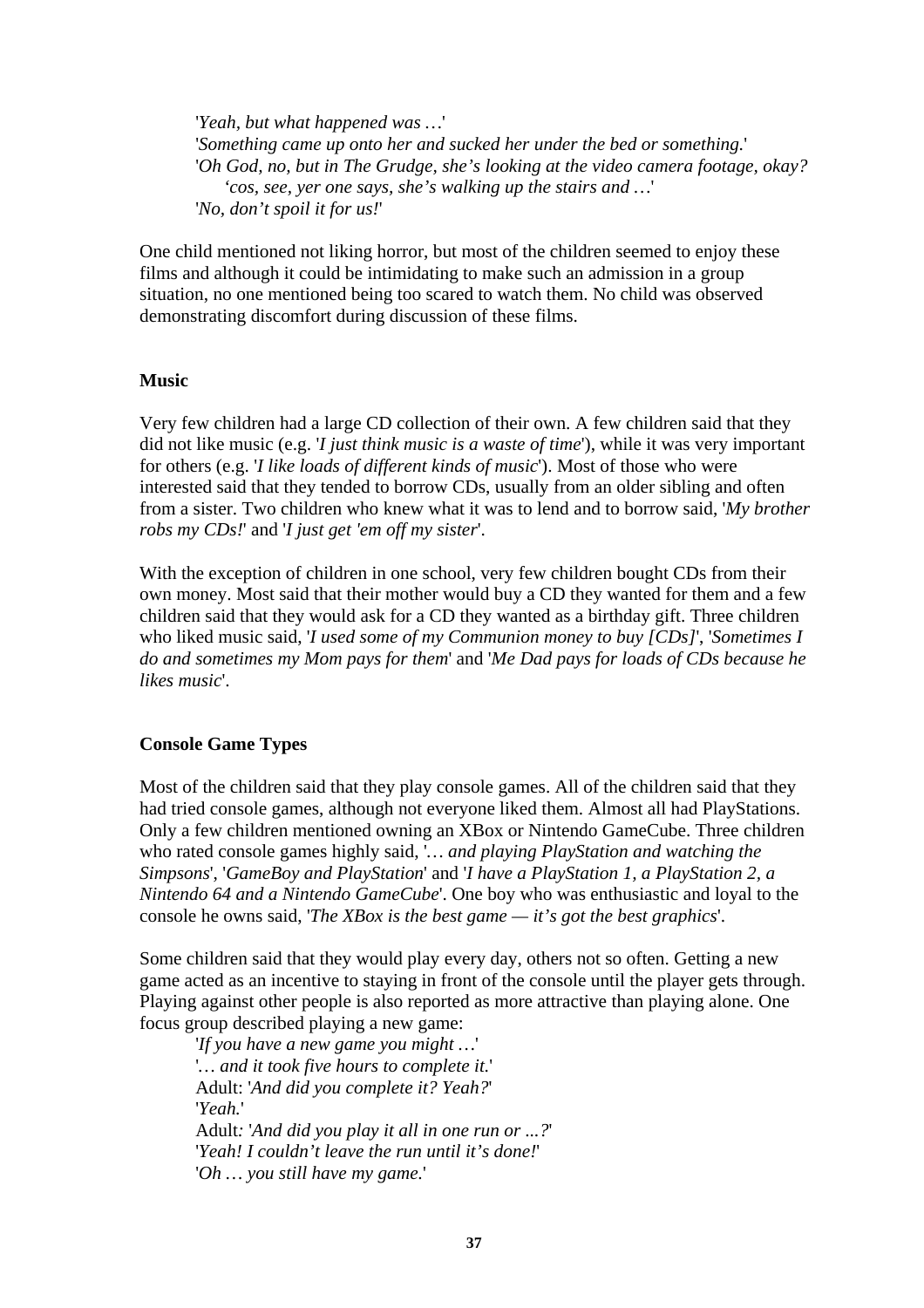> '*Yeah, but what happened was …*'
> '*Something came up onto her and sucked her under the bed or something.*'
> '*Oh God, no, but in The Grudge, she's looking at the video camera footage, okay? 'cos, see, yer one says, she's walking up the stairs and …*'
> '*No, don't spoil it for us!*'

One child mentioned not liking horror, but most of the children seemed to enjoy these films and although it could be intimidating to make such an admission in a group situation, no one mentioned being too scared to watch them. No child was observed demonstrating discomfort during discussion of these films.

### Music

Very few children had a large CD collection of their own. A few children said that they did not like music (e.g. '*I just think music is a waste of time*'), while it was very important for others (e.g. '*I like loads of different kinds of music*'). Most of those who were interested said that they tended to borrow CDs, usually from an older sibling and often from a sister. Two children who knew what it was to lend and to borrow said, '*My brother robs my CDs!*' and '*I just get 'em off my sister*'.

With the exception of children in one school, very few children bought CDs from their own money. Most said that their mother would buy a CD they wanted for them and a few children said that they would ask for a CD they wanted as a birthday gift. Three children who liked music said, '*I used some of my Communion money to buy [CDs]*', '*Sometimes I do and sometimes my Mom pays for them*' and '*Me Dad pays for loads of CDs because he likes music*'.

### Console Game Types

Most of the children said that they play console games. All of the children said that they had tried console games, although not everyone liked them. Almost all had PlayStations. Only a few children mentioned owning an XBox or Nintendo GameCube. Three children who rated console games highly said, '*… and playing PlayStation and watching the Simpsons*', '*GameBoy and PlayStation*' and '*I have a PlayStation 1, a PlayStation 2, a Nintendo 64 and a Nintendo GameCube*'. One boy who was enthusiastic and loyal to the console he owns said, '*The XBox is the best game — it's got the best graphics*'.

Some children said that they would play every day, others not so often. Getting a new game acted as an incentive to staying in front of the console until the player gets through. Playing against other people is also reported as more attractive than playing alone. One focus group described playing a new game:

> '*If you have a new game you might …*'
> '*… and it took five hours to complete it.*'
> Adult: '*And did you complete it? Yeah?*'
> '*Yeah.*'
> Adult: '*And did you play it all in one run or ...?*'
> '*Yeah! I couldn't leave the run until it's done!*'
> '*Oh … you still have my game.*'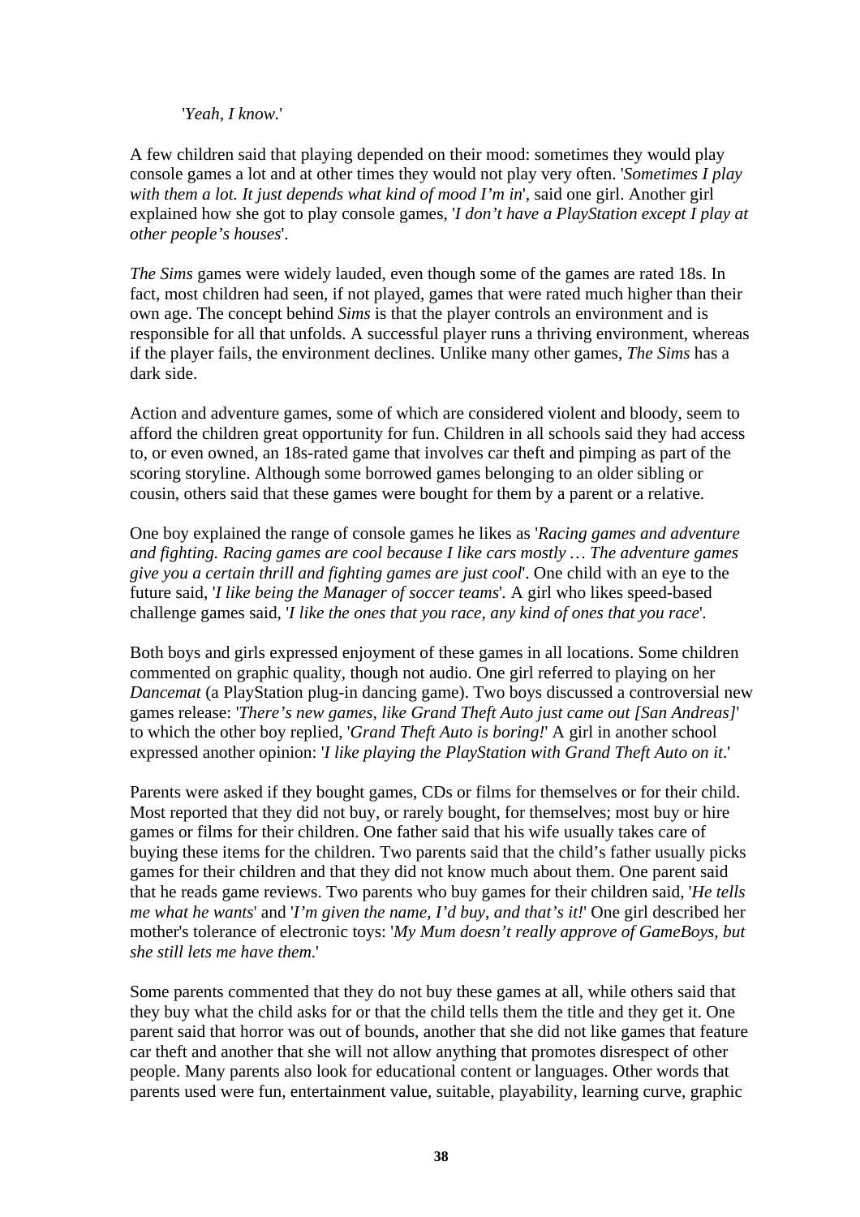'*Yeah, I know*.'

A few children said that playing depended on their mood: sometimes they would play console games a lot and at other times they would not play very often. '*Sometimes I play with them a lot. It just depends what kind of mood I'm in*', said one girl. Another girl explained how she got to play console games, '*I don't have a PlayStation except I play at other people's houses*'.

*The Sims* games were widely lauded, even though some of the games are rated 18s. In fact, most children had seen, if not played, games that were rated much higher than their own age. The concept behind *Sims* is that the player controls an environment and is responsible for all that unfolds. A successful player runs a thriving environment, whereas if the player fails, the environment declines. Unlike many other games, *The Sims* has a dark side.

Action and adventure games, some of which are considered violent and bloody, seem to afford the children great opportunity for fun. Children in all schools said they had access to, or even owned, an 18s-rated game that involves car theft and pimping as part of the scoring storyline. Although some borrowed games belonging to an older sibling or cousin, others said that these games were bought for them by a parent or a relative.

One boy explained the range of console games he likes as '*Racing games and adventure and fighting. Racing games are cool because I like cars mostly … The adventure games give you a certain thrill and fighting games are just cool*'. One child with an eye to the future said, '*I like being the Manager of soccer teams*'. A girl who likes speed-based challenge games said, '*I like the ones that you race, any kind of ones that you race*'.

Both boys and girls expressed enjoyment of these games in all locations. Some children commented on graphic quality, though not audio. One girl referred to playing on her *Dancemat* (a PlayStation plug-in dancing game). Two boys discussed a controversial new games release: '*There's new games, like Grand Theft Auto just came out [San Andreas]*' to which the other boy replied, '*Grand Theft Auto is boring!*' A girl in another school expressed another opinion: '*I like playing the PlayStation with Grand Theft Auto on it*.'

Parents were asked if they bought games, CDs or films for themselves or for their child. Most reported that they did not buy, or rarely bought, for themselves; most buy or hire games or films for their children. One father said that his wife usually takes care of buying these items for the children. Two parents said that the child's father usually picks games for their children and that they did not know much about them. One parent said that he reads game reviews. Two parents who buy games for their children said, '*He tells me what he wants*' and '*I'm given the name, I'd buy, and that's it!*' One girl described her mother's tolerance of electronic toys: '*My Mum doesn't really approve of GameBoys, but she still lets me have them*.'

Some parents commented that they do not buy these games at all, while others said that they buy what the child asks for or that the child tells them the title and they get it. One parent said that horror was out of bounds, another that she did not like games that feature car theft and another that she will not allow anything that promotes disrespect of other people. Many parents also look for educational content or languages. Other words that parents used were fun, entertainment value, suitable, playability, learning curve, graphic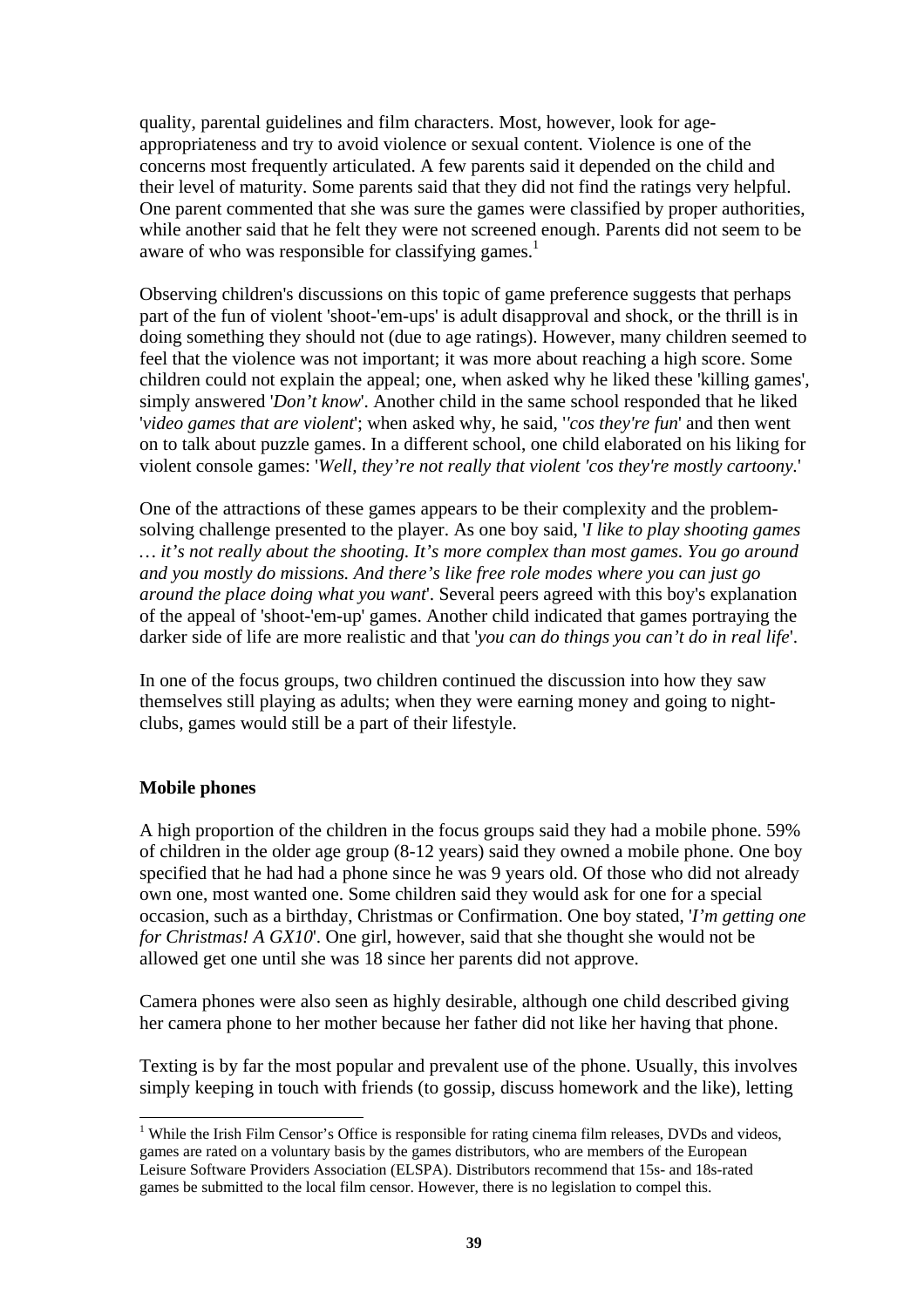quality, parental guidelines and film characters. Most, however, look for age-appropriateness and try to avoid violence or sexual content. Violence is one of the concerns most frequently articulated. A few parents said it depended on the child and their level of maturity. Some parents said that they did not find the ratings very helpful. One parent commented that she was sure the games were classified by proper authorities, while another said that he felt they were not screened enough. Parents did not seem to be aware of who was responsible for classifying games.[1]

Observing children's discussions on this topic of game preference suggests that perhaps part of the fun of violent 'shoot-'em-ups' is adult disapproval and shock, or the thrill is in doing something they should not (due to age ratings). However, many children seemed to feel that the violence was not important; it was more about reaching a high score. Some children could not explain the appeal; one, when asked why he liked these 'killing games', simply answered '*Don't know*'. Another child in the same school responded that he liked '*video games that are violent*'; when asked why, he said, '*'cos they're fun*' and then went on to talk about puzzle games. In a different school, one child elaborated on his liking for violent console games: '*Well, they're not really that violent 'cos they're mostly cartoony.*'

One of the attractions of these games appears to be their complexity and the problem-solving challenge presented to the player. As one boy said, '*I like to play shooting games … it's not really about the shooting. It's more complex than most games. You go around and you mostly do missions. And there's like free role modes where you can just go around the place doing what you want*'. Several peers agreed with this boy's explanation of the appeal of 'shoot-'em-up' games. Another child indicated that games portraying the darker side of life are more realistic and that '*you can do things you can't do in real life*'.

In one of the focus groups, two children continued the discussion into how they saw themselves still playing as adults; when they were earning money and going to night-clubs, games would still be a part of their lifestyle.

### Mobile phones

A high proportion of the children in the focus groups said they had a mobile phone. 59% of children in the older age group (8-12 years) said they owned a mobile phone. One boy specified that he had had a phone since he was 9 years old. Of those who did not already own one, most wanted one. Some children said they would ask for one for a special occasion, such as a birthday, Christmas or Confirmation. One boy stated, '*I'm getting one for Christmas! A GX10*'. One girl, however, said that she thought she would not be allowed get one until she was 18 since her parents did not approve.

Camera phones were also seen as highly desirable, although one child described giving her camera phone to her mother because her father did not like her having that phone.

Texting is by far the most popular and prevalent use of the phone. Usually, this involves simply keeping in touch with friends (to gossip, discuss homework and the like), letting

---

[1] While the Irish Film Censor's Office is responsible for rating cinema film releases, DVDs and videos, games are rated on a voluntary basis by the games distributors, who are members of the European Leisure Software Providers Association (ELSPA). Distributors recommend that 15s- and 18s-rated games be submitted to the local film censor. However, there is no legislation to compel this.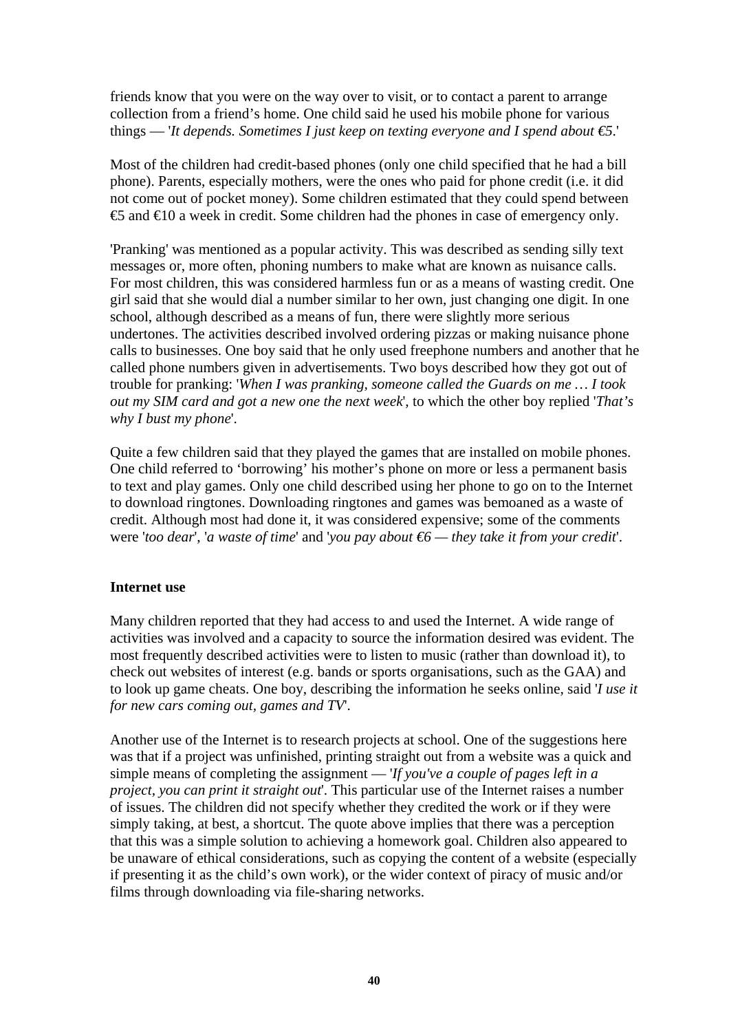friends know that you were on the way over to visit, or to contact a parent to arrange collection from a friend's home. One child said he used his mobile phone for various things — '*It depends. Sometimes I just keep on texting everyone and I spend about €5*.'

Most of the children had credit-based phones (only one child specified that he had a bill phone). Parents, especially mothers, were the ones who paid for phone credit (i.e. it did not come out of pocket money). Some children estimated that they could spend between €5 and €10 a week in credit. Some children had the phones in case of emergency only.

'Pranking' was mentioned as a popular activity. This was described as sending silly text messages or, more often, phoning numbers to make what are known as nuisance calls. For most children, this was considered harmless fun or as a means of wasting credit. One girl said that she would dial a number similar to her own, just changing one digit. In one school, although described as a means of fun, there were slightly more serious undertones. The activities described involved ordering pizzas or making nuisance phone calls to businesses. One boy said that he only used freephone numbers and another that he called phone numbers given in advertisements. Two boys described how they got out of trouble for pranking: '*When I was pranking, someone called the Guards on me … I took out my SIM card and got a new one the next week*', to which the other boy replied '*That's why I bust my phone*'.

Quite a few children said that they played the games that are installed on mobile phones. One child referred to 'borrowing' his mother's phone on more or less a permanent basis to text and play games. Only one child described using her phone to go on to the Internet to download ringtones. Downloading ringtones and games was bemoaned as a waste of credit. Although most had done it, it was considered expensive; some of the comments were '*too dear*', '*a waste of time*' and '*you pay about €6 — they take it from your credit*'.

## Internet use

Many children reported that they had access to and used the Internet. A wide range of activities was involved and a capacity to source the information desired was evident. The most frequently described activities were to listen to music (rather than download it), to check out websites of interest (e.g. bands or sports organisations, such as the GAA) and to look up game cheats. One boy, describing the information he seeks online, said '*I use it for new cars coming out, games and TV*'.

Another use of the Internet is to research projects at school. One of the suggestions here was that if a project was unfinished, printing straight out from a website was a quick and simple means of completing the assignment — '*If you've a couple of pages left in a project, you can print it straight out*'. This particular use of the Internet raises a number of issues. The children did not specify whether they credited the work or if they were simply taking, at best, a shortcut. The quote above implies that there was a perception that this was a simple solution to achieving a homework goal. Children also appeared to be unaware of ethical considerations, such as copying the content of a website (especially if presenting it as the child's own work), or the wider context of piracy of music and/or films through downloading via file-sharing networks.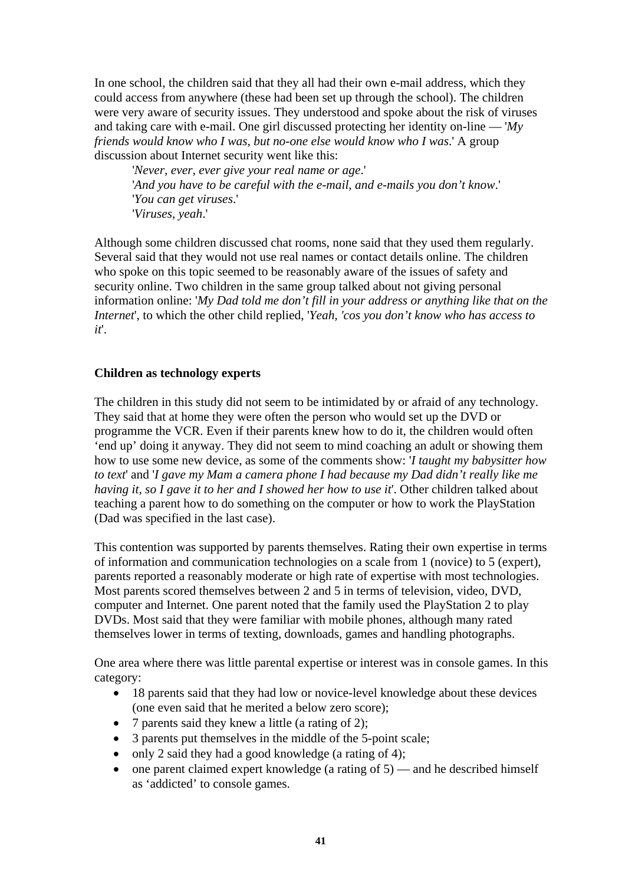In one school, the children said that they all had their own e-mail address, which they could access from anywhere (these had been set up through the school). The children were very aware of security issues. They understood and spoke about the risk of viruses and taking care with e-mail. One girl discussed protecting her identity on-line — '*My friends would know who I was, but no-one else would know who I was*.' A group discussion about Internet security went like this:

> '*Never, ever, ever give your real name or age*.'
> '*And you have to be careful with the e-mail, and e-mails you don't know*.'
> '*You can get viruses*.'
> '*Viruses, yeah*.'

Although some children discussed chat rooms, none said that they used them regularly. Several said that they would not use real names or contact details online. The children who spoke on this topic seemed to be reasonably aware of the issues of safety and security online. Two children in the same group talked about not giving personal information online: '*My Dad told me don't fill in your address or anything like that on the Internet*', to which the other child replied, '*Yeah, 'cos you don't know who has access to it*'.

**Children as technology experts**

The children in this study did not seem to be intimidated by or afraid of any technology. They said that at home they were often the person who would set up the DVD or programme the VCR. Even if their parents knew how to do it, the children would often 'end up' doing it anyway. They did not seem to mind coaching an adult or showing them how to use some new device, as some of the comments show: '*I taught my babysitter how to text*' and '*I gave my Mam a camera phone I had because my Dad didn't really like me having it, so I gave it to her and I showed her how to use it*'. Other children talked about teaching a parent how to do something on the computer or how to work the PlayStation (Dad was specified in the last case).

This contention was supported by parents themselves. Rating their own expertise in terms of information and communication technologies on a scale from 1 (novice) to 5 (expert), parents reported a reasonably moderate or high rate of expertise with most technologies. Most parents scored themselves between 2 and 5 in terms of television, video, DVD, computer and Internet. One parent noted that the family used the PlayStation 2 to play DVDs. Most said that they were familiar with mobile phones, although many rated themselves lower in terms of texting, downloads, games and handling photographs.

One area where there was little parental expertise or interest was in console games. In this category:

- 18 parents said that they had low or novice-level knowledge about these devices (one even said that he merited a below zero score);
- 7 parents said they knew a little (a rating of 2);
- 3 parents put themselves in the middle of the 5-point scale;
- only 2 said they had a good knowledge (a rating of 4);
- one parent claimed expert knowledge (a rating of 5) — and he described himself as 'addicted' to console games.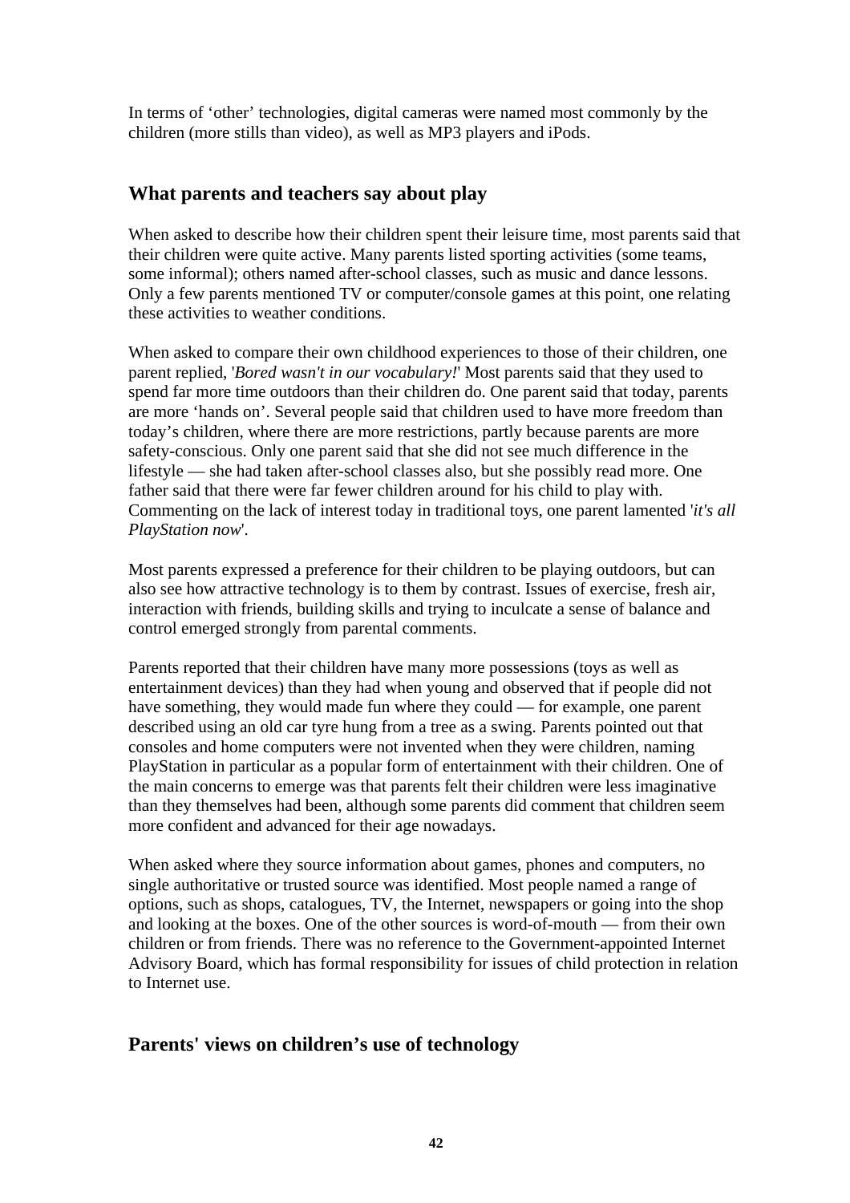In terms of ‘other’ technologies, digital cameras were named most commonly by the children (more stills than video), as well as MP3 players and iPods.

## What parents and teachers say about play

When asked to describe how their children spent their leisure time, most parents said that their children were quite active. Many parents listed sporting activities (some teams, some informal); others named after-school classes, such as music and dance lessons. Only a few parents mentioned TV or computer/console games at this point, one relating these activities to weather conditions.

When asked to compare their own childhood experiences to those of their children, one parent replied, '*Bored wasn't in our vocabulary!*' Most parents said that they used to spend far more time outdoors than their children do. One parent said that today, parents are more ‘hands on’. Several people said that children used to have more freedom than today’s children, where there are more restrictions, partly because parents are more safety-conscious. Only one parent said that she did not see much difference in the lifestyle — she had taken after-school classes also, but she possibly read more. One father said that there were far fewer children around for his child to play with. Commenting on the lack of interest today in traditional toys, one parent lamented '*it's all PlayStation now*'.

Most parents expressed a preference for their children to be playing outdoors, but can also see how attractive technology is to them by contrast. Issues of exercise, fresh air, interaction with friends, building skills and trying to inculcate a sense of balance and control emerged strongly from parental comments.

Parents reported that their children have many more possessions (toys as well as entertainment devices) than they had when young and observed that if people did not have something, they would made fun where they could — for example, one parent described using an old car tyre hung from a tree as a swing. Parents pointed out that consoles and home computers were not invented when they were children, naming PlayStation in particular as a popular form of entertainment with their children. One of the main concerns to emerge was that parents felt their children were less imaginative than they themselves had been, although some parents did comment that children seem more confident and advanced for their age nowadays.

When asked where they source information about games, phones and computers, no single authoritative or trusted source was identified. Most people named a range of options, such as shops, catalogues, TV, the Internet, newspapers or going into the shop and looking at the boxes. One of the other sources is word-of-mouth — from their own children or from friends. There was no reference to the Government-appointed Internet Advisory Board, which has formal responsibility for issues of child protection in relation to Internet use.

## Parents' views on children’s use of technology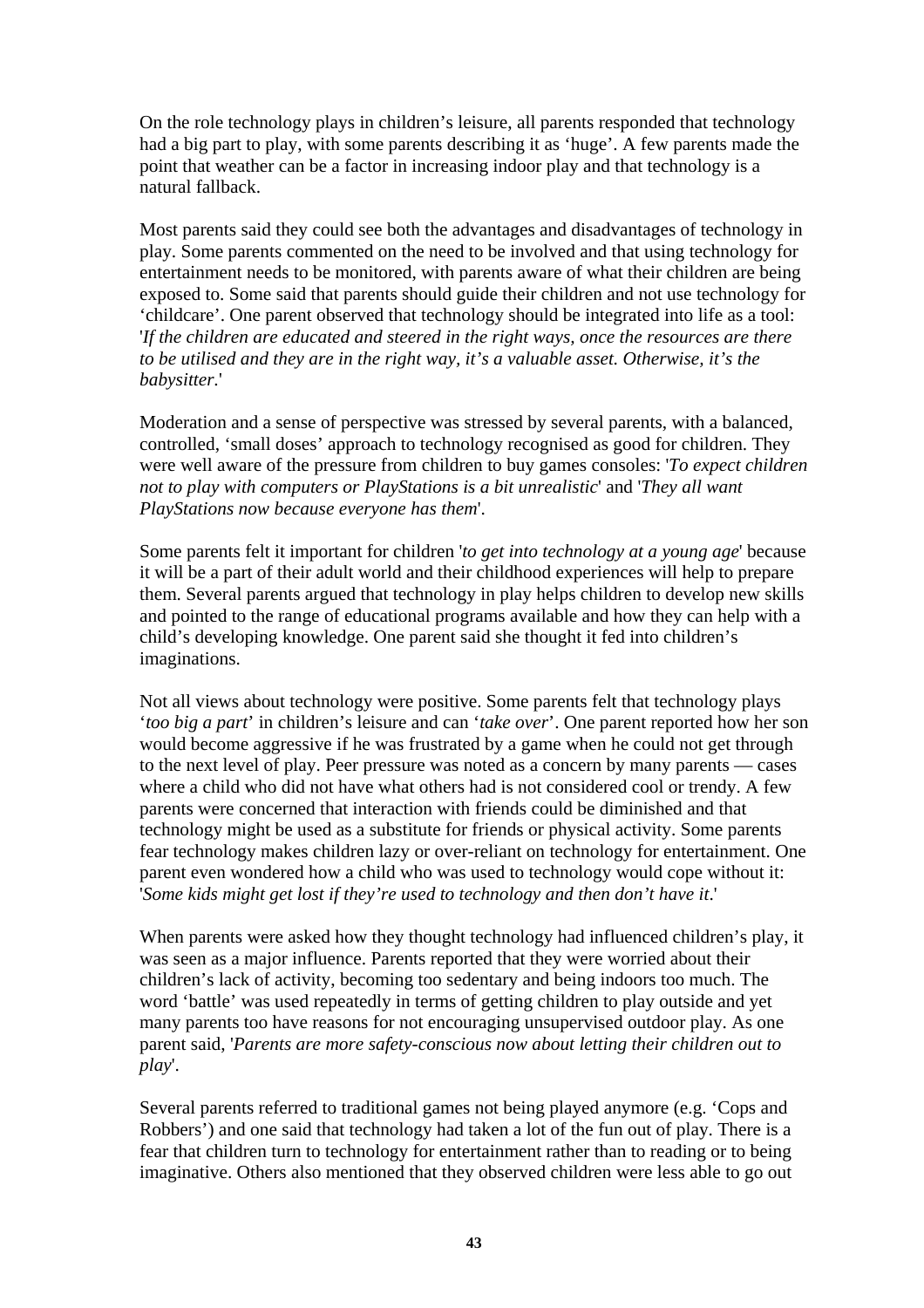On the role technology plays in children's leisure, all parents responded that technology had a big part to play, with some parents describing it as 'huge'. A few parents made the point that weather can be a factor in increasing indoor play and that technology is a natural fallback.

Most parents said they could see both the advantages and disadvantages of technology in play. Some parents commented on the need to be involved and that using technology for entertainment needs to be monitored, with parents aware of what their children are being exposed to. Some said that parents should guide their children and not use technology for 'childcare'. One parent observed that technology should be integrated into life as a tool: '*If the children are educated and steered in the right ways, once the resources are there to be utilised and they are in the right way, it's a valuable asset. Otherwise, it's the babysitter.*'

Moderation and a sense of perspective was stressed by several parents, with a balanced, controlled, 'small doses' approach to technology recognised as good for children. They were well aware of the pressure from children to buy games consoles: '*To expect children not to play with computers or PlayStations is a bit unrealistic*' and '*They all want PlayStations now because everyone has them*'.

Some parents felt it important for children '*to get into technology at a young age*' because it will be a part of their adult world and their childhood experiences will help to prepare them. Several parents argued that technology in play helps children to develop new skills and pointed to the range of educational programs available and how they can help with a child's developing knowledge. One parent said she thought it fed into children's imaginations.

Not all views about technology were positive. Some parents felt that technology plays '*too big a part*' in children's leisure and can '*take over*'. One parent reported how her son would become aggressive if he was frustrated by a game when he could not get through to the next level of play. Peer pressure was noted as a concern by many parents — cases where a child who did not have what others had is not considered cool or trendy. A few parents were concerned that interaction with friends could be diminished and that technology might be used as a substitute for friends or physical activity. Some parents fear technology makes children lazy or over-reliant on technology for entertainment. One parent even wondered how a child who was used to technology would cope without it: '*Some kids might get lost if they're used to technology and then don't have it*.'

When parents were asked how they thought technology had influenced children's play, it was seen as a major influence. Parents reported that they were worried about their children's lack of activity, becoming too sedentary and being indoors too much. The word 'battle' was used repeatedly in terms of getting children to play outside and yet many parents too have reasons for not encouraging unsupervised outdoor play. As one parent said, '*Parents are more safety-conscious now about letting their children out to play*'.

Several parents referred to traditional games not being played anymore (e.g. 'Cops and Robbers') and one said that technology had taken a lot of the fun out of play. There is a fear that children turn to technology for entertainment rather than to reading or to being imaginative. Others also mentioned that they observed children were less able to go out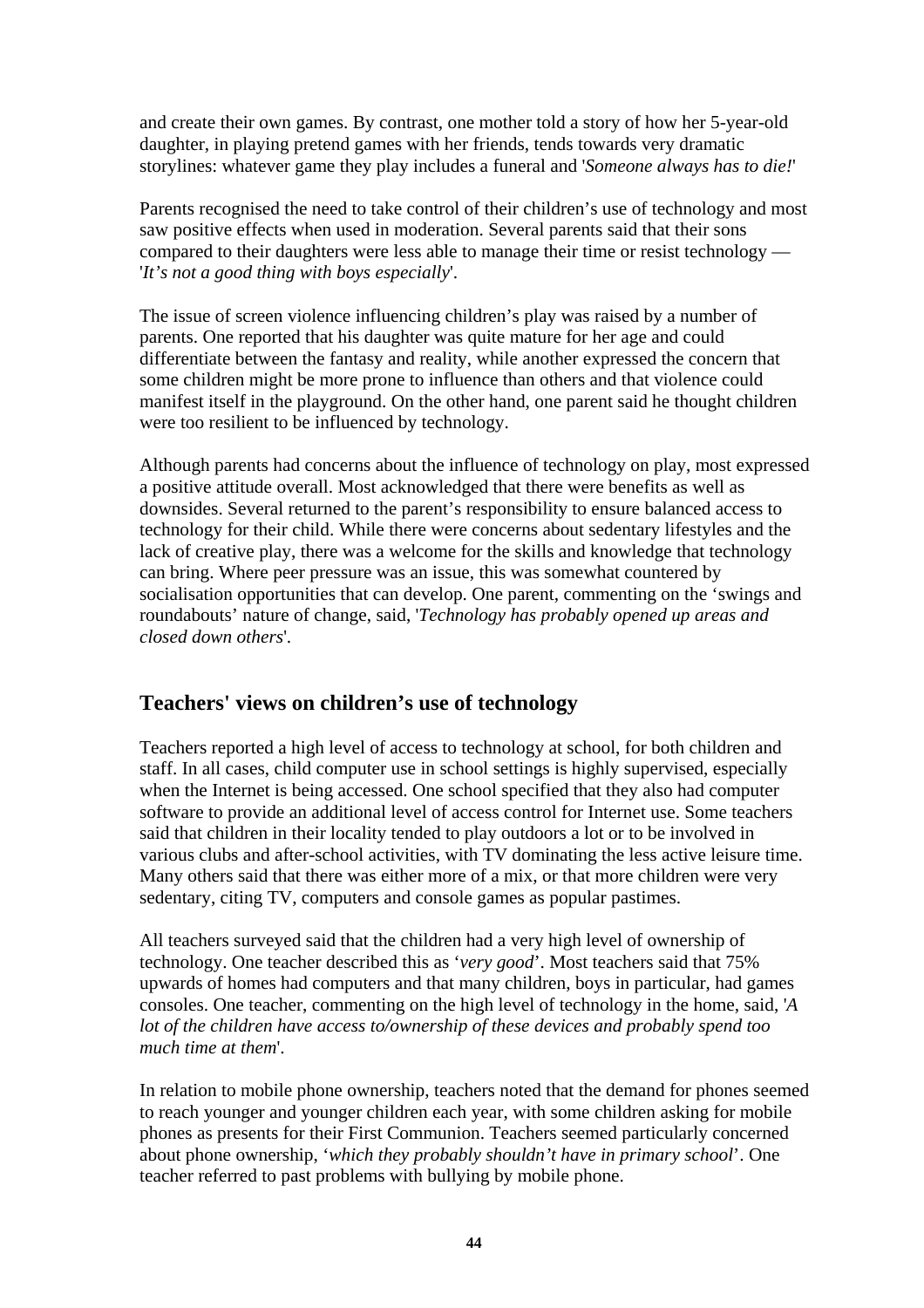and create their own games. By contrast, one mother told a story of how her 5-year-old daughter, in playing pretend games with her friends, tends towards very dramatic storylines: whatever game they play includes a funeral and '*Someone always has to die!*'

Parents recognised the need to take control of their children's use of technology and most saw positive effects when used in moderation. Several parents said that their sons compared to their daughters were less able to manage their time or resist technology — '*It's not a good thing with boys especially*'.

The issue of screen violence influencing children's play was raised by a number of parents. One reported that his daughter was quite mature for her age and could differentiate between the fantasy and reality, while another expressed the concern that some children might be more prone to influence than others and that violence could manifest itself in the playground. On the other hand, one parent said he thought children were too resilient to be influenced by technology.

Although parents had concerns about the influence of technology on play, most expressed a positive attitude overall. Most acknowledged that there were benefits as well as downsides. Several returned to the parent's responsibility to ensure balanced access to technology for their child. While there were concerns about sedentary lifestyles and the lack of creative play, there was a welcome for the skills and knowledge that technology can bring. Where peer pressure was an issue, this was somewhat countered by socialisation opportunities that can develop. One parent, commenting on the 'swings and roundabouts' nature of change, said, '*Technology has probably opened up areas and closed down others*'.

## Teachers' views on children's use of technology

Teachers reported a high level of access to technology at school, for both children and staff. In all cases, child computer use in school settings is highly supervised, especially when the Internet is being accessed. One school specified that they also had computer software to provide an additional level of access control for Internet use. Some teachers said that children in their locality tended to play outdoors a lot or to be involved in various clubs and after-school activities, with TV dominating the less active leisure time. Many others said that there was either more of a mix, or that more children were very sedentary, citing TV, computers and console games as popular pastimes.

All teachers surveyed said that the children had a very high level of ownership of technology. One teacher described this as '*very good*'. Most teachers said that 75% upwards of homes had computers and that many children, boys in particular, had games consoles. One teacher, commenting on the high level of technology in the home, said, '*A lot of the children have access to/ownership of these devices and probably spend too much time at them*'.

In relation to mobile phone ownership, teachers noted that the demand for phones seemed to reach younger and younger children each year, with some children asking for mobile phones as presents for their First Communion. Teachers seemed particularly concerned about phone ownership, '*which they probably shouldn't have in primary school*'. One teacher referred to past problems with bullying by mobile phone.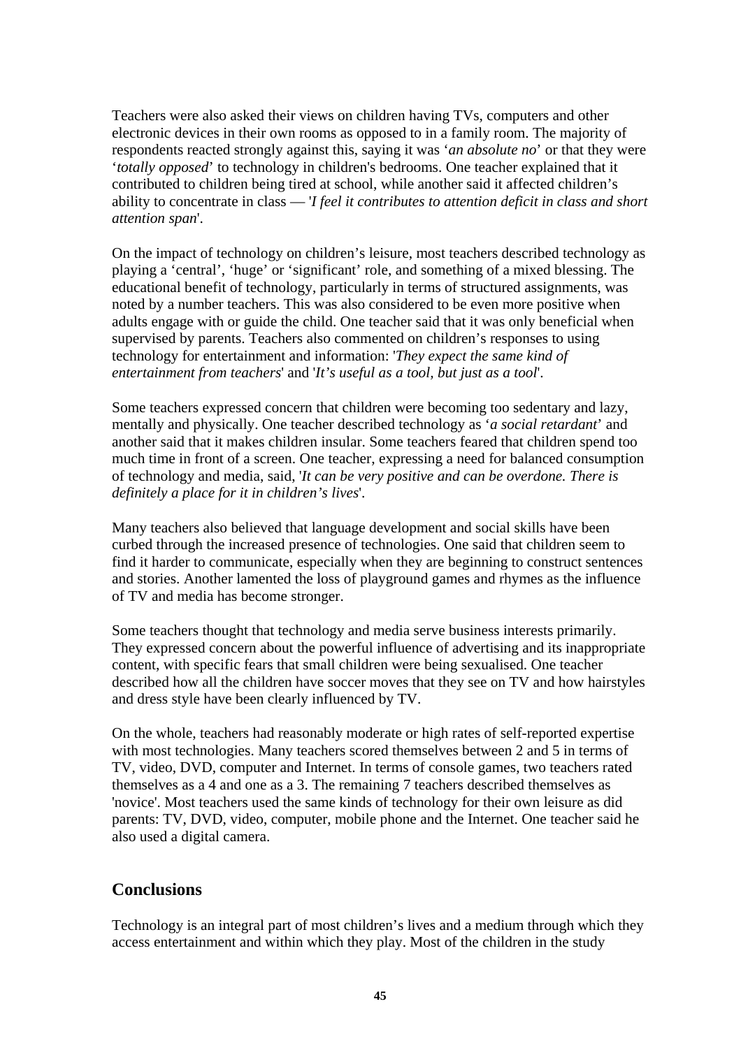Teachers were also asked their views on children having TVs, computers and other electronic devices in their own rooms as opposed to in a family room. The majority of respondents reacted strongly against this, saying it was '*an absolute no*' or that they were '*totally opposed*' to technology in children's bedrooms. One teacher explained that it contributed to children being tired at school, while another said it affected children's ability to concentrate in class — '*I feel it contributes to attention deficit in class and short attention span*'.

On the impact of technology on children's leisure, most teachers described technology as playing a 'central', 'huge' or 'significant' role, and something of a mixed blessing. The educational benefit of technology, particularly in terms of structured assignments, was noted by a number teachers. This was also considered to be even more positive when adults engage with or guide the child. One teacher said that it was only beneficial when supervised by parents. Teachers also commented on children's responses to using technology for entertainment and information: '*They expect the same kind of entertainment from teachers*' and '*It's useful as a tool, but just as a tool*'.

Some teachers expressed concern that children were becoming too sedentary and lazy, mentally and physically. One teacher described technology as '*a social retardant*' and another said that it makes children insular. Some teachers feared that children spend too much time in front of a screen. One teacher, expressing a need for balanced consumption of technology and media, said, '*It can be very positive and can be overdone. There is definitely a place for it in children's lives*'.

Many teachers also believed that language development and social skills have been curbed through the increased presence of technologies. One said that children seem to find it harder to communicate, especially when they are beginning to construct sentences and stories. Another lamented the loss of playground games and rhymes as the influence of TV and media has become stronger.

Some teachers thought that technology and media serve business interests primarily. They expressed concern about the powerful influence of advertising and its inappropriate content, with specific fears that small children were being sexualised. One teacher described how all the children have soccer moves that they see on TV and how hairstyles and dress style have been clearly influenced by TV.

On the whole, teachers had reasonably moderate or high rates of self-reported expertise with most technologies. Many teachers scored themselves between 2 and 5 in terms of TV, video, DVD, computer and Internet. In terms of console games, two teachers rated themselves as a 4 and one as a 3. The remaining 7 teachers described themselves as 'novice'. Most teachers used the same kinds of technology for their own leisure as did parents: TV, DVD, video, computer, mobile phone and the Internet. One teacher said he also used a digital camera.

## Conclusions

Technology is an integral part of most children's lives and a medium through which they access entertainment and within which they play. Most of the children in the study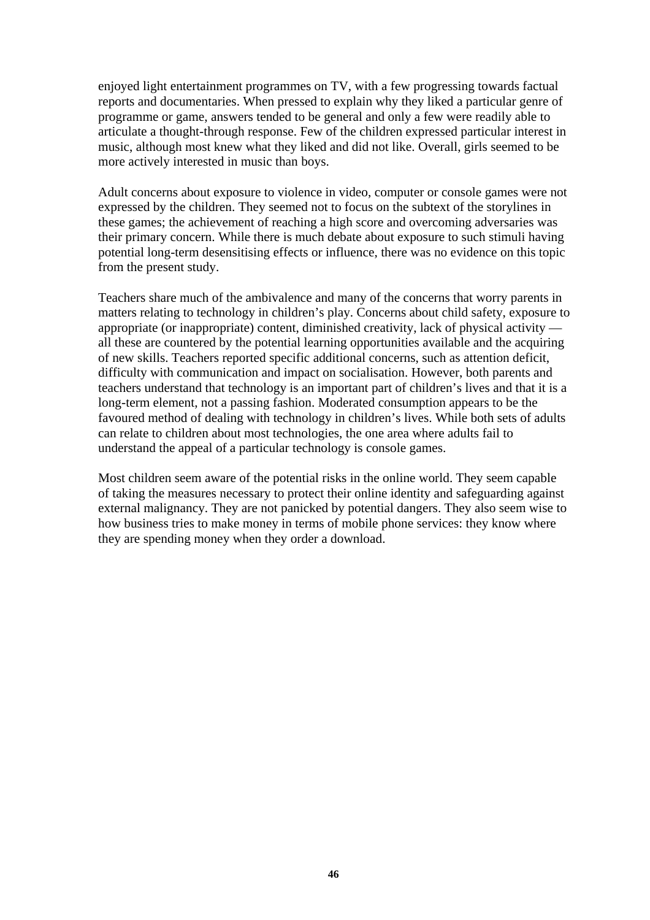enjoyed light entertainment programmes on TV, with a few progressing towards factual reports and documentaries. When pressed to explain why they liked a particular genre of programme or game, answers tended to be general and only a few were readily able to articulate a thought-through response. Few of the children expressed particular interest in music, although most knew what they liked and did not like. Overall, girls seemed to be more actively interested in music than boys.

Adult concerns about exposure to violence in video, computer or console games were not expressed by the children. They seemed not to focus on the subtext of the storylines in these games; the achievement of reaching a high score and overcoming adversaries was their primary concern. While there is much debate about exposure to such stimuli having potential long-term desensitising effects or influence, there was no evidence on this topic from the present study.

Teachers share much of the ambivalence and many of the concerns that worry parents in matters relating to technology in children's play. Concerns about child safety, exposure to appropriate (or inappropriate) content, diminished creativity, lack of physical activity — all these are countered by the potential learning opportunities available and the acquiring of new skills. Teachers reported specific additional concerns, such as attention deficit, difficulty with communication and impact on socialisation. However, both parents and teachers understand that technology is an important part of children's lives and that it is a long-term element, not a passing fashion. Moderated consumption appears to be the favoured method of dealing with technology in children's lives. While both sets of adults can relate to children about most technologies, the one area where adults fail to understand the appeal of a particular technology is console games.

Most children seem aware of the potential risks in the online world. They seem capable of taking the measures necessary to protect their online identity and safeguarding against external malignancy. They are not panicked by potential dangers. They also seem wise to how business tries to make money in terms of mobile phone services: they know where they are spending money when they order a download.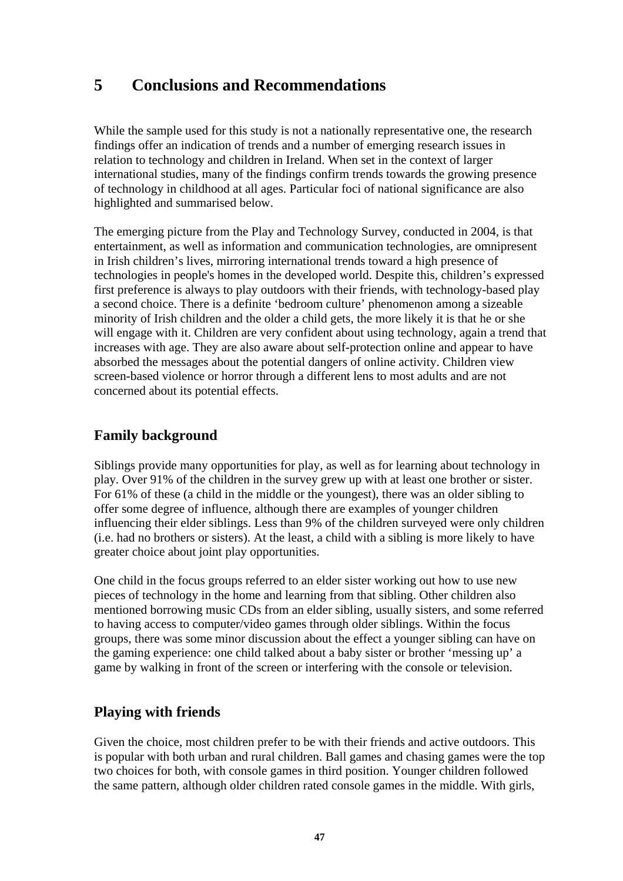# 5 Conclusions and Recommendations

While the sample used for this study is not a nationally representative one, the research findings offer an indication of trends and a number of emerging research issues in relation to technology and children in Ireland. When set in the context of larger international studies, many of the findings confirm trends towards the growing presence of technology in childhood at all ages. Particular foci of national significance are also highlighted and summarised below.

The emerging picture from the Play and Technology Survey, conducted in 2004, is that entertainment, as well as information and communication technologies, are omnipresent in Irish children's lives, mirroring international trends toward a high presence of technologies in people's homes in the developed world. Despite this, children's expressed first preference is always to play outdoors with their friends, with technology-based play a second choice. There is a definite 'bedroom culture' phenomenon among a sizeable minority of Irish children and the older a child gets, the more likely it is that he or she will engage with it. Children are very confident about using technology, again a trend that increases with age. They are also aware about self-protection online and appear to have absorbed the messages about the potential dangers of online activity. Children view screen-based violence or horror through a different lens to most adults and are not concerned about its potential effects.

## Family background

Siblings provide many opportunities for play, as well as for learning about technology in play. Over 91% of the children in the survey grew up with at least one brother or sister. For 61% of these (a child in the middle or the youngest), there was an older sibling to offer some degree of influence, although there are examples of younger children influencing their elder siblings. Less than 9% of the children surveyed were only children (i.e. had no brothers or sisters). At the least, a child with a sibling is more likely to have greater choice about joint play opportunities.

One child in the focus groups referred to an elder sister working out how to use new pieces of technology in the home and learning from that sibling. Other children also mentioned borrowing music CDs from an elder sibling, usually sisters, and some referred to having access to computer/video games through older siblings. Within the focus groups, there was some minor discussion about the effect a younger sibling can have on the gaming experience: one child talked about a baby sister or brother 'messing up' a game by walking in front of the screen or interfering with the console or television.

## Playing with friends

Given the choice, most children prefer to be with their friends and active outdoors. This is popular with both urban and rural children. Ball games and chasing games were the top two choices for both, with console games in third position. Younger children followed the same pattern, although older children rated console games in the middle. With girls,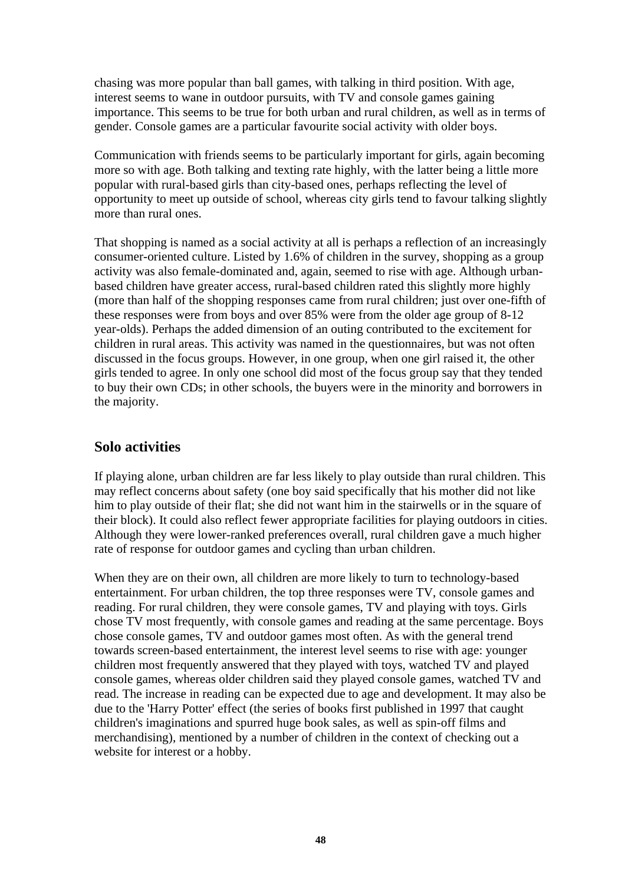chasing was more popular than ball games, with talking in third position. With age, interest seems to wane in outdoor pursuits, with TV and console games gaining importance. This seems to be true for both urban and rural children, as well as in terms of gender. Console games are a particular favourite social activity with older boys.

Communication with friends seems to be particularly important for girls, again becoming more so with age. Both talking and texting rate highly, with the latter being a little more popular with rural-based girls than city-based ones, perhaps reflecting the level of opportunity to meet up outside of school, whereas city girls tend to favour talking slightly more than rural ones.

That shopping is named as a social activity at all is perhaps a reflection of an increasingly consumer-oriented culture. Listed by 1.6% of children in the survey, shopping as a group activity was also female-dominated and, again, seemed to rise with age. Although urban-based children have greater access, rural-based children rated this slightly more highly (more than half of the shopping responses came from rural children; just over one-fifth of these responses were from boys and over 85% were from the older age group of 8-12 year-olds). Perhaps the added dimension of an outing contributed to the excitement for children in rural areas. This activity was named in the questionnaires, but was not often discussed in the focus groups. However, in one group, when one girl raised it, the other girls tended to agree. In only one school did most of the focus group say that they tended to buy their own CDs; in other schools, the buyers were in the minority and borrowers in the majority.

## Solo activities

If playing alone, urban children are far less likely to play outside than rural children. This may reflect concerns about safety (one boy said specifically that his mother did not like him to play outside of their flat; she did not want him in the stairwells or in the square of their block). It could also reflect fewer appropriate facilities for playing outdoors in cities. Although they were lower-ranked preferences overall, rural children gave a much higher rate of response for outdoor games and cycling than urban children.

When they are on their own, all children are more likely to turn to technology-based entertainment. For urban children, the top three responses were TV, console games and reading. For rural children, they were console games, TV and playing with toys. Girls chose TV most frequently, with console games and reading at the same percentage. Boys chose console games, TV and outdoor games most often. As with the general trend towards screen-based entertainment, the interest level seems to rise with age: younger children most frequently answered that they played with toys, watched TV and played console games, whereas older children said they played console games, watched TV and read. The increase in reading can be expected due to age and development. It may also be due to the 'Harry Potter' effect (the series of books first published in 1997 that caught children's imaginations and spurred huge book sales, as well as spin-off films and merchandising), mentioned by a number of children in the context of checking out a website for interest or a hobby.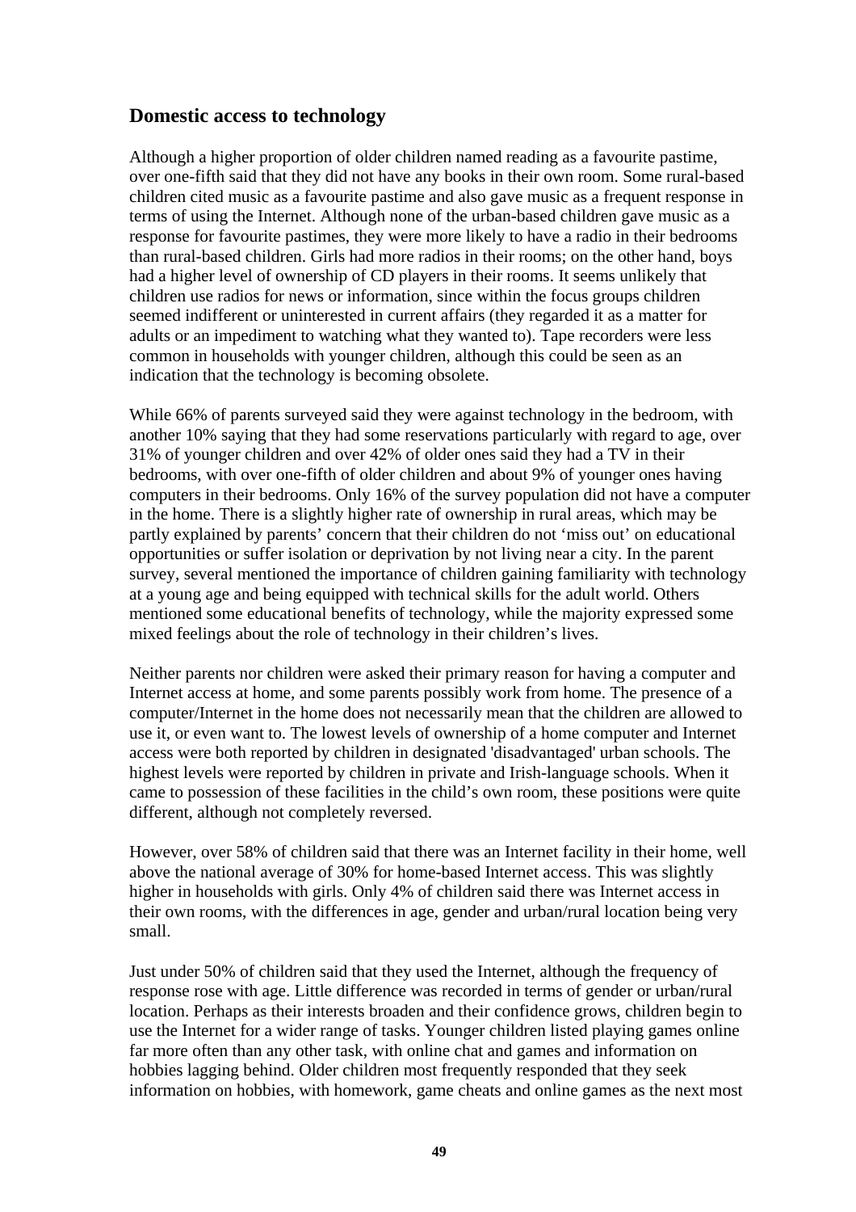## Domestic access to technology

Although a higher proportion of older children named reading as a favourite pastime, over one-fifth said that they did not have any books in their own room. Some rural-based children cited music as a favourite pastime and also gave music as a frequent response in terms of using the Internet. Although none of the urban-based children gave music as a response for favourite pastimes, they were more likely to have a radio in their bedrooms than rural-based children. Girls had more radios in their rooms; on the other hand, boys had a higher level of ownership of CD players in their rooms. It seems unlikely that children use radios for news or information, since within the focus groups children seemed indifferent or uninterested in current affairs (they regarded it as a matter for adults or an impediment to watching what they wanted to). Tape recorders were less common in households with younger children, although this could be seen as an indication that the technology is becoming obsolete.

While 66% of parents surveyed said they were against technology in the bedroom, with another 10% saying that they had some reservations particularly with regard to age, over 31% of younger children and over 42% of older ones said they had a TV in their bedrooms, with over one-fifth of older children and about 9% of younger ones having computers in their bedrooms. Only 16% of the survey population did not have a computer in the home. There is a slightly higher rate of ownership in rural areas, which may be partly explained by parents' concern that their children do not 'miss out' on educational opportunities or suffer isolation or deprivation by not living near a city. In the parent survey, several mentioned the importance of children gaining familiarity with technology at a young age and being equipped with technical skills for the adult world. Others mentioned some educational benefits of technology, while the majority expressed some mixed feelings about the role of technology in their children's lives.

Neither parents nor children were asked their primary reason for having a computer and Internet access at home, and some parents possibly work from home. The presence of a computer/Internet in the home does not necessarily mean that the children are allowed to use it, or even want to. The lowest levels of ownership of a home computer and Internet access were both reported by children in designated 'disadvantaged' urban schools. The highest levels were reported by children in private and Irish-language schools. When it came to possession of these facilities in the child's own room, these positions were quite different, although not completely reversed.

However, over 58% of children said that there was an Internet facility in their home, well above the national average of 30% for home-based Internet access. This was slightly higher in households with girls. Only 4% of children said there was Internet access in their own rooms, with the differences in age, gender and urban/rural location being very small.

Just under 50% of children said that they used the Internet, although the frequency of response rose with age. Little difference was recorded in terms of gender or urban/rural location. Perhaps as their interests broaden and their confidence grows, children begin to use the Internet for a wider range of tasks. Younger children listed playing games online far more often than any other task, with online chat and games and information on hobbies lagging behind. Older children most frequently responded that they seek information on hobbies, with homework, game cheats and online games as the next most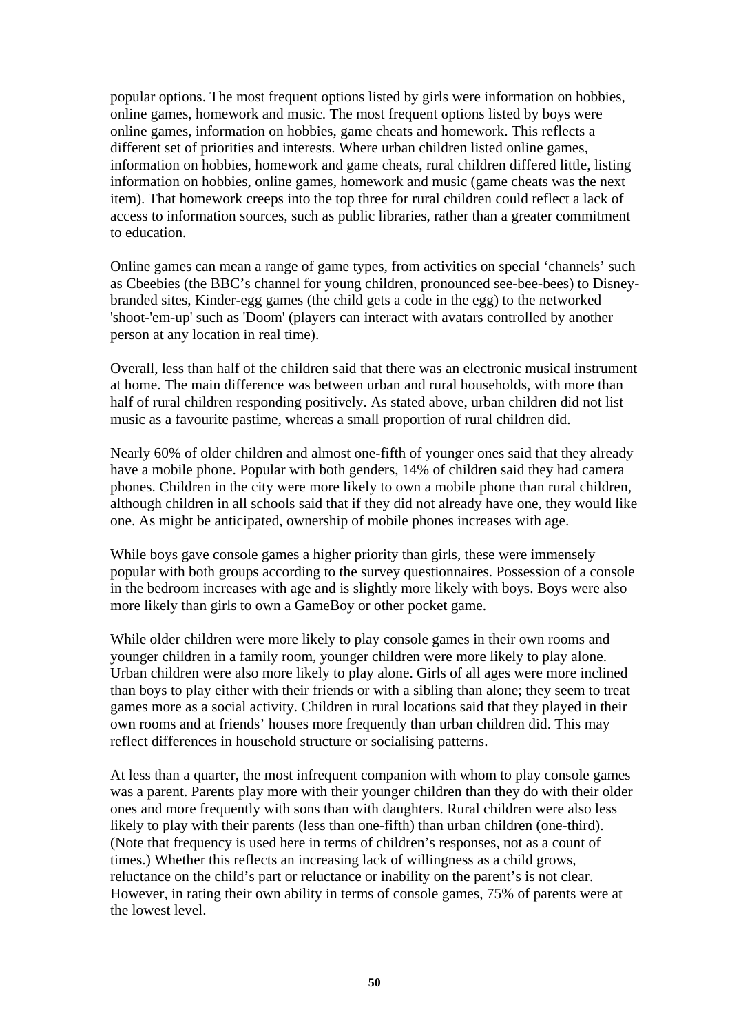popular options. The most frequent options listed by girls were information on hobbies, online games, homework and music. The most frequent options listed by boys were online games, information on hobbies, game cheats and homework. This reflects a different set of priorities and interests. Where urban children listed online games, information on hobbies, homework and game cheats, rural children differed little, listing information on hobbies, online games, homework and music (game cheats was the next item). That homework creeps into the top three for rural children could reflect a lack of access to information sources, such as public libraries, rather than a greater commitment to education.

Online games can mean a range of game types, from activities on special 'channels' such as Cbeebies (the BBC's channel for young children, pronounced see-bee-bees) to Disney-branded sites, Kinder-egg games (the child gets a code in the egg) to the networked 'shoot-'em-up' such as 'Doom' (players can interact with avatars controlled by another person at any location in real time).

Overall, less than half of the children said that there was an electronic musical instrument at home. The main difference was between urban and rural households, with more than half of rural children responding positively. As stated above, urban children did not list music as a favourite pastime, whereas a small proportion of rural children did.

Nearly 60% of older children and almost one-fifth of younger ones said that they already have a mobile phone. Popular with both genders, 14% of children said they had camera phones. Children in the city were more likely to own a mobile phone than rural children, although children in all schools said that if they did not already have one, they would like one. As might be anticipated, ownership of mobile phones increases with age.

While boys gave console games a higher priority than girls, these were immensely popular with both groups according to the survey questionnaires. Possession of a console in the bedroom increases with age and is slightly more likely with boys. Boys were also more likely than girls to own a GameBoy or other pocket game.

While older children were more likely to play console games in their own rooms and younger children in a family room, younger children were more likely to play alone. Urban children were also more likely to play alone. Girls of all ages were more inclined than boys to play either with their friends or with a sibling than alone; they seem to treat games more as a social activity. Children in rural locations said that they played in their own rooms and at friends' houses more frequently than urban children did. This may reflect differences in household structure or socialising patterns.

At less than a quarter, the most infrequent companion with whom to play console games was a parent. Parents play more with their younger children than they do with their older ones and more frequently with sons than with daughters. Rural children were also less likely to play with their parents (less than one-fifth) than urban children (one-third). (Note that frequency is used here in terms of children's responses, not as a count of times.) Whether this reflects an increasing lack of willingness as a child grows, reluctance on the child's part or reluctance or inability on the parent's is not clear. However, in rating their own ability in terms of console games, 75% of parents were at the lowest level.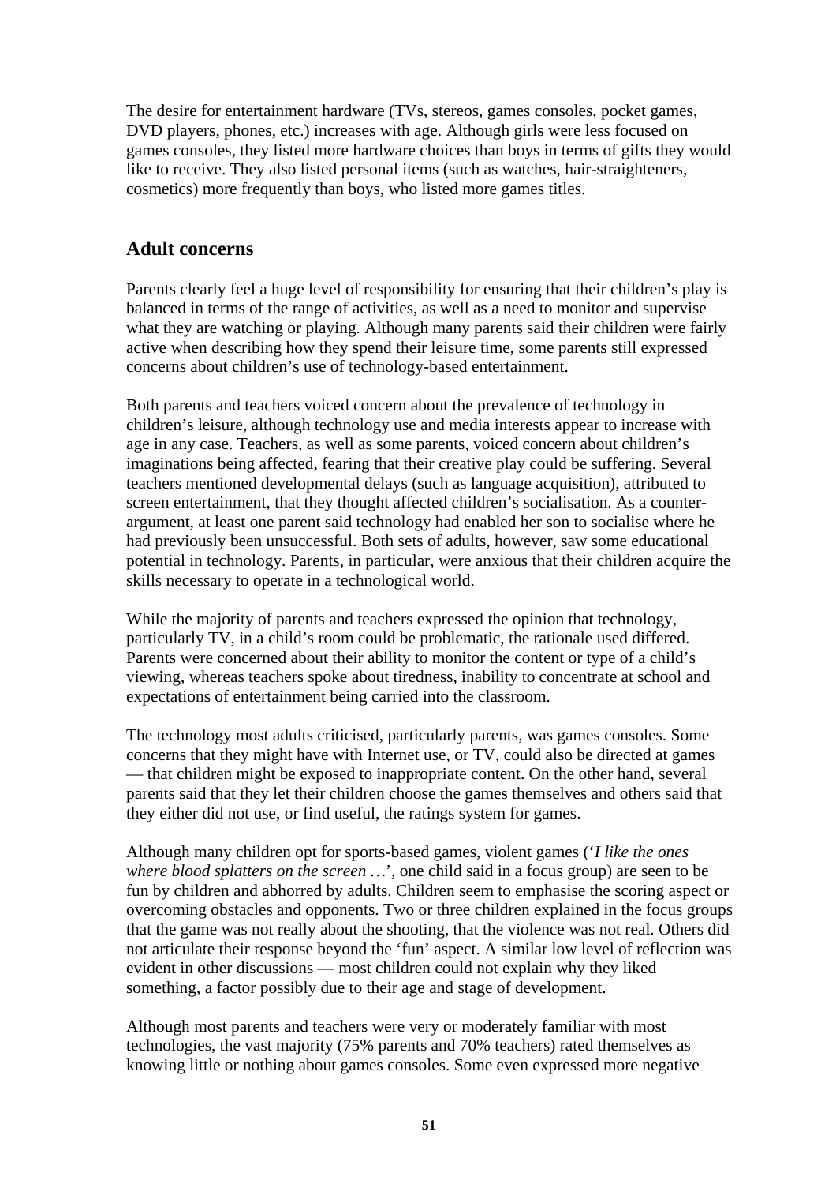The desire for entertainment hardware (TVs, stereos, games consoles, pocket games, DVD players, phones, etc.) increases with age. Although girls were less focused on games consoles, they listed more hardware choices than boys in terms of gifts they would like to receive. They also listed personal items (such as watches, hair-straighteners, cosmetics) more frequently than boys, who listed more games titles.

## Adult concerns

Parents clearly feel a huge level of responsibility for ensuring that their children's play is balanced in terms of the range of activities, as well as a need to monitor and supervise what they are watching or playing. Although many parents said their children were fairly active when describing how they spend their leisure time, some parents still expressed concerns about children's use of technology-based entertainment.

Both parents and teachers voiced concern about the prevalence of technology in children's leisure, although technology use and media interests appear to increase with age in any case. Teachers, as well as some parents, voiced concern about children's imaginations being affected, fearing that their creative play could be suffering. Several teachers mentioned developmental delays (such as language acquisition), attributed to screen entertainment, that they thought affected children's socialisation. As a counter-argument, at least one parent said technology had enabled her son to socialise where he had previously been unsuccessful. Both sets of adults, however, saw some educational potential in technology. Parents, in particular, were anxious that their children acquire the skills necessary to operate in a technological world.

While the majority of parents and teachers expressed the opinion that technology, particularly TV, in a child's room could be problematic, the rationale used differed. Parents were concerned about their ability to monitor the content or type of a child's viewing, whereas teachers spoke about tiredness, inability to concentrate at school and expectations of entertainment being carried into the classroom.

The technology most adults criticised, particularly parents, was games consoles. Some concerns that they might have with Internet use, or TV, could also be directed at games — that children might be exposed to inappropriate content. On the other hand, several parents said that they let their children choose the games themselves and others said that they either did not use, or find useful, the ratings system for games.

Although many children opt for sports-based games, violent games ('*I like the ones where blood splatters on the screen* …', one child said in a focus group) are seen to be fun by children and abhorred by adults. Children seem to emphasise the scoring aspect or overcoming obstacles and opponents. Two or three children explained in the focus groups that the game was not really about the shooting, that the violence was not real. Others did not articulate their response beyond the 'fun' aspect. A similar low level of reflection was evident in other discussions — most children could not explain why they liked something, a factor possibly due to their age and stage of development.

Although most parents and teachers were very or moderately familiar with most technologies, the vast majority (75% parents and 70% teachers) rated themselves as knowing little or nothing about games consoles. Some even expressed more negative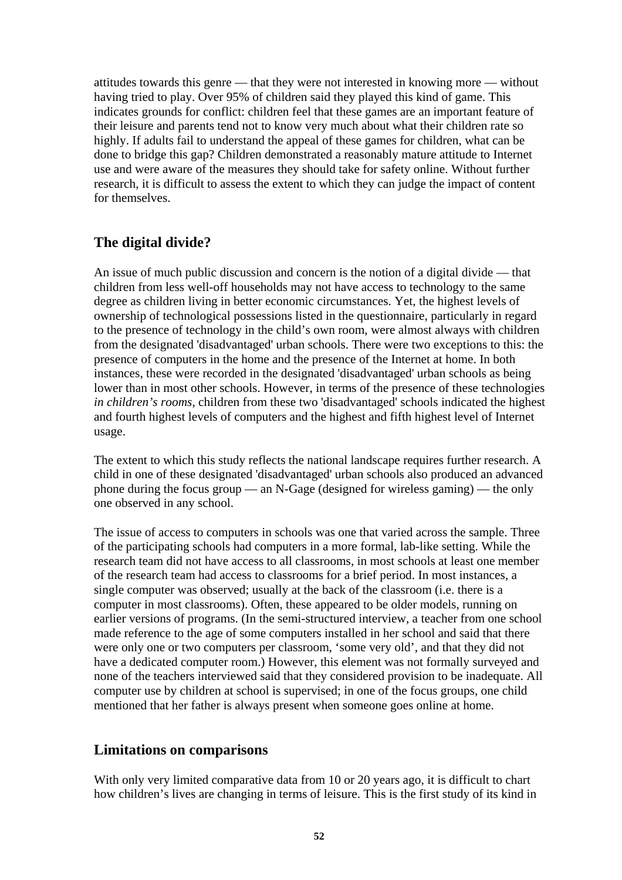attitudes towards this genre — that they were not interested in knowing more — without having tried to play. Over 95% of children said they played this kind of game. This indicates grounds for conflict: children feel that these games are an important feature of their leisure and parents tend not to know very much about what their children rate so highly. If adults fail to understand the appeal of these games for children, what can be done to bridge this gap? Children demonstrated a reasonably mature attitude to Internet use and were aware of the measures they should take for safety online. Without further research, it is difficult to assess the extent to which they can judge the impact of content for themselves.

## The digital divide?

An issue of much public discussion and concern is the notion of a digital divide — that children from less well-off households may not have access to technology to the same degree as children living in better economic circumstances. Yet, the highest levels of ownership of technological possessions listed in the questionnaire, particularly in regard to the presence of technology in the child's own room, were almost always with children from the designated 'disadvantaged' urban schools. There were two exceptions to this: the presence of computers in the home and the presence of the Internet at home. In both instances, these were recorded in the designated 'disadvantaged' urban schools as being lower than in most other schools. However, in terms of the presence of these technologies *in children's rooms*, children from these two 'disadvantaged' schools indicated the highest and fourth highest levels of computers and the highest and fifth highest level of Internet usage.

The extent to which this study reflects the national landscape requires further research. A child in one of these designated 'disadvantaged' urban schools also produced an advanced phone during the focus group — an N-Gage (designed for wireless gaming) — the only one observed in any school.

The issue of access to computers in schools was one that varied across the sample. Three of the participating schools had computers in a more formal, lab-like setting. While the research team did not have access to all classrooms, in most schools at least one member of the research team had access to classrooms for a brief period. In most instances, a single computer was observed; usually at the back of the classroom (i.e. there is a computer in most classrooms). Often, these appeared to be older models, running on earlier versions of programs. (In the semi-structured interview, a teacher from one school made reference to the age of some computers installed in her school and said that there were only one or two computers per classroom, 'some very old', and that they did not have a dedicated computer room.) However, this element was not formally surveyed and none of the teachers interviewed said that they considered provision to be inadequate. All computer use by children at school is supervised; in one of the focus groups, one child mentioned that her father is always present when someone goes online at home.

## Limitations on comparisons

With only very limited comparative data from 10 or 20 years ago, it is difficult to chart how children's lives are changing in terms of leisure. This is the first study of its kind in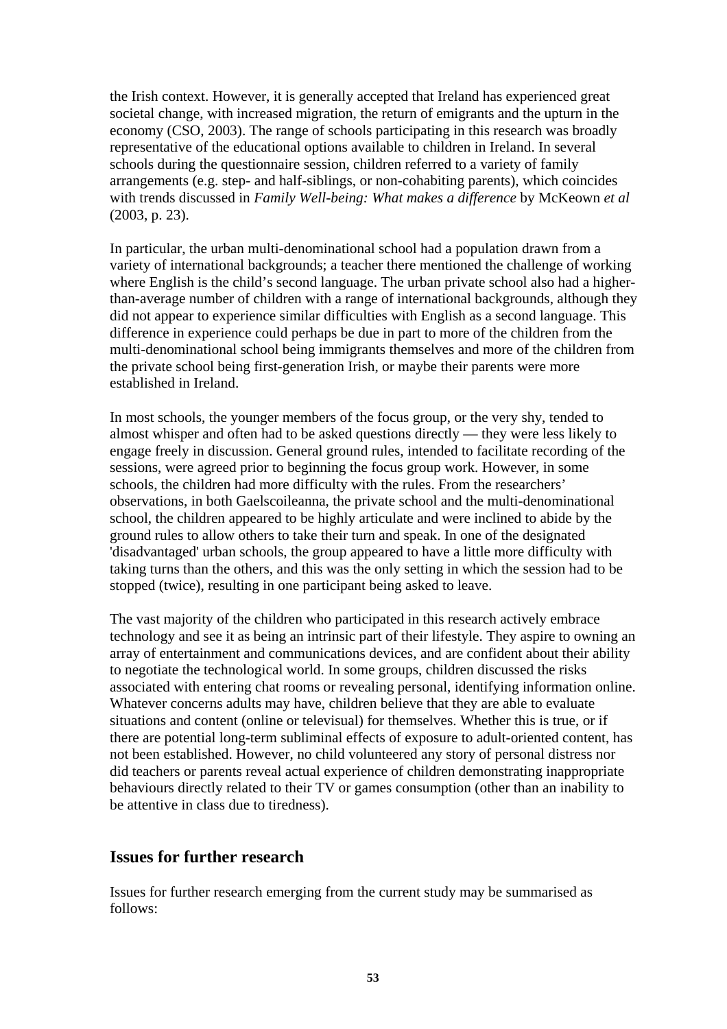the Irish context. However, it is generally accepted that Ireland has experienced great societal change, with increased migration, the return of emigrants and the upturn in the economy (CSO, 2003). The range of schools participating in this research was broadly representative of the educational options available to children in Ireland. In several schools during the questionnaire session, children referred to a variety of family arrangements (e.g. step- and half-siblings, or non-cohabiting parents), which coincides with trends discussed in *Family Well-being: What makes a difference* by McKeown *et al* (2003, p. 23).

In particular, the urban multi-denominational school had a population drawn from a variety of international backgrounds; a teacher there mentioned the challenge of working where English is the child's second language. The urban private school also had a higher-than-average number of children with a range of international backgrounds, although they did not appear to experience similar difficulties with English as a second language. This difference in experience could perhaps be due in part to more of the children from the multi-denominational school being immigrants themselves and more of the children from the private school being first-generation Irish, or maybe their parents were more established in Ireland.

In most schools, the younger members of the focus group, or the very shy, tended to almost whisper and often had to be asked questions directly — they were less likely to engage freely in discussion. General ground rules, intended to facilitate recording of the sessions, were agreed prior to beginning the focus group work. However, in some schools, the children had more difficulty with the rules. From the researchers' observations, in both Gaelscoileanna, the private school and the multi-denominational school, the children appeared to be highly articulate and were inclined to abide by the ground rules to allow others to take their turn and speak. In one of the designated 'disadvantaged' urban schools, the group appeared to have a little more difficulty with taking turns than the others, and this was the only setting in which the session had to be stopped (twice), resulting in one participant being asked to leave.

The vast majority of the children who participated in this research actively embrace technology and see it as being an intrinsic part of their lifestyle. They aspire to owning an array of entertainment and communications devices, and are confident about their ability to negotiate the technological world. In some groups, children discussed the risks associated with entering chat rooms or revealing personal, identifying information online. Whatever concerns adults may have, children believe that they are able to evaluate situations and content (online or televisual) for themselves. Whether this is true, or if there are potential long-term subliminal effects of exposure to adult-oriented content, has not been established. However, no child volunteered any story of personal distress nor did teachers or parents reveal actual experience of children demonstrating inappropriate behaviours directly related to their TV or games consumption (other than an inability to be attentive in class due to tiredness).

## Issues for further research

Issues for further research emerging from the current study may be summarised as follows: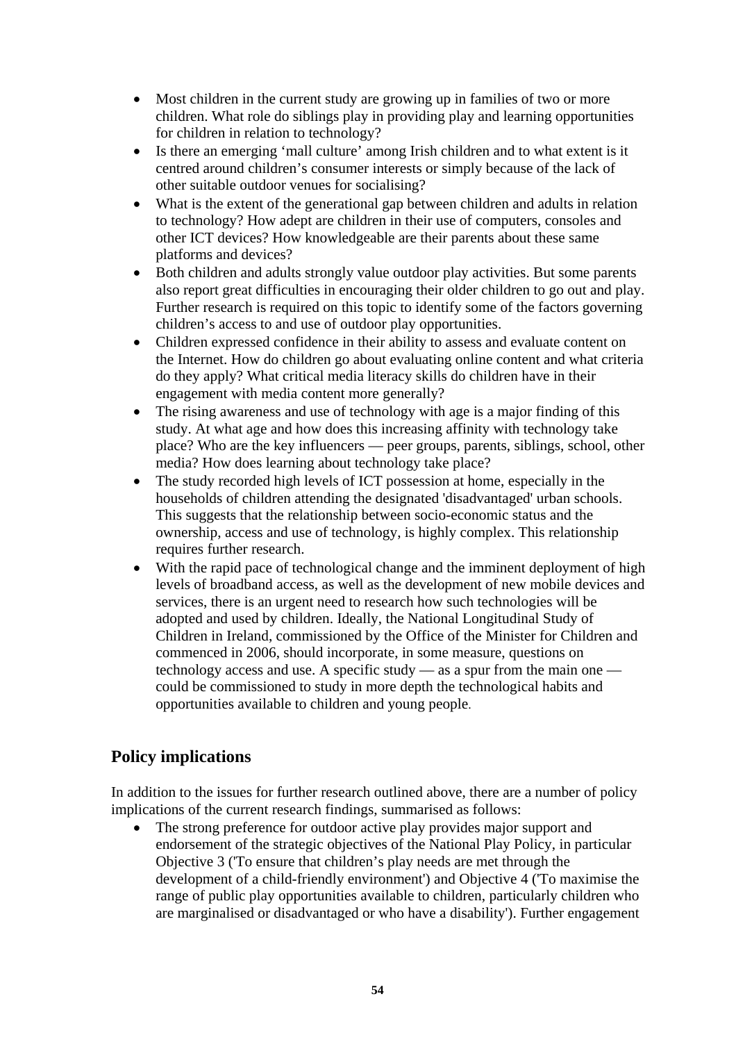- Most children in the current study are growing up in families of two or more children. What role do siblings play in providing play and learning opportunities for children in relation to technology?
- Is there an emerging 'mall culture' among Irish children and to what extent is it centred around children's consumer interests or simply because of the lack of other suitable outdoor venues for socialising?
- What is the extent of the generational gap between children and adults in relation to technology? How adept are children in their use of computers, consoles and other ICT devices? How knowledgeable are their parents about these same platforms and devices?
- Both children and adults strongly value outdoor play activities. But some parents also report great difficulties in encouraging their older children to go out and play. Further research is required on this topic to identify some of the factors governing children's access to and use of outdoor play opportunities.
- Children expressed confidence in their ability to assess and evaluate content on the Internet. How do children go about evaluating online content and what criteria do they apply? What critical media literacy skills do children have in their engagement with media content more generally?
- The rising awareness and use of technology with age is a major finding of this study. At what age and how does this increasing affinity with technology take place? Who are the key influencers — peer groups, parents, siblings, school, other media? How does learning about technology take place?
- The study recorded high levels of ICT possession at home, especially in the households of children attending the designated 'disadvantaged' urban schools. This suggests that the relationship between socio-economic status and the ownership, access and use of technology, is highly complex. This relationship requires further research.
- With the rapid pace of technological change and the imminent deployment of high levels of broadband access, as well as the development of new mobile devices and services, there is an urgent need to research how such technologies will be adopted and used by children. Ideally, the National Longitudinal Study of Children in Ireland, commissioned by the Office of the Minister for Children and commenced in 2006, should incorporate, in some measure, questions on technology access and use. A specific study — as a spur from the main one — could be commissioned to study in more depth the technological habits and opportunities available to children and young people.

## Policy implications

In addition to the issues for further research outlined above, there are a number of policy implications of the current research findings, summarised as follows:

- The strong preference for outdoor active play provides major support and endorsement of the strategic objectives of the National Play Policy, in particular Objective 3 ('To ensure that children's play needs are met through the development of a child-friendly environment') and Objective 4 ('To maximise the range of public play opportunities available to children, particularly children who are marginalised or disadvantaged or who have a disability'). Further engagement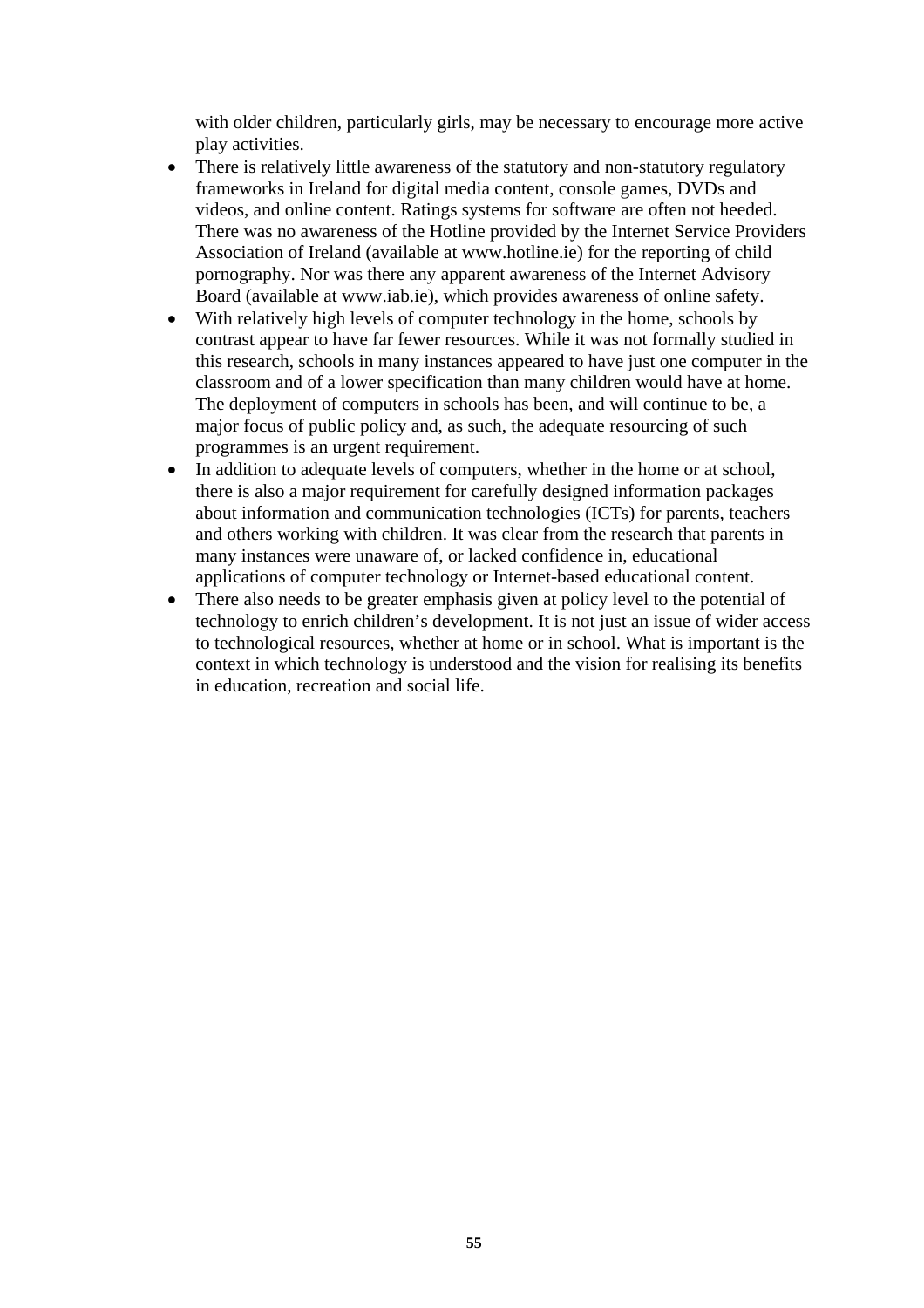with older children, particularly girls, may be necessary to encourage more active play activities.

- There is relatively little awareness of the statutory and non-statutory regulatory frameworks in Ireland for digital media content, console games, DVDs and videos, and online content. Ratings systems for software are often not heeded. There was no awareness of the Hotline provided by the Internet Service Providers Association of Ireland (available at www.hotline.ie) for the reporting of child pornography. Nor was there any apparent awareness of the Internet Advisory Board (available at www.iab.ie), which provides awareness of online safety.
- With relatively high levels of computer technology in the home, schools by contrast appear to have far fewer resources. While it was not formally studied in this research, schools in many instances appeared to have just one computer in the classroom and of a lower specification than many children would have at home. The deployment of computers in schools has been, and will continue to be, a major focus of public policy and, as such, the adequate resourcing of such programmes is an urgent requirement.
- In addition to adequate levels of computers, whether in the home or at school, there is also a major requirement for carefully designed information packages about information and communication technologies (ICTs) for parents, teachers and others working with children. It was clear from the research that parents in many instances were unaware of, or lacked confidence in, educational applications of computer technology or Internet-based educational content.
- There also needs to be greater emphasis given at policy level to the potential of technology to enrich children's development. It is not just an issue of wider access to technological resources, whether at home or in school. What is important is the context in which technology is understood and the vision for realising its benefits in education, recreation and social life.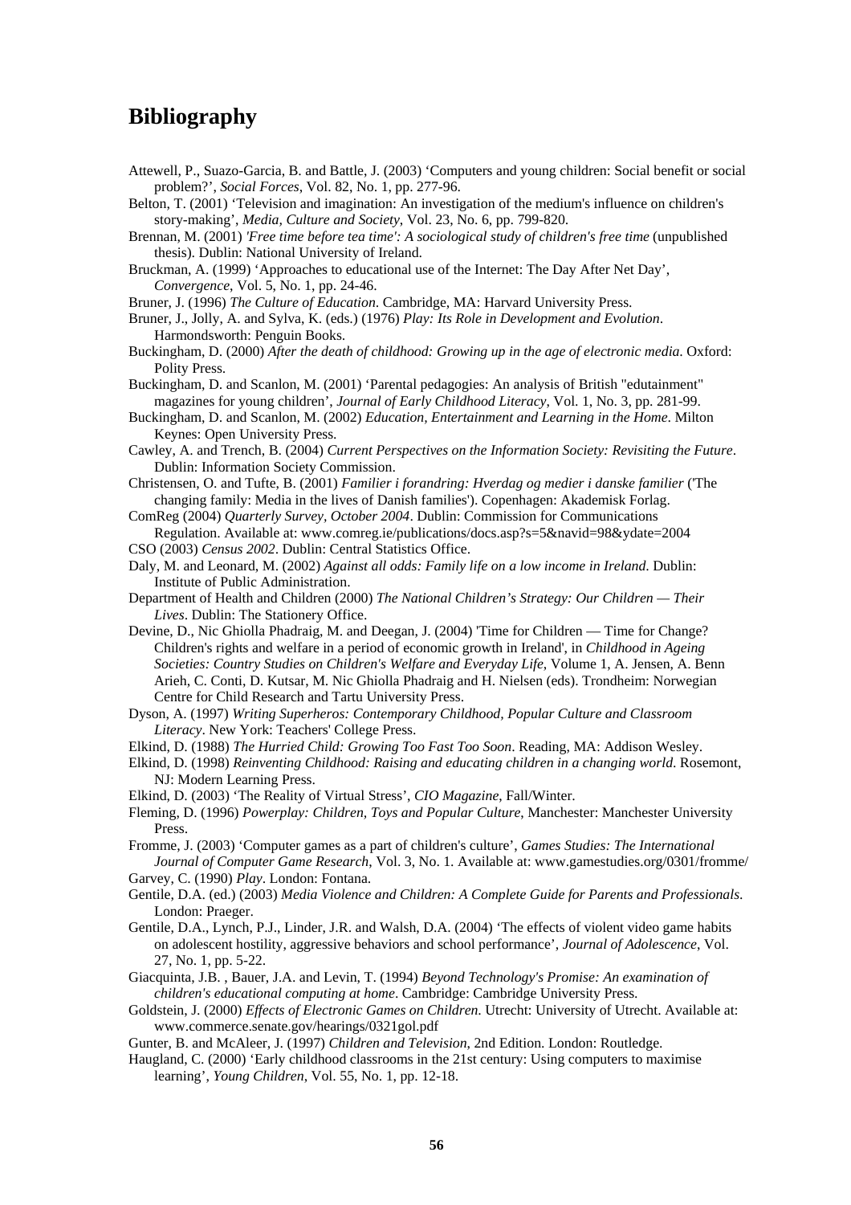# Bibliography

Attewell, P., Suazo-Garcia, B. and Battle, J. (2003) 'Computers and young children: Social benefit or social problem?', *Social Forces*, Vol. 82, No. 1, pp. 277-96.

Belton, T. (2001) 'Television and imagination: An investigation of the medium's influence on children's story-making', *Media, Culture and Society*, Vol. 23, No. 6, pp. 799-820.

Brennan, M. (2001) *'Free time before tea time': A sociological study of children's free time* (unpublished thesis). Dublin: National University of Ireland.

Bruckman, A. (1999) 'Approaches to educational use of the Internet: The Day After Net Day', *Convergence*, Vol. 5, No. 1, pp. 24-46.

Bruner, J. (1996) *The Culture of Education*. Cambridge, MA: Harvard University Press.

Bruner, J., Jolly, A. and Sylva, K. (eds.) (1976) *Play: Its Role in Development and Evolution*. Harmondsworth: Penguin Books.

Buckingham, D. (2000) *After the death of childhood: Growing up in the age of electronic media*. Oxford: Polity Press.

Buckingham, D. and Scanlon, M. (2001) 'Parental pedagogies: An analysis of British "edutainment" magazines for young children', *Journal of Early Childhood Literacy*, Vol. 1, No. 3, pp. 281-99.

Buckingham, D. and Scanlon, M. (2002) *Education, Entertainment and Learning in the Home*. Milton Keynes: Open University Press.

Cawley, A. and Trench, B. (2004) *Current Perspectives on the Information Society: Revisiting the Future*. Dublin: Information Society Commission.

Christensen, O. and Tufte, B. (2001) *Familier i forandring: Hverdag og medier i danske familier* ('The changing family: Media in the lives of Danish families'). Copenhagen: Akademisk Forlag.

ComReg (2004) *Quarterly Survey, October 2004*. Dublin: Commission for Communications Regulation. Available at: www.comreg.ie/publications/docs.asp?s=5&navid=98&ydate=2004

CSO (2003) *Census 2002*. Dublin: Central Statistics Office.

Daly, M. and Leonard, M. (2002) *Against all odds: Family life on a low income in Ireland*. Dublin: Institute of Public Administration.

Department of Health and Children (2000) *The National Children's Strategy: Our Children — Their Lives*. Dublin: The Stationery Office.

Devine, D., Nic Ghiolla Phadraig, M. and Deegan, J. (2004) 'Time for Children — Time for Change? Children's rights and welfare in a period of economic growth in Ireland', in *Childhood in Ageing Societies: Country Studies on Children's Welfare and Everyday Life*, Volume 1, A. Jensen, A. Benn Arieh, C. Conti, D. Kutsar, M. Nic Ghiolla Phadraig and H. Nielsen (eds). Trondheim: Norwegian Centre for Child Research and Tartu University Press.

Dyson, A. (1997) *Writing Superheros: Contemporary Childhood, Popular Culture and Classroom Literacy*. New York: Teachers' College Press.

Elkind, D. (1988) *The Hurried Child: Growing Too Fast Too Soon*. Reading, MA: Addison Wesley.

Elkind, D. (1998) *Reinventing Childhood: Raising and educating children in a changing world*. Rosemont, NJ: Modern Learning Press.

Elkind, D. (2003) 'The Reality of Virtual Stress', *CIO Magazine*, Fall/Winter.

Fleming, D. (1996) *Powerplay: Children, Toys and Popular Culture*, Manchester: Manchester University Press.

Fromme, J. (2003) 'Computer games as a part of children's culture', *Games Studies: The International Journal of Computer Game Research*, Vol. 3, No. 1. Available at: www.gamestudies.org/0301/fromme/

Garvey, C. (1990) *Play*. London: Fontana.

Gentile, D.A. (ed.) (2003) *Media Violence and Children: A Complete Guide for Parents and Professionals*. London: Praeger.

Gentile, D.A., Lynch, P.J., Linder, J.R. and Walsh, D.A. (2004) 'The effects of violent video game habits on adolescent hostility, aggressive behaviors and school performance', *Journal of Adolescence*, Vol. 27, No. 1, pp. 5-22.

Giacquinta, J.B. , Bauer, J.A. and Levin, T. (1994) *Beyond Technology's Promise: An examination of children's educational computing at home*. Cambridge: Cambridge University Press.

Goldstein, J. (2000) *Effects of Electronic Games on Children*. Utrecht: University of Utrecht. Available at: www.commerce.senate.gov/hearings/0321gol.pdf

Gunter, B. and McAleer, J. (1997) *Children and Television*, 2nd Edition. London: Routledge.

Haugland, C. (2000) 'Early childhood classrooms in the 21st century: Using computers to maximise learning', *Young Children*, Vol. 55, No. 1, pp. 12-18.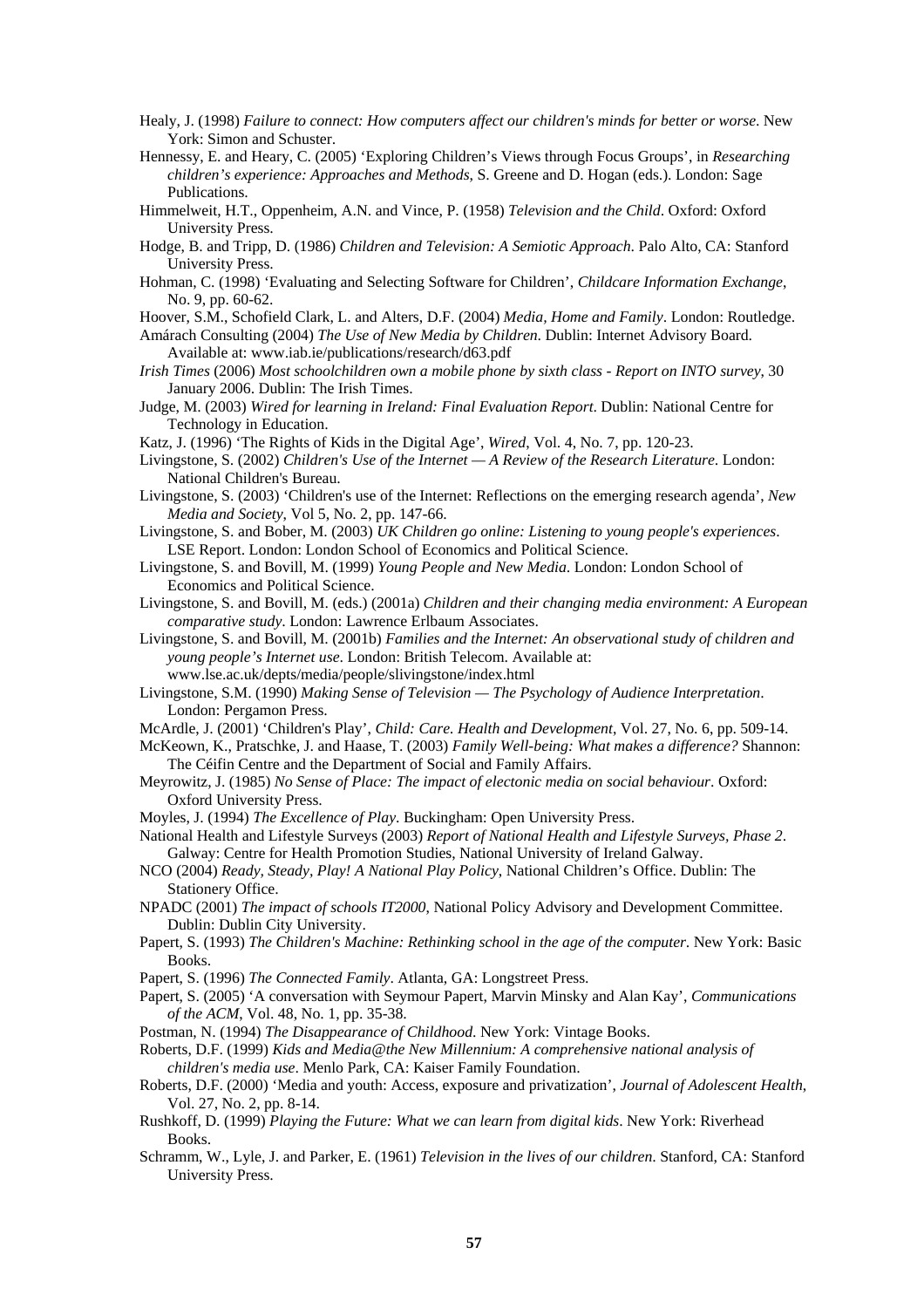Healy, J. (1998) *Failure to connect: How computers affect our children's minds for better or worse*. New York: Simon and Schuster.

Hennessy, E. and Heary, C. (2005) 'Exploring Children's Views through Focus Groups', in *Researching children's experience: Approaches and Methods*, S. Greene and D. Hogan (eds.). London: Sage Publications.

Himmelweit, H.T., Oppenheim, A.N. and Vince, P. (1958) *Television and the Child*. Oxford: Oxford University Press.

Hodge, B. and Tripp, D. (1986) *Children and Television: A Semiotic Approach*. Palo Alto, CA: Stanford University Press.

Hohman, C. (1998) 'Evaluating and Selecting Software for Children', *Childcare Information Exchange*, No. 9, pp. 60-62.

Hoover, S.M., Schofield Clark, L. and Alters, D.F. (2004) *Media, Home and Family*. London: Routledge.

Amárach Consulting (2004) *The Use of New Media by Children*. Dublin: Internet Advisory Board. Available at: www.iab.ie/publications/research/d63.pdf

*Irish Times* (2006) *Most schoolchildren own a mobile phone by sixth class - Report on INTO survey*, 30 January 2006. Dublin: The Irish Times.

Judge, M. (2003) *Wired for learning in Ireland: Final Evaluation Report*. Dublin: National Centre for Technology in Education.

Katz, J. (1996) 'The Rights of Kids in the Digital Age', *Wired*, Vol. 4, No. 7, pp. 120-23.

Livingstone, S. (2002) *Children's Use of the Internet — A Review of the Research Literature*. London: National Children's Bureau.

Livingstone, S. (2003) 'Children's use of the Internet: Reflections on the emerging research agenda', *New Media and Society*, Vol 5, No. 2, pp. 147-66.

Livingstone, S. and Bober, M. (2003) *UK Children go online: Listening to young people's experiences*. LSE Report. London: London School of Economics and Political Science.

Livingstone, S. and Bovill, M. (1999) *Young People and New Media*. London: London School of Economics and Political Science.

Livingstone, S. and Bovill, M. (eds.) (2001a) *Children and their changing media environment: A European comparative study*. London: Lawrence Erlbaum Associates.

Livingstone, S. and Bovill, M. (2001b) *Families and the Internet: An observational study of children and young people's Internet use*. London: British Telecom. Available at: www.lse.ac.uk/depts/media/people/slivingstone/index.html

Livingstone, S.M. (1990) *Making Sense of Television — The Psychology of Audience Interpretation*. London: Pergamon Press.

McArdle, J. (2001) 'Children's Play', *Child: Care. Health and Development*, Vol. 27, No. 6, pp. 509-14.

McKeown, K., Pratschke, J. and Haase, T. (2003) *Family Well-being: What makes a difference?* Shannon: The Céifin Centre and the Department of Social and Family Affairs.

Meyrowitz, J. (1985) *No Sense of Place: The impact of electonic media on social behaviour*. Oxford: Oxford University Press.

Moyles, J. (1994) *The Excellence of Play*. Buckingham: Open University Press.

National Health and Lifestyle Surveys (2003) *Report of National Health and Lifestyle Surveys, Phase 2*. Galway: Centre for Health Promotion Studies, National University of Ireland Galway.

NCO (2004) *Ready, Steady, Play! A National Play Policy*, National Children's Office. Dublin: The Stationery Office.

NPADC (2001) *The impact of schools IT2000*, National Policy Advisory and Development Committee. Dublin: Dublin City University.

Papert, S. (1993) *The Children's Machine: Rethinking school in the age of the computer*. New York: Basic Books.

Papert, S. (1996) *The Connected Family*. Atlanta, GA: Longstreet Press.

Papert, S. (2005) 'A conversation with Seymour Papert, Marvin Minsky and Alan Kay', *Communications of the ACM*, Vol. 48, No. 1, pp. 35-38.

Postman, N. (1994) *The Disappearance of Childhood*. New York: Vintage Books.

Roberts, D.F. (1999) *Kids and Media@the New Millennium: A comprehensive national analysis of children's media use*. Menlo Park, CA: Kaiser Family Foundation.

Roberts, D.F. (2000) 'Media and youth: Access, exposure and privatization', *Journal of Adolescent Health*, Vol. 27, No. 2, pp. 8-14.

Rushkoff, D. (1999) *Playing the Future: What we can learn from digital kids*. New York: Riverhead Books.

Schramm, W., Lyle, J. and Parker, E. (1961) *Television in the lives of our children*. Stanford, CA: Stanford University Press.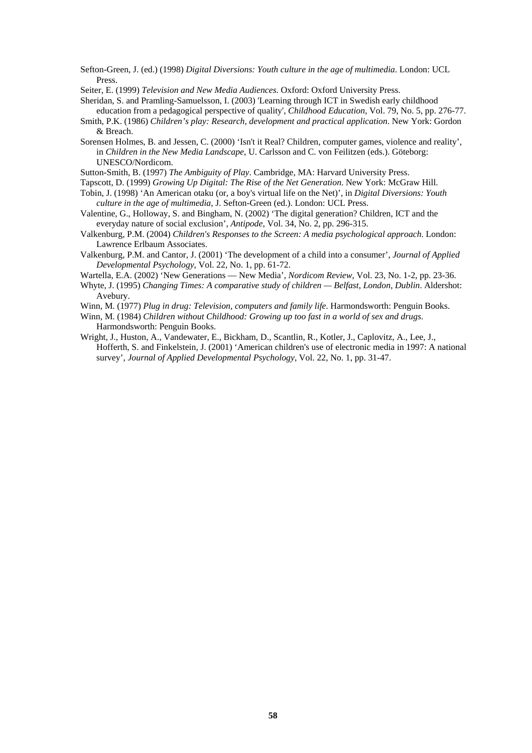Sefton-Green, J. (ed.) (1998) *Digital Diversions: Youth culture in the age of multimedia*. London: UCL Press.

Seiter, E. (1999) *Television and New Media Audiences*. Oxford: Oxford University Press.

Sheridan, S. and Pramling-Samuelsson, I. (2003) 'Learning through ICT in Swedish early childhood education from a pedagogical perspective of quality', *Childhood Education*, Vol. 79, No. 5, pp. 276-77.

Smith, P.K. (1986) *Children's play: Research, development and practical application*. New York: Gordon & Breach.

Sorensen Holmes, B. and Jessen, C. (2000) 'Isn't it Real? Children, computer games, violence and reality', in *Children in the New Media Landscape*, U. Carlsson and C. von Feilitzen (eds.). Göteborg: UNESCO/Nordicom.

Sutton-Smith, B. (1997) *The Ambiguity of Play*. Cambridge, MA: Harvard University Press.

Tapscott, D. (1999) *Growing Up Digital: The Rise of the Net Generation*. New York: McGraw Hill.

Tobin, J. (1998) 'An American otaku (or, a boy's virtual life on the Net)', in *Digital Diversions: Youth culture in the age of multimedia*, J. Sefton-Green (ed.). London: UCL Press.

Valentine, G., Holloway, S. and Bingham, N. (2002) 'The digital generation? Children, ICT and the everyday nature of social exclusion', *Antipode*, Vol. 34, No. 2, pp. 296-315.

Valkenburg, P.M. (2004) *Children's Responses to the Screen: A media psychological approach*. London: Lawrence Erlbaum Associates.

Valkenburg, P.M. and Cantor, J. (2001) 'The development of a child into a consumer', *Journal of Applied Developmental Psychology*, Vol. 22, No. 1, pp. 61-72.

Wartella, E.A. (2002) 'New Generations — New Media', *Nordicom Review*, Vol. 23, No. 1-2, pp. 23-36.

Whyte, J. (1995) *Changing Times: A comparative study of children — Belfast, London, Dublin*. Aldershot: Avebury.

Winn, M. (1977) *Plug in drug: Television, computers and family life*. Harmondsworth: Penguin Books.

Winn, M. (1984) *Children without Childhood: Growing up too fast in a world of sex and drugs*. Harmondsworth: Penguin Books.

Wright, J., Huston, A., Vandewater, E., Bickham, D., Scantlin, R., Kotler, J., Caplovitz, A., Lee, J., Hofferth, S. and Finkelstein, J. (2001) 'American children's use of electronic media in 1997: A national survey', *Journal of Applied Developmental Psychology*, Vol. 22, No. 1, pp. 31-47.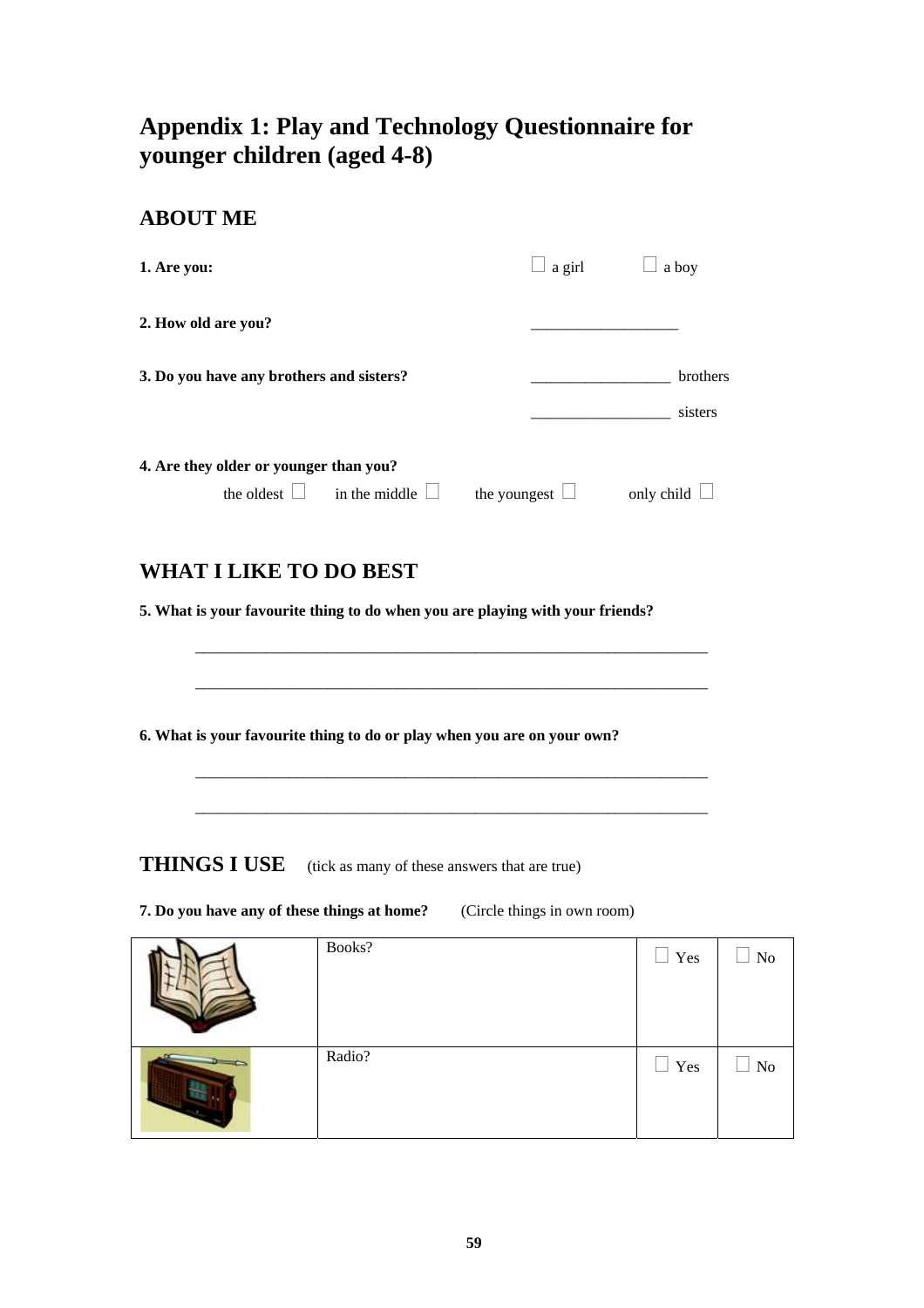# Appendix 1: Play and Technology Questionnaire for younger children (aged 4-8)

## ABOUT ME

**1. Are you:** ☐ a girl ☐ a boy

**2. How old are you?** ___________________

**3. Do you have any brothers and sisters?** __________________ brothers

__________________ sisters

**4. Are they older or younger than you?**

the oldest ☐ in the middle ☐ the youngest ☐ only child ☐

## WHAT I LIKE TO DO BEST

**5. What is your favourite thing to do when you are playing with your friends?**

_________________________________________________________________

_________________________________________________________________

**6. What is your favourite thing to do or play when you are on your own?**

_________________________________________________________________

_________________________________________________________________

## THINGS I USE (tick as many of these answers that are true)

**7. Do you have any of these things at home?** (Circle things in own room)

| | | | |
|---|---|---|---|
| | Books? | ☐ Yes | ☐ No |
| | Radio? | ☐ Yes | ☐ No |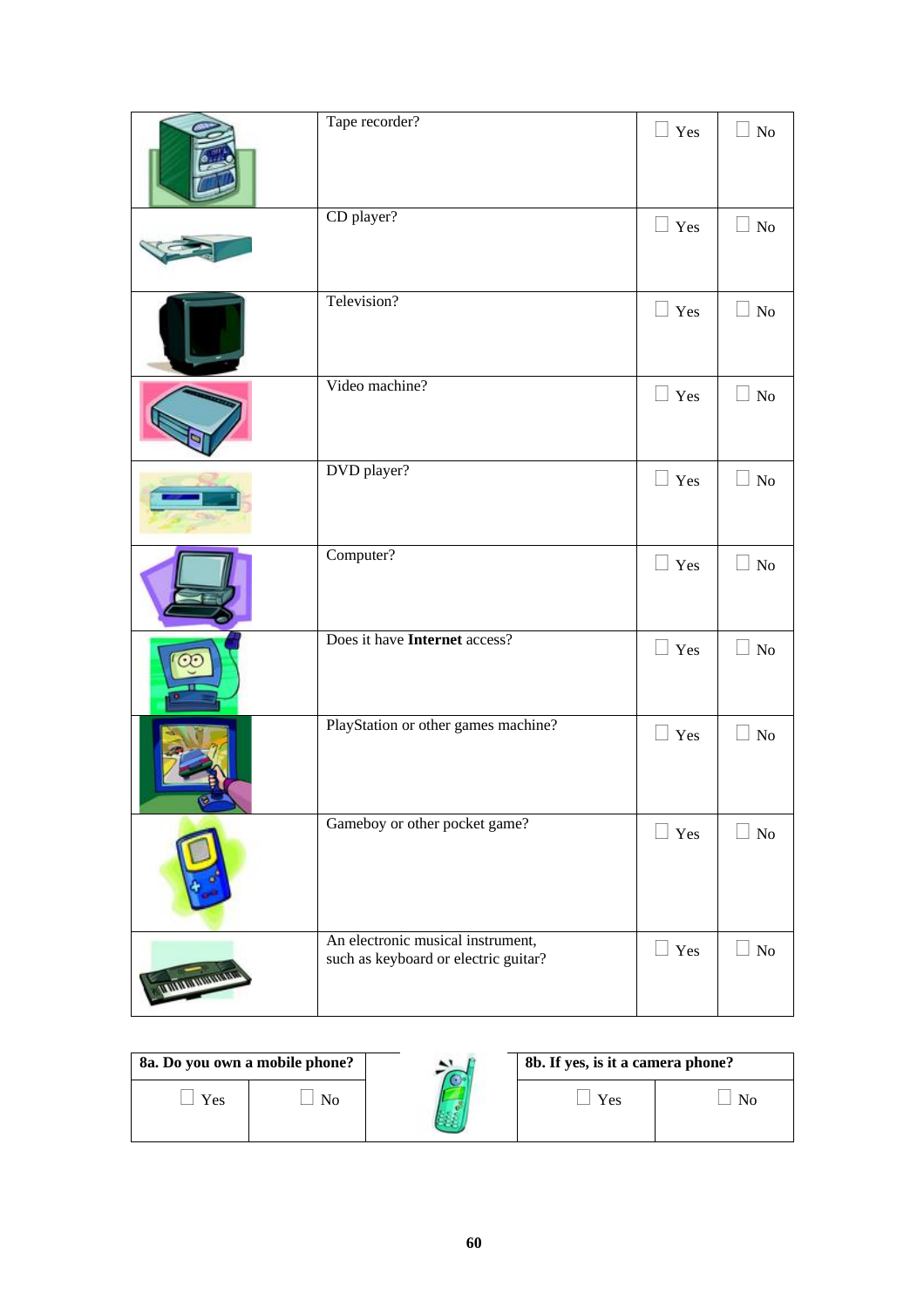| | | | |
|---|---|---|---|
| | Tape recorder? | ☐ Yes | ☐ No |
| | CD player? | ☐ Yes | ☐ No |
| | Television? | ☐ Yes | ☐ No |
| | Video machine? | ☐ Yes | ☐ No |
| | DVD player? | ☐ Yes | ☐ No |
| | Computer? | ☐ Yes | ☐ No |
| | Does it have **Internet** access? | ☐ Yes | ☐ No |
| | PlayStation or other games machine? | ☐ Yes | ☐ No |
| | Gameboy or other pocket game? | ☐ Yes | ☐ No |
| | An electronic musical instrument, such as keyboard or electric guitar? | ☐ Yes | ☐ No |

| **8a. Do you own a mobile phone?** | |
|---|---|
| ☐ Yes | ☐ No |

| **8b. If yes, is it a camera phone?** | |
|---|---|
| ☐ Yes | ☐ No |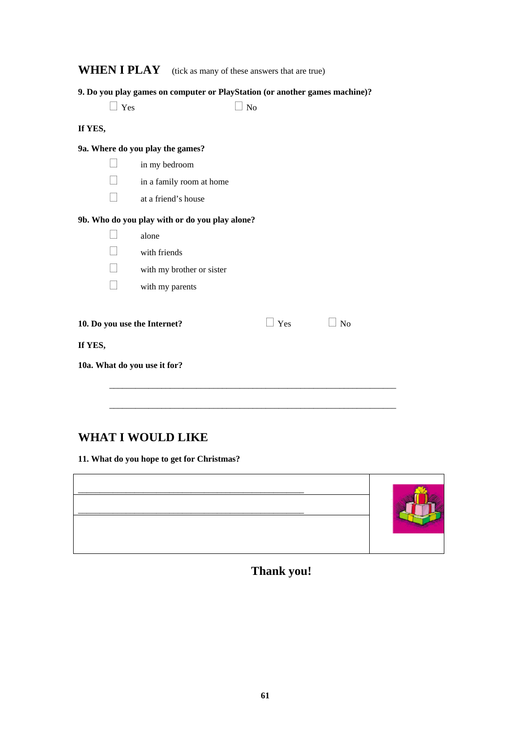## WHEN I PLAY (tick as many of these answers that are true)

**9. Do you play games on computer or PlayStation (or another games machine)?**

☐ Yes ☐ No

**If YES,**

**9a. Where do you play the games?**

- ☐ in my bedroom
- ☐ in a family room at home
- ☐ at a friend's house

**9b. Who do you play with or do you play alone?**

- ☐ alone
- ☐ with friends
- ☐ with my brother or sister
- ☐ with my parents

**10. Do you use the Internet?** ☐ Yes ☐ No

**If YES,**

**10a. What do you use it for?**

_______________________________________________________________

_______________________________________________________________

## WHAT I WOULD LIKE

**11. What do you hope to get for Christmas?**

_______________________________________________________________

_______________________________________________________________

**Thank you!**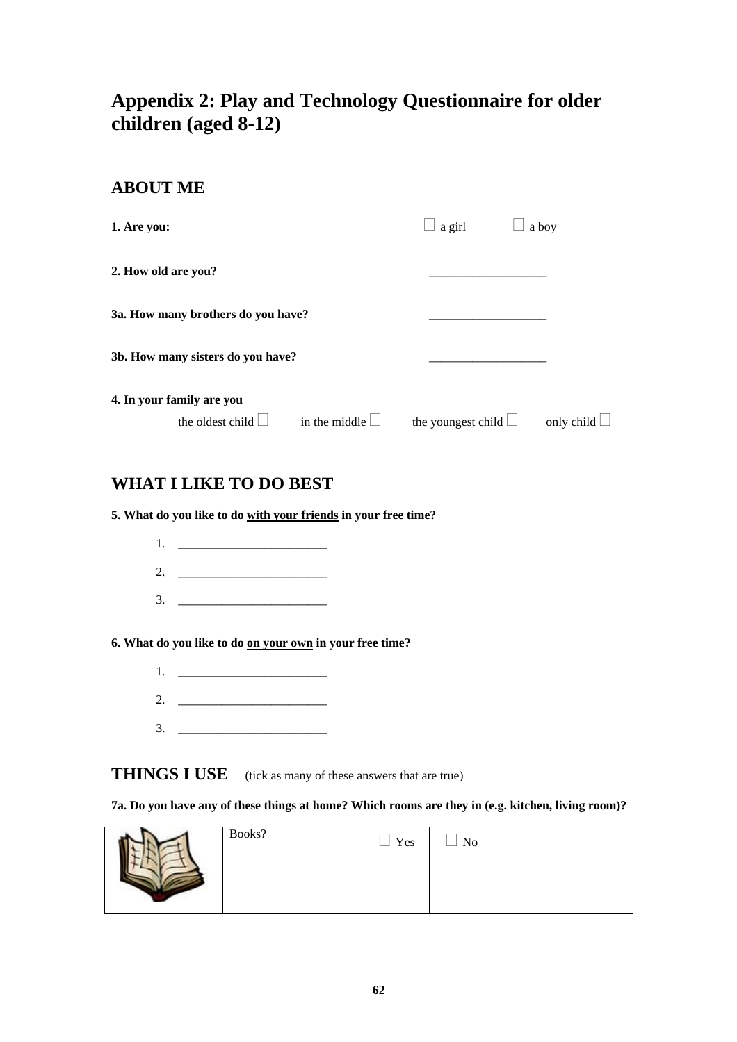# Appendix 2: Play and Technology Questionnaire for older children (aged 8-12)

## ABOUT ME

**1. Are you:** ☐ a girl ☐ a boy

**2. How old are you?** ___________________

**3a. How many brothers do you have?** ___________________

**3b. How many sisters do you have?** ___________________

**4. In your family are you**

the oldest child ☐ in the middle ☐ the youngest child ☐ only child ☐

## WHAT I LIKE TO DO BEST

**5. What do you like to do <u>with your friends</u> in your free time?**

1. ________________________
2. ________________________
3. ________________________

**6. What do you like to do <u>on your own</u> in your free time?**

1. ________________________
2. ________________________
3. ________________________

## THINGS I USE

(tick as many of these answers that are true)

**7a. Do you have any of these things at home? Which rooms are they in (e.g. kitchen, living room)?**

| | | | | |
|---|---|---|---|---|
| | Books? | ☐ Yes | ☐ No | |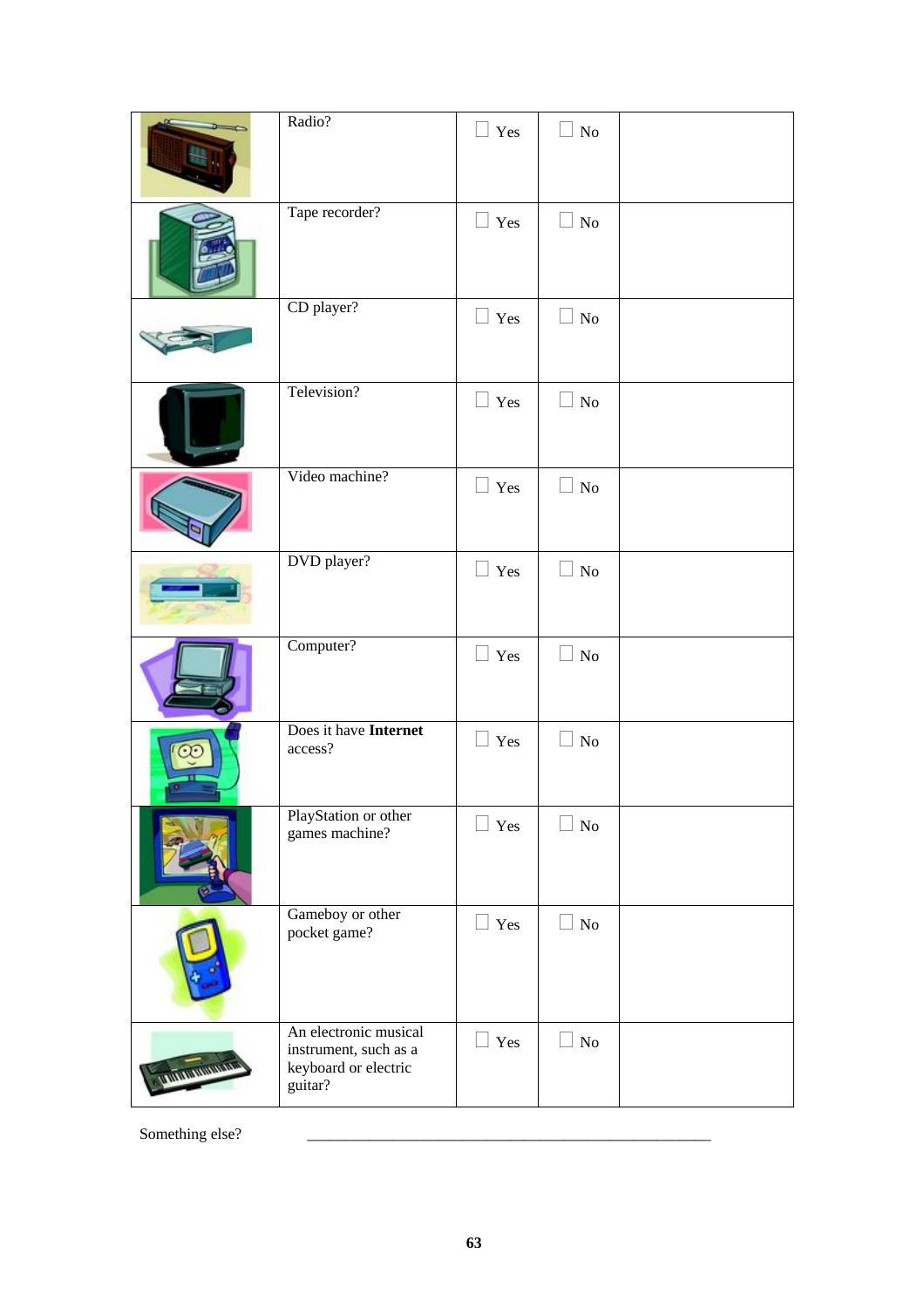| | | | | |
|---|---|---|---|---|
| | Radio? | ☐ Yes | ☐ No | |
| | Tape recorder? | ☐ Yes | ☐ No | |
| | CD player? | ☐ Yes | ☐ No | |
| | Television? | ☐ Yes | ☐ No | |
| | Video machine? | ☐ Yes | ☐ No | |
| | DVD player? | ☐ Yes | ☐ No | |
| | Computer? | ☐ Yes | ☐ No | |
| | Does it have **Internet** access? | ☐ Yes | ☐ No | |
| | PlayStation or other games machine? | ☐ Yes | ☐ No | |
| | Gameboy or other pocket game? | ☐ Yes | ☐ No | |
| | An electronic musical instrument, such as a keyboard or electric guitar? | ☐ Yes | ☐ No | |

Something else? ______________________________________________________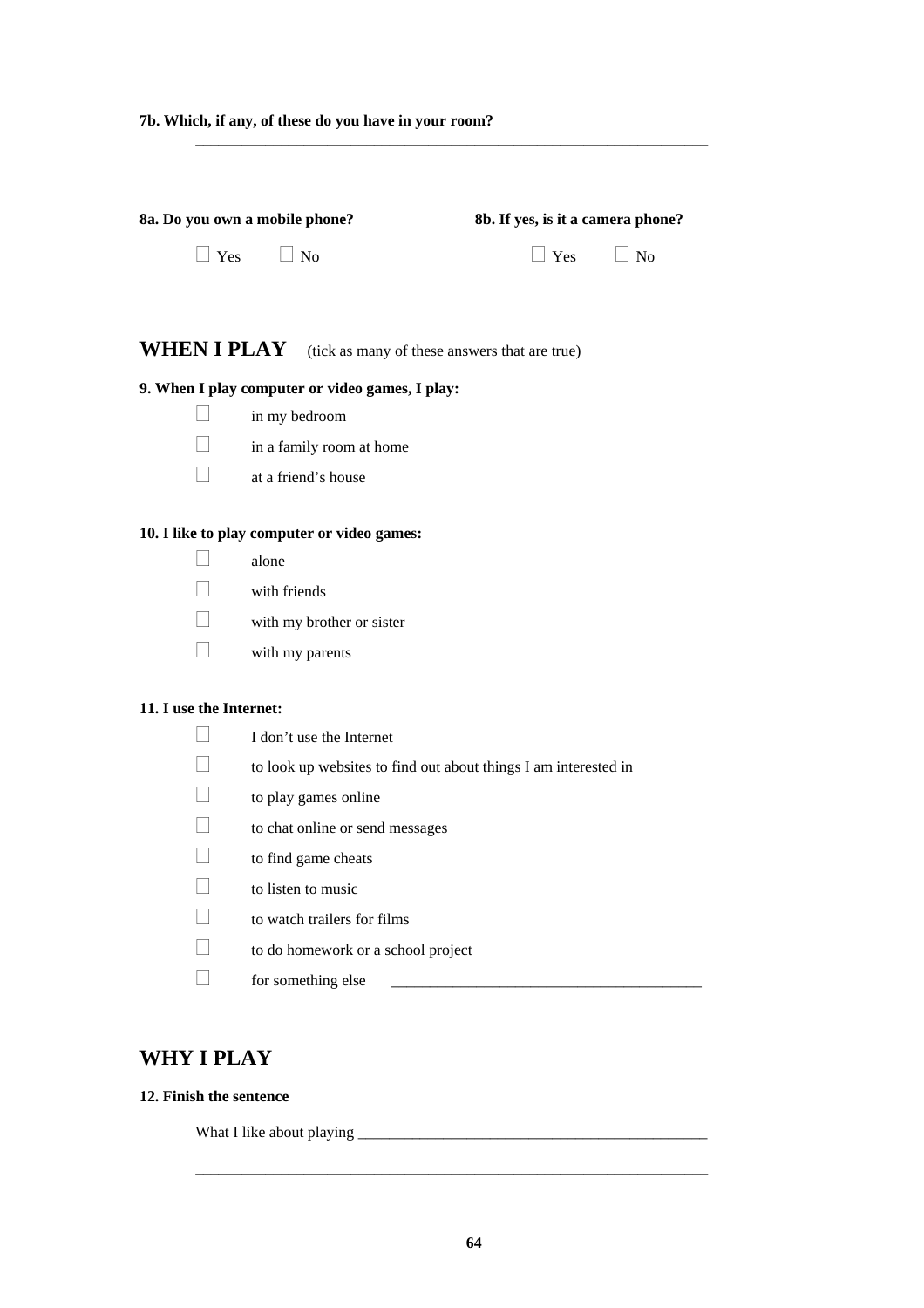**7b. Which, if any, of these do you have in your room?**

\_\_\_\_\_\_\_\_\_\_\_\_\_\_\_\_\_\_\_\_\_\_\_\_\_\_\_\_\_\_\_\_\_\_\_\_\_\_\_\_\_\_\_\_\_\_\_\_\_\_\_\_\_\_\_\_\_\_\_\_\_\_\_\_

**8a. Do you own a mobile phone?**

☐ Yes ☐ No

**8b. If yes, is it a camera phone?**

☐ Yes ☐ No

## WHEN I PLAY (tick as many of these answers that are true)

**9. When I play computer or video games, I play:**

- ☐ in my bedroom
- ☐ in a family room at home
- ☐ at a friend's house

**10. I like to play computer or video games:**

- ☐ alone
- ☐ with friends
- ☐ with my brother or sister
- ☐ with my parents

**11. I use the Internet:**

- ☐ I don't use the Internet
- ☐ to look up websites to find out about things I am interested in
- ☐ to play games online
- ☐ to chat online or send messages
- ☐ to find game cheats
- ☐ to listen to music
- ☐ to watch trailers for films
- ☐ to do homework or a school project
- ☐ for something else \_\_\_\_\_\_\_\_\_\_\_\_\_\_\_\_\_\_\_\_\_\_\_\_\_\_\_\_\_\_\_\_\_\_\_\_\_\_\_\_

## WHY I PLAY

**12. Finish the sentence**

What I like about playing \_\_\_\_\_\_\_\_\_\_\_\_\_\_\_\_\_\_\_\_\_\_\_\_\_\_\_\_\_\_\_\_\_\_\_\_\_\_\_\_\_\_\_\_\_\_

\_\_\_\_\_\_\_\_\_\_\_\_\_\_\_\_\_\_\_\_\_\_\_\_\_\_\_\_\_\_\_\_\_\_\_\_\_\_\_\_\_\_\_\_\_\_\_\_\_\_\_\_\_\_\_\_\_\_\_\_\_\_\_\_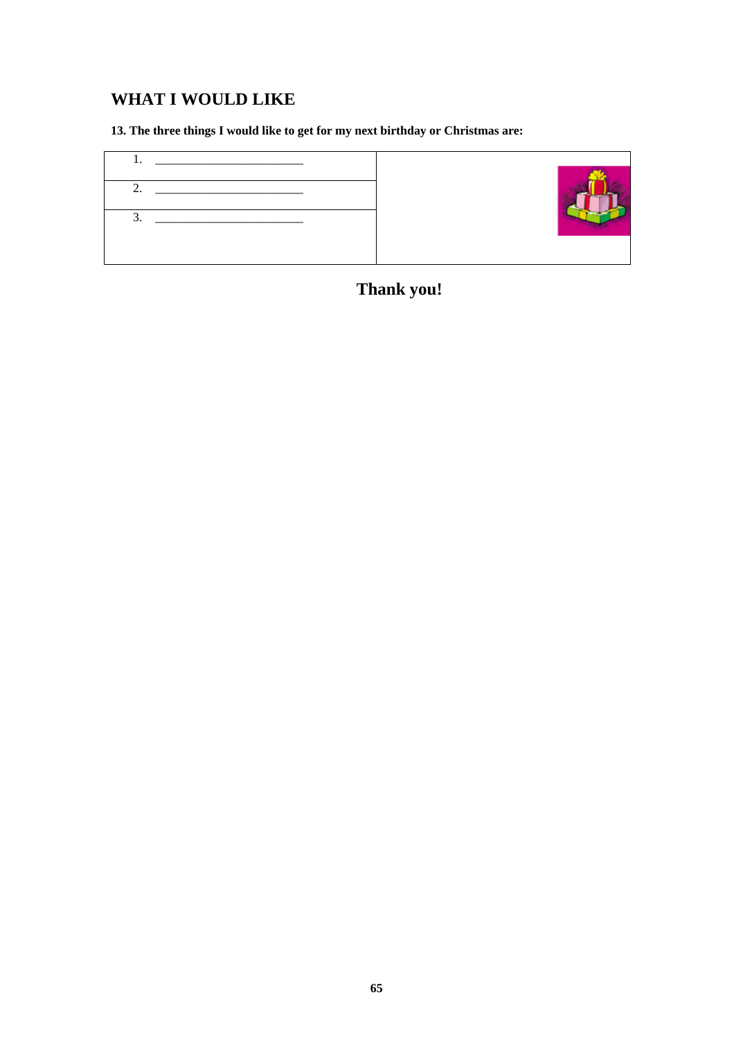## WHAT I WOULD LIKE

**13. The three things I would like to get for my next birthday or Christmas are:**

| | |
|---|---|
| 1. ________________________ | |
| 2. ________________________ | |
| 3. ________________________ | |

**Thank you!**